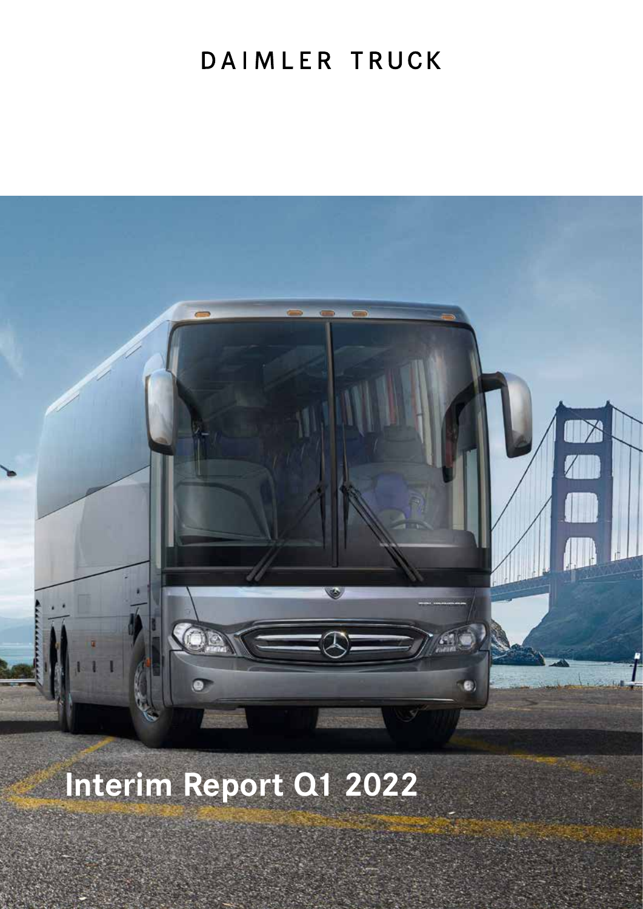DAIMLER TRUCK

# Interim Report Q1 2022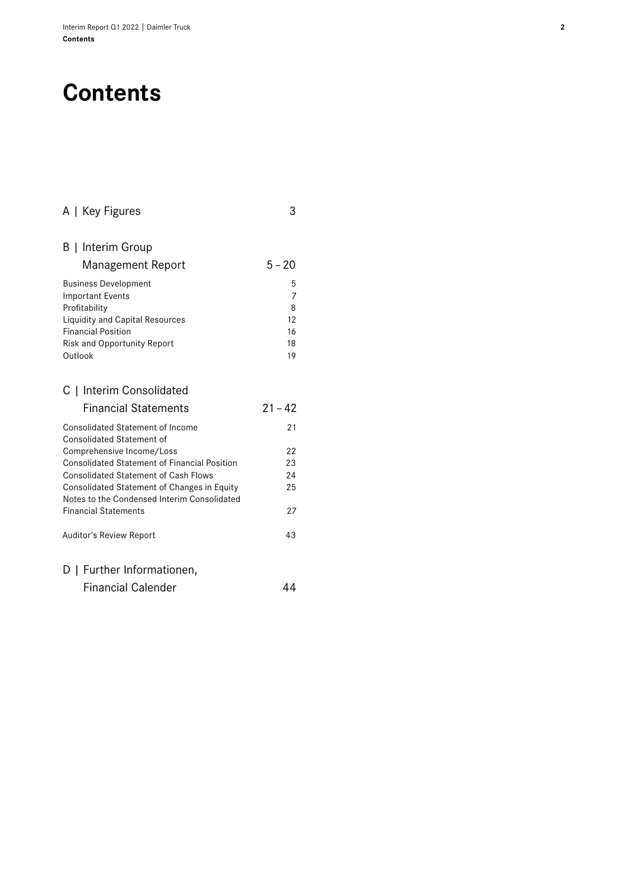# Contents

| | |
|---|---|
| **A \| Key Figures** | **3** |
| **B \| Interim Group Management Report** | **5 – 20** |
| Business Development | 5 |
| Important Events | 7 |
| Profitability | 8 |
| Liquidity and Capital Resources | 12 |
| Financial Position | 16 |
| Risk and Opportunity Report | 18 |
| Outlook | 19 |
| **C \| Interim Consolidated Financial Statements** | **21 – 42** |
| Consolidated Statement of Income | 21 |
| Consolidated Statement of Comprehensive Income/Loss | 22 |
| Consolidated Statement of Financial Position | 23 |
| Consolidated Statement of Cash Flows | 24 |
| Consolidated Statement of Changes in Equity | 25 |
| Notes to the Condensed Interim Consolidated Financial Statements | 27 |
| Auditor's Review Report | 43 |
| **D \| Further Informationen, Financial Calender** | **44** |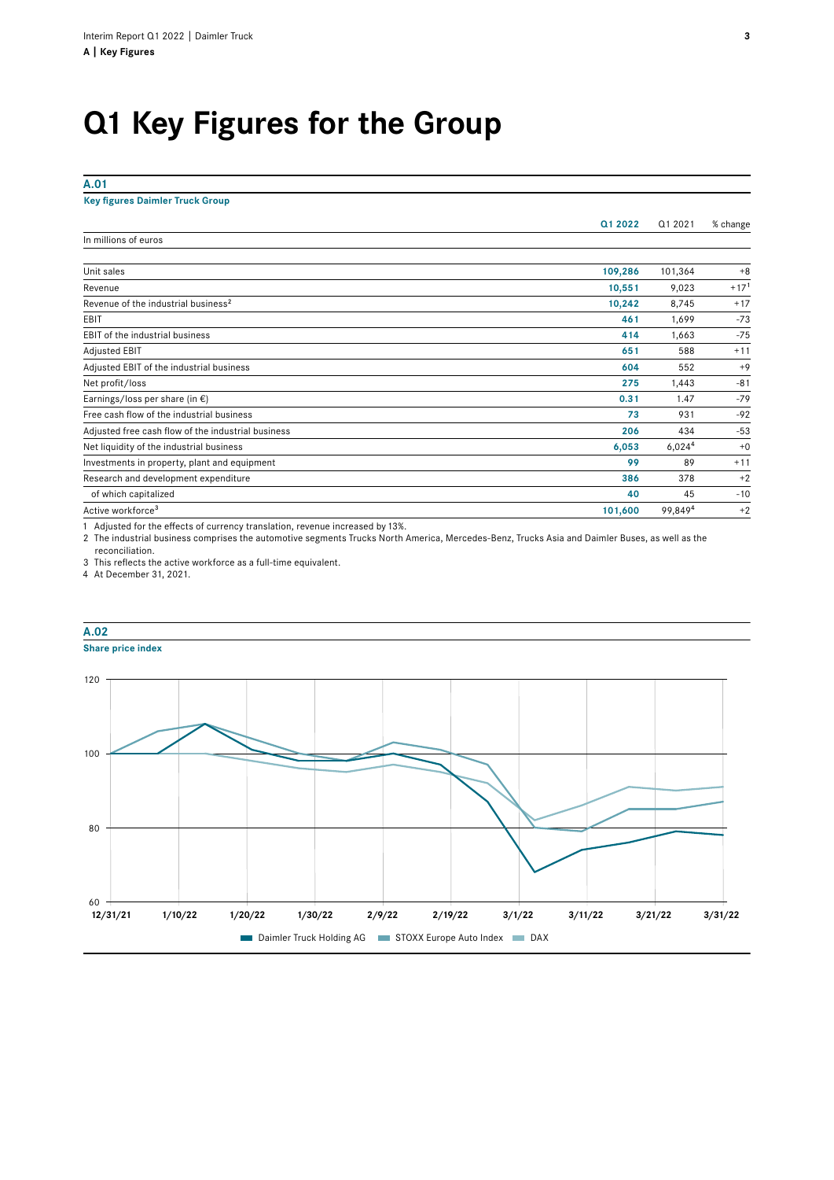# Q1 Key Figures for the Group

**A.01**

**Key figures Daimler Truck Group**

| In millions of euros | Q1 2022 | Q1 2021 | % change |
|---|---|---|---|
| Unit sales | 109,286 | 101,364 | +8 |
| Revenue | 10,551 | 9,023 | +17[1] |
| Revenue of the industrial business[2] | 10,242 | 8,745 | +17 |
| EBIT | 461 | 1,699 | -73 |
| EBIT of the industrial business | 414 | 1,663 | -75 |
| Adjusted EBIT | 651 | 588 | +11 |
| Adjusted EBIT of the industrial business | 604 | 552 | +9 |
| Net profit/loss | 275 | 1,443 | -81 |
| Earnings/loss per share (in €) | 0.31 | 1.47 | -79 |
| Free cash flow of the industrial business | 73 | 931 | -92 |
| Adjusted free cash flow of the industrial business | 206 | 434 | -53 |
| Net liquidity of the industrial business | 6,053 | 6,024[4] | +0 |
| Investments in property, plant and equipment | 99 | 89 | +11 |
| Research and development expenditure | 386 | 378 | +2 |
| of which capitalized | 40 | 45 | -10 |
| Active workforce[3] | 101,600 | 99,849[4] | +2 |

1 Adjusted for the effects of currency translation, revenue increased by 13%.
2 The industrial business comprises the automotive segments Trucks North America, Mercedes-Benz, Trucks Asia and Daimler Buses, as well as the reconciliation.
3 This reflects the active workforce as a full-time equivalent.
4 At December 31, 2021.

**A.02**

**Share price index**

Legend: Daimler Truck Holding AG, STOXX Europe Auto Index, DAX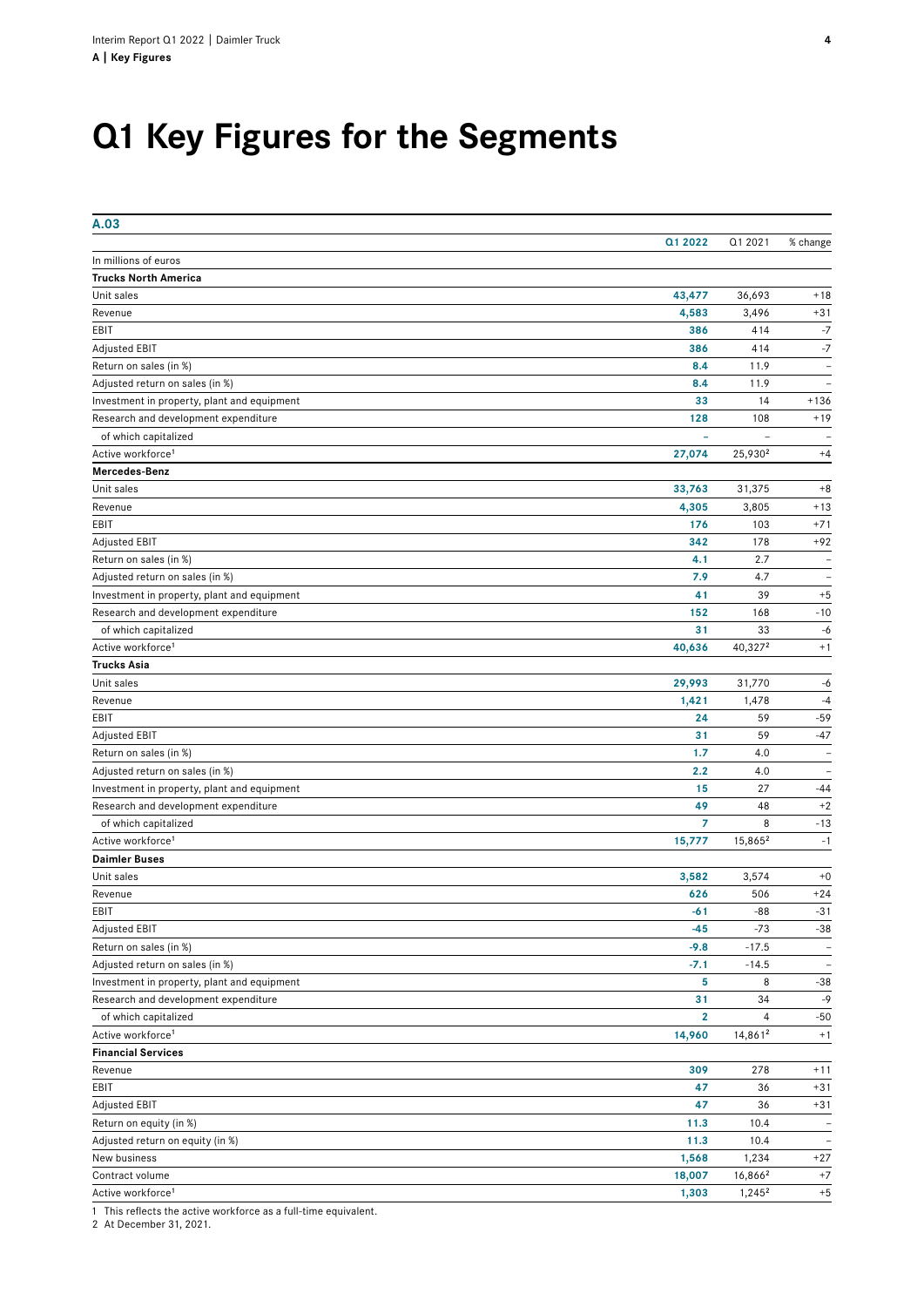# Q1 Key Figures for the Segments

**A.03**

| | Q1 2022 | Q1 2021 | % change |
|---|---|---|---|
| In millions of euros | | | |
| **Trucks North America** | | | |
| Unit sales | **43,477** | 36,693 | +18 |
| Revenue | **4,583** | 3,496 | +31 |
| EBIT | **386** | 414 | -7 |
| Adjusted EBIT | **386** | 414 | -7 |
| Return on sales (in %) | **8.4** | 11.9 | – |
| Adjusted return on sales (in %) | **8.4** | 11.9 | – |
| Investment in property, plant and equipment | **33** | 14 | +136 |
| Research and development expenditure | **128** | 108 | +19 |
| of which capitalized | – | – | – |
| Active workforce[1] | **27,074** | 25,930[2] | +4 |
| **Mercedes-Benz** | | | |
| Unit sales | **33,763** | 31,375 | +8 |
| Revenue | **4,305** | 3,805 | +13 |
| EBIT | **176** | 103 | +71 |
| Adjusted EBIT | **342** | 178 | +92 |
| Return on sales (in %) | **4.1** | 2.7 | – |
| Adjusted return on sales (in %) | **7.9** | 4.7 | – |
| Investment in property, plant and equipment | **41** | 39 | +5 |
| Research and development expenditure | **152** | 168 | -10 |
| of which capitalized | **31** | 33 | -6 |
| Active workforce[1] | **40,636** | 40,327[2] | +1 |
| **Trucks Asia** | | | |
| Unit sales | **29,993** | 31,770 | -6 |
| Revenue | **1,421** | 1,478 | -4 |
| EBIT | **24** | 59 | -59 |
| Adjusted EBIT | **31** | 59 | -47 |
| Return on sales (in %) | **1.7** | 4.0 | – |
| Adjusted return on sales (in %) | **2.2** | 4.0 | – |
| Investment in property, plant and equipment | **15** | 27 | -44 |
| Research and development expenditure | **49** | 48 | +2 |
| of which capitalized | **7** | 8 | -13 |
| Active workforce[1] | **15,777** | 15,865[2] | -1 |
| **Daimler Buses** | | | |
| Unit sales | **3,582** | 3,574 | +0 |
| Revenue | **626** | 506 | +24 |
| EBIT | **-61** | -88 | -31 |
| Adjusted EBIT | **-45** | -73 | -38 |
| Return on sales (in %) | **-9.8** | -17.5 | – |
| Adjusted return on sales (in %) | **-7.1** | -14.5 | – |
| Investment in property, plant and equipment | **5** | 8 | -38 |
| Research and development expenditure | **31** | 34 | -9 |
| of which capitalized | **2** | 4 | -50 |
| Active workforce[1] | **14,960** | 14,861[2] | +1 |
| **Financial Services** | | | |
| Revenue | **309** | 278 | +11 |
| EBIT | **47** | 36 | +31 |
| Adjusted EBIT | **47** | 36 | +31 |
| Return on equity (in %) | **11.3** | 10.4 | – |
| Adjusted return on equity (in %) | **11.3** | 10.4 | – |
| New business | **1,568** | 1,234 | +27 |
| Contract volume | **18,007** | 16,866[2] | +7 |
| Active workforce[1] | **1,303** | 1,245[2] | +5 |

1 This reflects the active workforce as a full-time equivalent.
2 At December 31, 2021.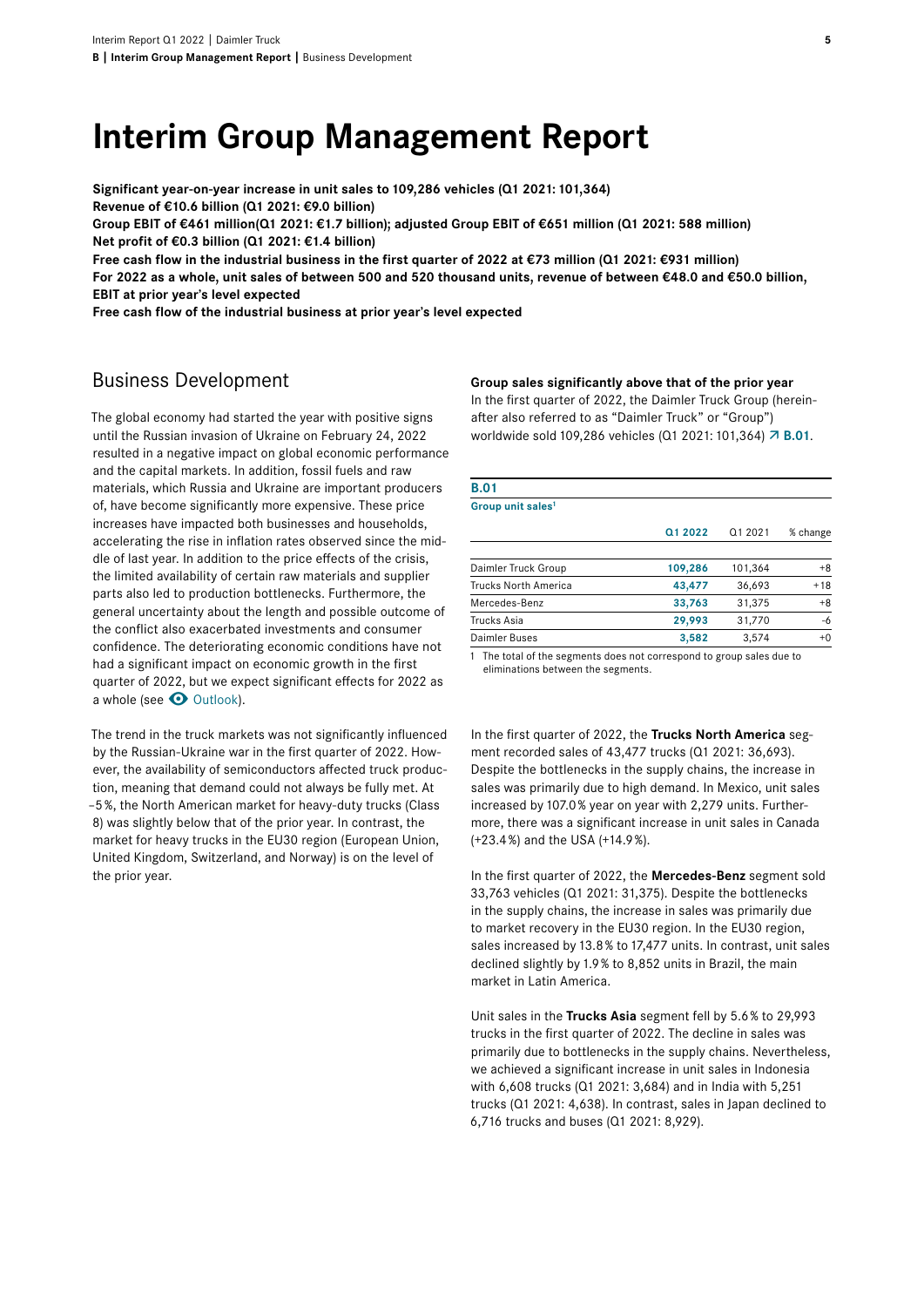# Interim Group Management Report

**Significant year-on-year increase in unit sales to 109,286 vehicles (Q1 2021: 101,364)**
**Revenue of €10.6 billion (Q1 2021: €9.0 billion)**
**Group EBIT of €461 million(Q1 2021: €1.7 billion); adjusted Group EBIT of €651 million (Q1 2021: 588 million)**
**Net profit of €0.3 billion (Q1 2021: €1.4 billion)**
**Free cash flow in the industrial business in the first quarter of 2022 at €73 million (Q1 2021: €931 million)**
**For 2022 as a whole, unit sales of between 500 and 520 thousand units, revenue of between €48.0 and €50.0 billion, EBIT at prior year's level expected**
**Free cash flow of the industrial business at prior year's level expected**

## Business Development

The global economy had started the year with positive signs until the Russian invasion of Ukraine on February 24, 2022 resulted in a negative impact on global economic performance and the capital markets. In addition, fossil fuels and raw materials, which Russia and Ukraine are important producers of, have become significantly more expensive. These price increases have impacted both businesses and households, accelerating the rise in inflation rates observed since the middle of last year. In addition to the price effects of the crisis, the limited availability of certain raw materials and supplier parts also led to production bottlenecks. Furthermore, the general uncertainty about the length and possible outcome of the conflict also exacerbated investments and consumer confidence. The deteriorating economic conditions have not had a significant impact on economic growth in the first quarter of 2022, but we expect significant effects for 2022 as a whole (see Outlook).

The trend in the truck markets was not significantly influenced by the Russian-Ukraine war in the first quarter of 2022. However, the availability of semiconductors affected truck production, meaning that demand could not always be fully met. At –5%, the North American market for heavy-duty trucks (Class 8) was slightly below that of the prior year. In contrast, the market for heavy trucks in the EU30 region (European Union, United Kingdom, Switzerland, and Norway) is on the level of the prior year.

**Group sales significantly above that of the prior year**
In the first quarter of 2022, the Daimler Truck Group (hereinafter also referred to as "Daimler Truck" or "Group") worldwide sold 109,286 vehicles (Q1 2021: 101,364) ↗ B.01.

**B.01**
**Group unit sales[1]**

| | Q1 2022 | Q1 2021 | % change |
|---|---|---|---|
| Daimler Truck Group | 109,286 | 101,364 | +8 |
| Trucks North America | 43,477 | 36,693 | +18 |
| Mercedes-Benz | 33,763 | 31,375 | +8 |
| Trucks Asia | 29,993 | 31,770 | -6 |
| Daimler Buses | 3,582 | 3,574 | +0 |

1 The total of the segments does not correspond to group sales due to eliminations between the segments.

In the first quarter of 2022, the **Trucks North America** segment recorded sales of 43,477 trucks (Q1 2021: 36,693). Despite the bottlenecks in the supply chains, the increase in sales was primarily due to high demand. In Mexico, unit sales increased by 107.0% year on year with 2,279 units. Furthermore, there was a significant increase in unit sales in Canada (+23.4%) and the USA (+14.9%).

In the first quarter of 2022, the **Mercedes-Benz** segment sold 33,763 vehicles (Q1 2021: 31,375). Despite the bottlenecks in the supply chains, the increase in sales was primarily due to market recovery in the EU30 region. In the EU30 region, sales increased by 13.8% to 17,477 units. In contrast, unit sales declined slightly by 1.9% to 8,852 units in Brazil, the main market in Latin America.

Unit sales in the **Trucks Asia** segment fell by 5.6% to 29,993 trucks in the first quarter of 2022. The decline in sales was primarily due to bottlenecks in the supply chains. Nevertheless, we achieved a significant increase in unit sales in Indonesia with 6,608 trucks (Q1 2021: 3,684) and in India with 5,251 trucks (Q1 2021: 4,638). In contrast, sales in Japan declined to 6,716 trucks and buses (Q1 2021: 8,929).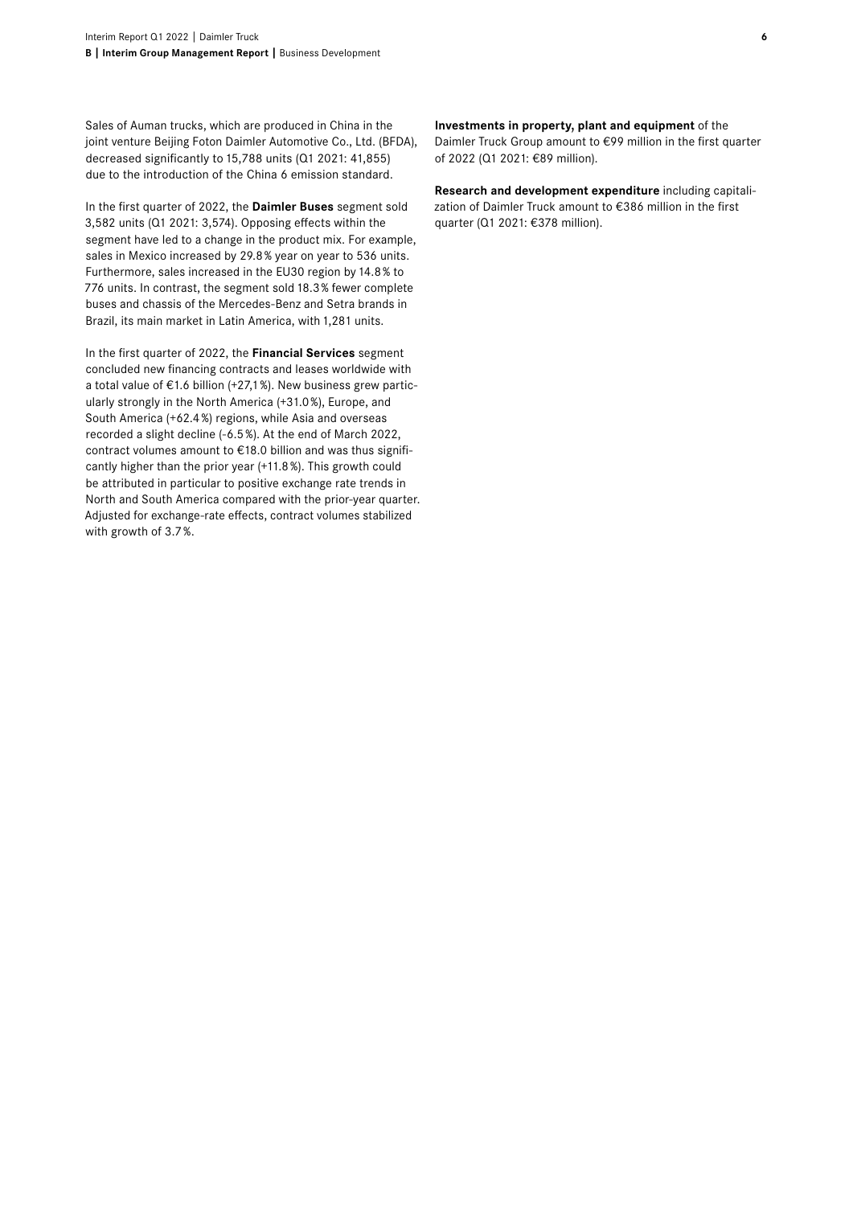Sales of Auman trucks, which are produced in China in the joint venture Beijing Foton Daimler Automotive Co., Ltd. (BFDA), decreased significantly to 15,788 units (Q1 2021: 41,855) due to the introduction of the China 6 emission standard.

In the first quarter of 2022, the **Daimler Buses** segment sold 3,582 units (Q1 2021: 3,574). Opposing effects within the segment have led to a change in the product mix. For example, sales in Mexico increased by 29.8 % year on year to 536 units. Furthermore, sales increased in the EU30 region by 14.8 % to 776 units. In contrast, the segment sold 18.3 % fewer complete buses and chassis of the Mercedes-Benz and Setra brands in Brazil, its main market in Latin America, with 1,281 units.

In the first quarter of 2022, the **Financial Services** segment concluded new financing contracts and leases worldwide with a total value of €1.6 billion (+27,1 %). New business grew particularly strongly in the North America (+31.0 %), Europe, and South America (+62.4 %) regions, while Asia and overseas recorded a slight decline (-6.5 %). At the end of March 2022, contract volumes amount to €18.0 billion and was thus significantly higher than the prior year (+11.8 %). This growth could be attributed in particular to positive exchange rate trends in North and South America compared with the prior-year quarter. Adjusted for exchange-rate effects, contract volumes stabilized with growth of 3.7 %.

**Investments in property, plant and equipment** of the Daimler Truck Group amount to €99 million in the first quarter of 2022 (Q1 2021: €89 million).

**Research and development expenditure** including capitalization of Daimler Truck amount to €386 million in the first quarter (Q1 2021: €378 million).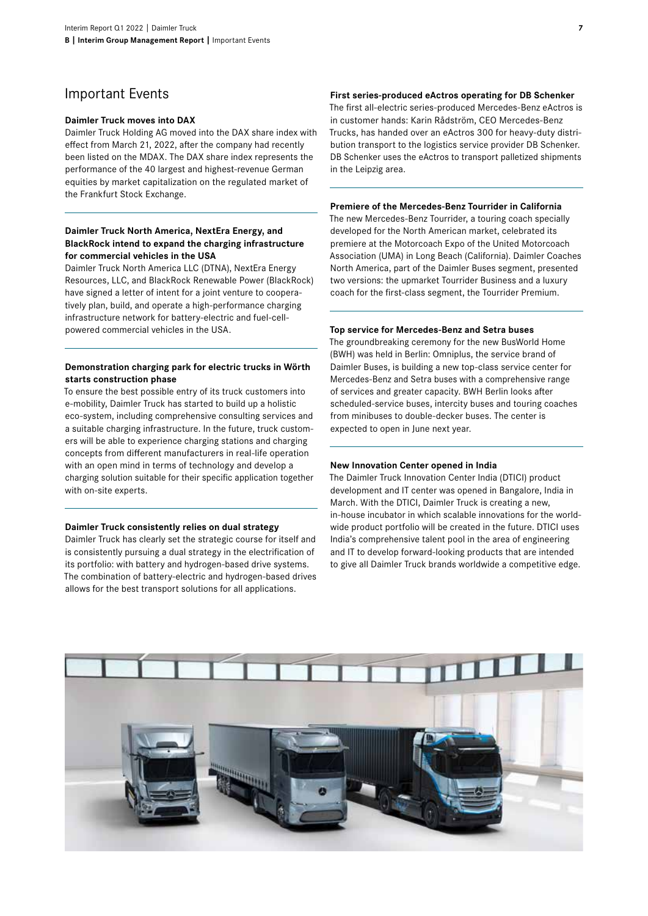# Important Events

### Daimler Truck moves into DAX

Daimler Truck Holding AG moved into the DAX share index with effect from March 21, 2022, after the company had recently been listed on the MDAX. The DAX share index represents the performance of the 40 largest and highest-revenue German equities by market capitalization on the regulated market of the Frankfurt Stock Exchange.

### Daimler Truck North America, NextEra Energy, and BlackRock intend to expand the charging infrastructure for commercial vehicles in the USA

Daimler Truck North America LLC (DTNA), NextEra Energy Resources, LLC, and BlackRock Renewable Power (BlackRock) have signed a letter of intent for a joint venture to cooperatively plan, build, and operate a high-performance charging infrastructure network for battery-electric and fuel-cell-powered commercial vehicles in the USA.

### Demonstration charging park for electric trucks in Wörth starts construction phase

To ensure the best possible entry of its truck customers into e-mobility, Daimler Truck has started to build up a holistic eco-system, including comprehensive consulting services and a suitable charging infrastructure. In the future, truck customers will be able to experience charging stations and charging concepts from different manufacturers in real-life operation with an open mind in terms of technology and develop a charging solution suitable for their specific application together with on-site experts.

### Daimler Truck consistently relies on dual strategy

Daimler Truck has clearly set the strategic course for itself and is consistently pursuing a dual strategy in the electrification of its portfolio: with battery and hydrogen-based drive systems. The combination of battery-electric and hydrogen-based drives allows for the best transport solutions for all applications.

### First series-produced eActros operating for DB Schenker

The first all-electric series-produced Mercedes-Benz eActros is in customer hands: Karin Rådström, CEO Mercedes-Benz Trucks, has handed over an eActros 300 for heavy-duty distribution transport to the logistics service provider DB Schenker. DB Schenker uses the eActros to transport palletized shipments in the Leipzig area.

### Premiere of the Mercedes-Benz Tourrider in California

The new Mercedes-Benz Tourrider, a touring coach specially developed for the North American market, celebrated its premiere at the Motorcoach Expo of the United Motorcoach Association (UMA) in Long Beach (California). Daimler Coaches North America, part of the Daimler Buses segment, presented two versions: the upmarket Tourrider Business and a luxury coach for the first-class segment, the Tourrider Premium.

### Top service for Mercedes-Benz and Setra buses

The groundbreaking ceremony for the new BusWorld Home (BWH) was held in Berlin: Omniplus, the service brand of Daimler Buses, is building a new top-class service center for Mercedes-Benz and Setra buses with a comprehensive range of services and greater capacity. BWH Berlin looks after scheduled-service buses, intercity buses and touring coaches from minibuses to double-decker buses. The center is expected to open in June next year.

### New Innovation Center opened in India

The Daimler Truck Innovation Center India (DTICI) product development and IT center was opened in Bangalore, India in March. With the DTICI, Daimler Truck is creating a new, in-house incubator in which scalable innovations for the worldwide product portfolio will be created in the future. DTICI uses India's comprehensive talent pool in the area of engineering and IT to develop forward-looking products that are intended to give all Daimler Truck brands worldwide a competitive edge.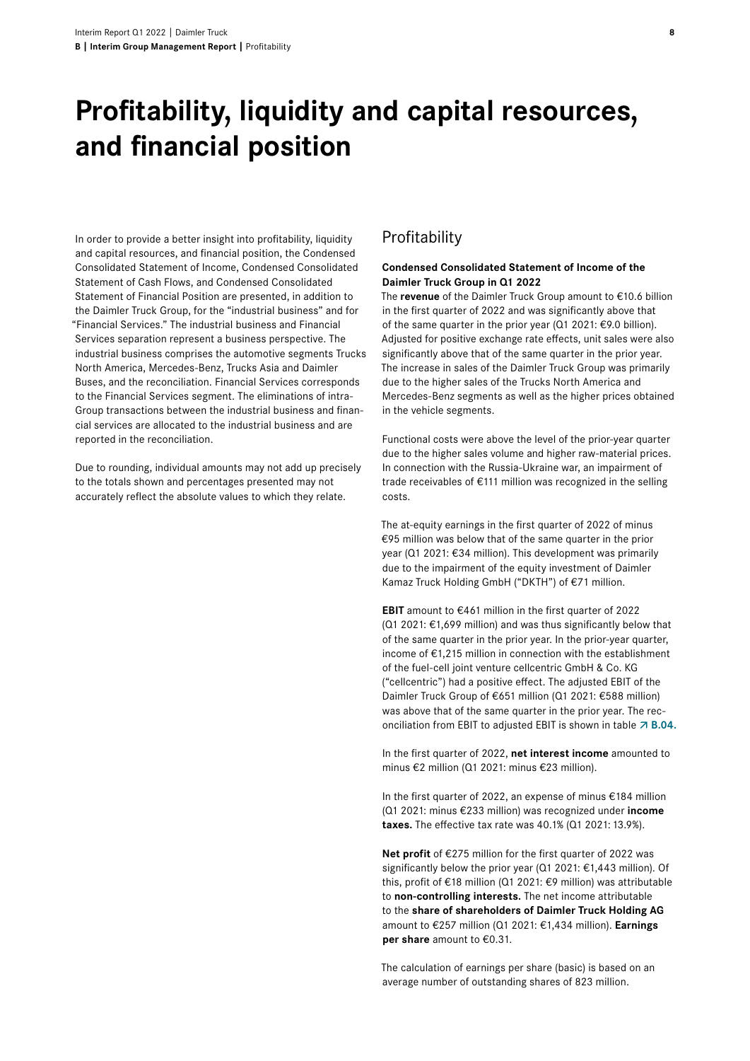# Profitability, liquidity and capital resources, and financial position

In order to provide a better insight into profitability, liquidity and capital resources, and financial position, the Condensed Consolidated Statement of Income, Condensed Consolidated Statement of Cash Flows, and Condensed Consolidated Statement of Financial Position are presented, in addition to the Daimler Truck Group, for the "industrial business" and for "Financial Services." The industrial business and Financial Services separation represent a business perspective. The industrial business comprises the automotive segments Trucks North America, Mercedes-Benz, Trucks Asia and Daimler Buses, and the reconciliation. Financial Services corresponds to the Financial Services segment. The eliminations of intra-Group transactions between the industrial business and financial services are allocated to the industrial business and are reported in the reconciliation.

Due to rounding, individual amounts may not add up precisely to the totals shown and percentages presented may not accurately reflect the absolute values to which they relate.

## Profitability

### Condensed Consolidated Statement of Income of the Daimler Truck Group in Q1 2022

The **revenue** of the Daimler Truck Group amount to €10.6 billion in the first quarter of 2022 and was significantly above that of the same quarter in the prior year (Q1 2021: €9.0 billion). Adjusted for positive exchange rate effects, unit sales were also significantly above that of the same quarter in the prior year. The increase in sales of the Daimler Truck Group was primarily due to the higher sales of the Trucks North America and Mercedes-Benz segments as well as the higher prices obtained in the vehicle segments.

Functional costs were above the level of the prior-year quarter due to the higher sales volume and higher raw-material prices. In connection with the Russia-Ukraine war, an impairment of trade receivables of €111 million was recognized in the selling costs.

The at-equity earnings in the first quarter of 2022 of minus €95 million was below that of the same quarter in the prior year (Q1 2021: €34 million). This development was primarily due to the impairment of the equity investment of Daimler Kamaz Truck Holding GmbH ("DKTH") of €71 million.

**EBIT** amount to €461 million in the first quarter of 2022 (Q1 2021: €1,699 million) and was thus significantly below that of the same quarter in the prior year. In the prior-year quarter, income of €1,215 million in connection with the establishment of the fuel-cell joint venture cellcentric GmbH & Co. KG ("cellcentric") had a positive effect. The adjusted EBIT of the Daimler Truck Group of €651 million (Q1 2021: €588 million) was above that of the same quarter in the prior year. The reconciliation from EBIT to adjusted EBIT is shown in table ↗ **B.04.**

In the first quarter of 2022, **net interest income** amounted to minus €2 million (Q1 2021: minus €23 million).

In the first quarter of 2022, an expense of minus €184 million (Q1 2021: minus €233 million) was recognized under **income taxes.** The effective tax rate was 40.1% (Q1 2021: 13.9%).

**Net profit** of €275 million for the first quarter of 2022 was significantly below the prior year (Q1 2021: €1,443 million). Of this, profit of €18 million (Q1 2021: €9 million) was attributable to **non-controlling interests.** The net income attributable to the **share of shareholders of Daimler Truck Holding AG** amount to €257 million (Q1 2021: €1,434 million). **Earnings per share** amount to €0.31.

The calculation of earnings per share (basic) is based on an average number of outstanding shares of 823 million.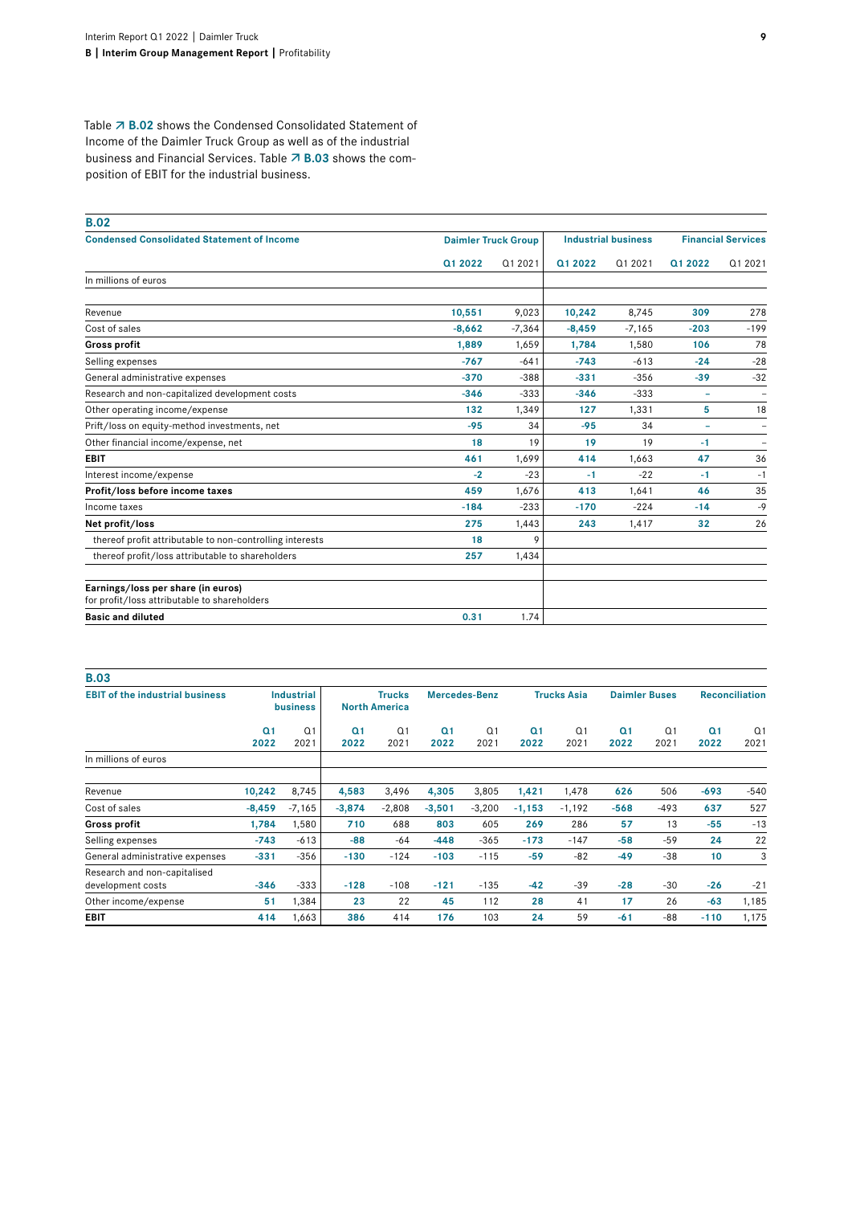Table ↗ B.02 shows the Condensed Consolidated Statement of Income of the Daimler Truck Group as well as of the industrial business and Financial Services. Table ↗ B.03 shows the composition of EBIT for the industrial business.

**B.02**

| Condensed Consolidated Statement of Income | Daimler Truck Group | | Industrial business | | Financial Services | |
|---|---|---|---|---|---|---|
| | Q1 2022 | Q1 2021 | Q1 2022 | Q1 2021 | Q1 2022 | Q1 2021 |
| In millions of euros | | | | | | |
| Revenue | 10,551 | 9,023 | 10,242 | 8,745 | 309 | 278 |
| Cost of sales | -8,662 | -7,364 | -8,459 | -7,165 | -203 | -199 |
| **Gross profit** | 1,889 | 1,659 | 1,784 | 1,580 | 106 | 78 |
| Selling expenses | -767 | -641 | -743 | -613 | -24 | -28 |
| General administrative expenses | -370 | -388 | -331 | -356 | -39 | -32 |
| Research and non-capitalized development costs | -346 | -333 | -346 | -333 | – | – |
| Other operating income/expense | 132 | 1,349 | 127 | 1,331 | 5 | 18 |
| Prift/loss on equity-method investments, net | -95 | 34 | -95 | 34 | – | – |
| Other financial income/expense, net | 18 | 19 | 19 | 19 | -1 | – |
| **EBIT** | 461 | 1,699 | 414 | 1,663 | 47 | 36 |
| Interest income/expense | -2 | -23 | -1 | -22 | -1 | -1 |
| **Profit/loss before income taxes** | 459 | 1,676 | 413 | 1,641 | 46 | 35 |
| Income taxes | -184 | -233 | -170 | -224 | -14 | -9 |
| **Net profit/loss** | 275 | 1,443 | 243 | 1,417 | 32 | 26 |
| thereof profit attributable to non-controlling interests | 18 | 9 | | | | |
| thereof profit/loss attributable to shareholders | 257 | 1,434 | | | | |
| **Earnings/loss per share (in euros)** for profit/loss attributable to shareholders | | | | | | |
| **Basic and diluted** | 0.31 | 1.74 | | | | |

**B.03**

| EBIT of the industrial business | Industrial business | | Trucks North America | | Mercedes-Benz | | Trucks Asia | | Daimler Buses | | Reconciliation | |
|---|---|---|---|---|---|---|---|---|---|---|---|---|
| | Q1 2022 | Q1 2021 | Q1 2022 | Q1 2021 | Q1 2022 | Q1 2021 | Q1 2022 | Q1 2021 | Q1 2022 | Q1 2021 | Q1 2022 | Q1 2021 |
| In millions of euros | | | | | | | | | | | | |
| Revenue | 10,242 | 8,745 | 4,583 | 3,496 | 4,305 | 3,805 | 1,421 | 1,478 | 626 | 506 | -693 | -540 |
| Cost of sales | -8,459 | -7,165 | -3,874 | -2,808 | -3,501 | -3,200 | -1,153 | -1,192 | -568 | -493 | 637 | 527 |
| **Gross profit** | 1,784 | 1,580 | 710 | 688 | 803 | 605 | 269 | 286 | 57 | 13 | -55 | -13 |
| Selling expenses | -743 | -613 | -88 | -64 | -448 | -365 | -173 | -147 | -58 | -59 | 24 | 22 |
| General administrative expenses | -331 | -356 | -130 | -124 | -103 | -115 | -59 | -82 | -49 | -38 | 10 | 3 |
| Research and non-capitalised development costs | -346 | -333 | -128 | -108 | -121 | -135 | -42 | -39 | -28 | -30 | -26 | -21 |
| Other income/expense | 51 | 1,384 | 23 | 22 | 45 | 112 | 28 | 41 | 17 | 26 | -63 | 1,185 |
| **EBIT** | 414 | 1,663 | 386 | 414 | 176 | 103 | 24 | 59 | -61 | -88 | -110 | 1,175 |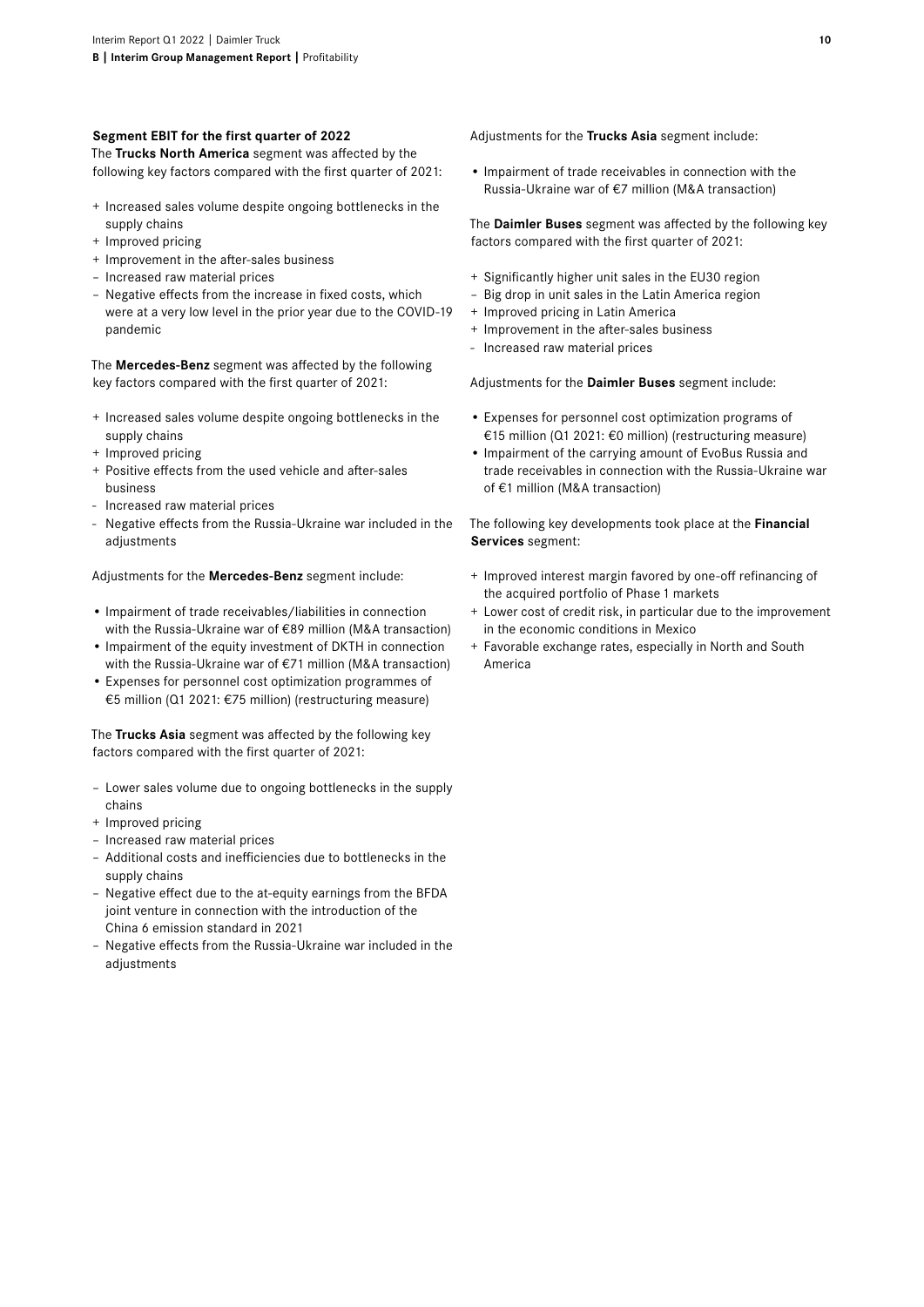**Segment EBIT for the first quarter of 2022**

The **Trucks North America** segment was affected by the following key factors compared with the first quarter of 2021:

+ Increased sales volume despite ongoing bottlenecks in the supply chains
+ Improved pricing
+ Improvement in the after-sales business
– Increased raw material prices
– Negative effects from the increase in fixed costs, which were at a very low level in the prior year due to the COVID-19 pandemic

The **Mercedes-Benz** segment was affected by the following key factors compared with the first quarter of 2021:

+ Increased sales volume despite ongoing bottlenecks in the supply chains
+ Improved pricing
+ Positive effects from the used vehicle and after-sales business
- Increased raw material prices
- Negative effects from the Russia-Ukraine war included in the adjustments

Adjustments for the **Mercedes-Benz** segment include:

- Impairment of trade receivables/liabilities in connection with the Russia-Ukraine war of €89 million (M&A transaction)
- Impairment of the equity investment of DKTH in connection with the Russia-Ukraine war of €71 million (M&A transaction)
- Expenses for personnel cost optimization programmes of €5 million (Q1 2021: €75 million) (restructuring measure)

The **Trucks Asia** segment was affected by the following key factors compared with the first quarter of 2021:

– Lower sales volume due to ongoing bottlenecks in the supply chains
+ Improved pricing
– Increased raw material prices
– Additional costs and inefficiencies due to bottlenecks in the supply chains
– Negative effect due to the at-equity earnings from the BFDA joint venture in connection with the introduction of the China 6 emission standard in 2021
– Negative effects from the Russia-Ukraine war included in the adjustments

Adjustments for the **Trucks Asia** segment include:

- Impairment of trade receivables in connection with the Russia-Ukraine war of €7 million (M&A transaction)

The **Daimler Buses** segment was affected by the following key factors compared with the first quarter of 2021:

+ Significantly higher unit sales in the EU30 region
– Big drop in unit sales in the Latin America region
+ Improved pricing in Latin America
+ Improvement in the after-sales business
- Increased raw material prices

Adjustments for the **Daimler Buses** segment include:

- Expenses for personnel cost optimization programs of €15 million (Q1 2021: €0 million) (restructuring measure)
- Impairment of the carrying amount of EvoBus Russia and trade receivables in connection with the Russia-Ukraine war of €1 million (M&A transaction)

The following key developments took place at the **Financial Services** segment:

+ Improved interest margin favored by one-off refinancing of the acquired portfolio of Phase 1 markets
+ Lower cost of credit risk, in particular due to the improvement in the economic conditions in Mexico
+ Favorable exchange rates, especially in North and South America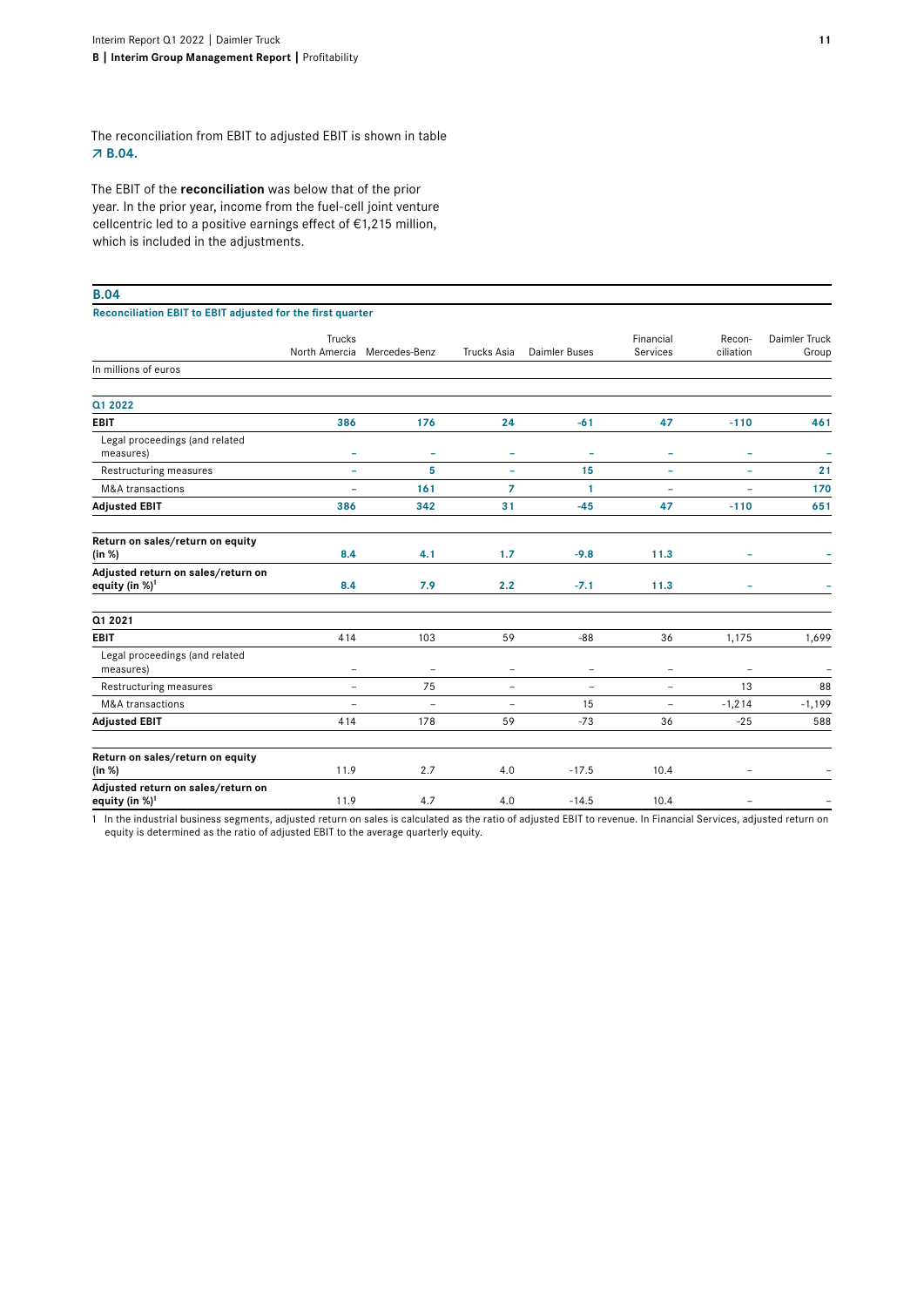The reconciliation from EBIT to adjusted EBIT is shown in table ↗ **B.04.**

The EBIT of the **reconciliation** was below that of the prior year. In the prior year, income from the fuel-cell joint venture cellcentric led to a positive earnings effect of €1,215 million, which is included in the adjustments.

**B.04**

**Reconciliation EBIT to EBIT adjusted for the first quarter**

| | Trucks North Amercia | Mercedes-Benz | Trucks Asia | Daimler Buses | Financial Services | Recon-ciliation | Daimler Truck Group |
|---|---|---|---|---|---|---|---|
| In millions of euros | | | | | | | |
| **Q1 2022** | | | | | | | |
| **EBIT** | **386** | **176** | **24** | **-61** | **47** | **-110** | **461** |
| Legal proceedings (and related measures) | – | – | – | – | – | – | – |
| Restructuring measures | – | 5 | – | 15 | – | – | 21 |
| M&A transactions | – | 161 | 7 | 1 | – | – | 170 |
| **Adjusted EBIT** | **386** | **342** | **31** | **-45** | **47** | **-110** | **651** |
| **Return on sales/return on equity (in %)** | **8.4** | **4.1** | **1.7** | **-9.8** | **11.3** | – | – |
| **Adjusted return on sales/return on equity (in %)**[1] | **8.4** | **7.9** | **2.2** | **-7.1** | **11.3** | – | – |
| **Q1 2021** | | | | | | | |
| **EBIT** | 414 | 103 | 59 | -88 | 36 | 1,175 | 1,699 |
| Legal proceedings (and related measures) | – | – | – | – | – | – | – |
| Restructuring measures | – | 75 | – | – | – | 13 | 88 |
| M&A transactions | – | – | – | 15 | – | -1,214 | -1,199 |
| **Adjusted EBIT** | 414 | 178 | 59 | -73 | 36 | -25 | 588 |
| **Return on sales/return on equity (in %)** | 11.9 | 2.7 | 4.0 | -17.5 | 10.4 | – | – |
| **Adjusted return on sales/return on equity (in %)**[1] | 11.9 | 4.7 | 4.0 | -14.5 | 10.4 | – | – |

1 In the industrial business segments, adjusted return on sales is calculated as the ratio of adjusted EBIT to revenue. In Financial Services, adjusted return on equity is determined as the ratio of adjusted EBIT to the average quarterly equity.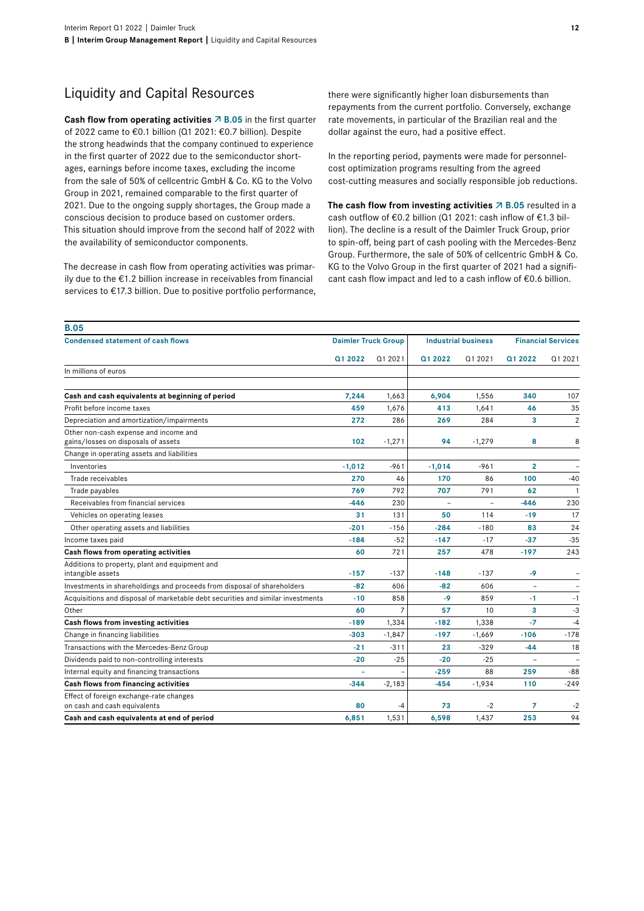## Liquidity and Capital Resources

**Cash flow from operating activities ↗ B.05** in the first quarter of 2022 came to €0.1 billion (Q1 2021: €0.7 billion). Despite the strong headwinds that the company continued to experience in the first quarter of 2022 due to the semiconductor shortages, earnings before income taxes, excluding the income from the sale of 50% of cellcentric GmbH & Co. KG to the Volvo Group in 2021, remained comparable to the first quarter of 2021. Due to the ongoing supply shortages, the Group made a conscious decision to produce based on customer orders. This situation should improve from the second half of 2022 with the availability of semiconductor components.

The decrease in cash flow from operating activities was primarily due to the €1.2 billion increase in receivables from financial services to €17.3 billion. Due to positive portfolio performance, there were significantly higher loan disbursements than repayments from the current portfolio. Conversely, exchange rate movements, in particular of the Brazilian real and the dollar against the euro, had a positive effect.

In the reporting period, payments were made for personnel-cost optimization programs resulting from the agreed cost-cutting measures and socially responsible job reductions.

**The cash flow from investing activities ↗ B.05** resulted in a cash outflow of €0.2 billion (Q1 2021: cash inflow of €1.3 billion). The decline is a result of the Daimler Truck Group, prior to spin-off, being part of cash pooling with the Mercedes-Benz Group. Furthermore, the sale of 50% of cellcentric GmbH & Co. KG to the Volvo Group in the first quarter of 2021 had a significant cash flow impact and led to a cash inflow of €0.6 billion.

**B.05**

**Condensed statement of cash flows**

| | Daimler Truck Group | | Industrial business | | Financial Services | |
|---|---|---|---|---|---|---|
| | Q1 2022 | Q1 2021 | Q1 2022 | Q1 2021 | Q1 2022 | Q1 2021 |
| In millions of euros | | | | | | |
| **Cash and cash equivalents at beginning of period** | 7,244 | 1,663 | 6,904 | 1,556 | 340 | 107 |
| Profit before income taxes | 459 | 1,676 | 413 | 1,641 | 46 | 35 |
| Depreciation and amortization/impairments | 272 | 286 | 269 | 284 | 3 | 2 |
| Other non-cash expense and income and gains/losses on disposals of assets | 102 | -1,271 | 94 | -1,279 | 8 | 8 |
| Change in operating assets and liabilities | | | | | | |
| Inventories | -1,012 | -961 | -1,014 | -961 | 2 | – |
| Trade receivables | 270 | 46 | 170 | 86 | 100 | -40 |
| Trade payables | 769 | 792 | 707 | 791 | 62 | 1 |
| Receivables from financial services | -446 | 230 | – | – | -446 | 230 |
| Vehicles on operating leases | 31 | 131 | 50 | 114 | -19 | 17 |
| Other operating assets and liabilities | -201 | -156 | -284 | -180 | 83 | 24 |
| Income taxes paid | -184 | -52 | -147 | -17 | -37 | -35 |
| **Cash flows from operating activities** | 60 | 721 | 257 | 478 | -197 | 243 |
| Additions to property, plant and equipment and intangible assets | -157 | -137 | -148 | -137 | -9 | – |
| Investments in shareholdings and proceeds from disposal of shareholders | -82 | 606 | -82 | 606 | – | – |
| Acquisitions and disposal of marketable debt securities and similar investments | -10 | 858 | -9 | 859 | -1 | -1 |
| Other | 60 | 7 | 57 | 10 | 3 | -3 |
| **Cash flows from investing activities** | -189 | 1,334 | -182 | 1,338 | -7 | -4 |
| Change in financing liabilities | -303 | -1,847 | -197 | -1,669 | -106 | -178 |
| Transactions with the Mercedes-Benz Group | -21 | -311 | 23 | -329 | -44 | 18 |
| Dividends paid to non-controlling interests | -20 | -25 | -20 | -25 | – | – |
| Internal equity and financing transactions | – | – | -259 | 88 | 259 | -88 |
| **Cash flows from financing activities** | -344 | -2,183 | -454 | -1,934 | 110 | -249 |
| Effect of foreign exchange-rate changes on cash and cash equivalents | 80 | -4 | 73 | -2 | 7 | -2 |
| **Cash and cash equivalents at end of period** | 6,851 | 1,531 | 6,598 | 1,437 | 253 | 94 |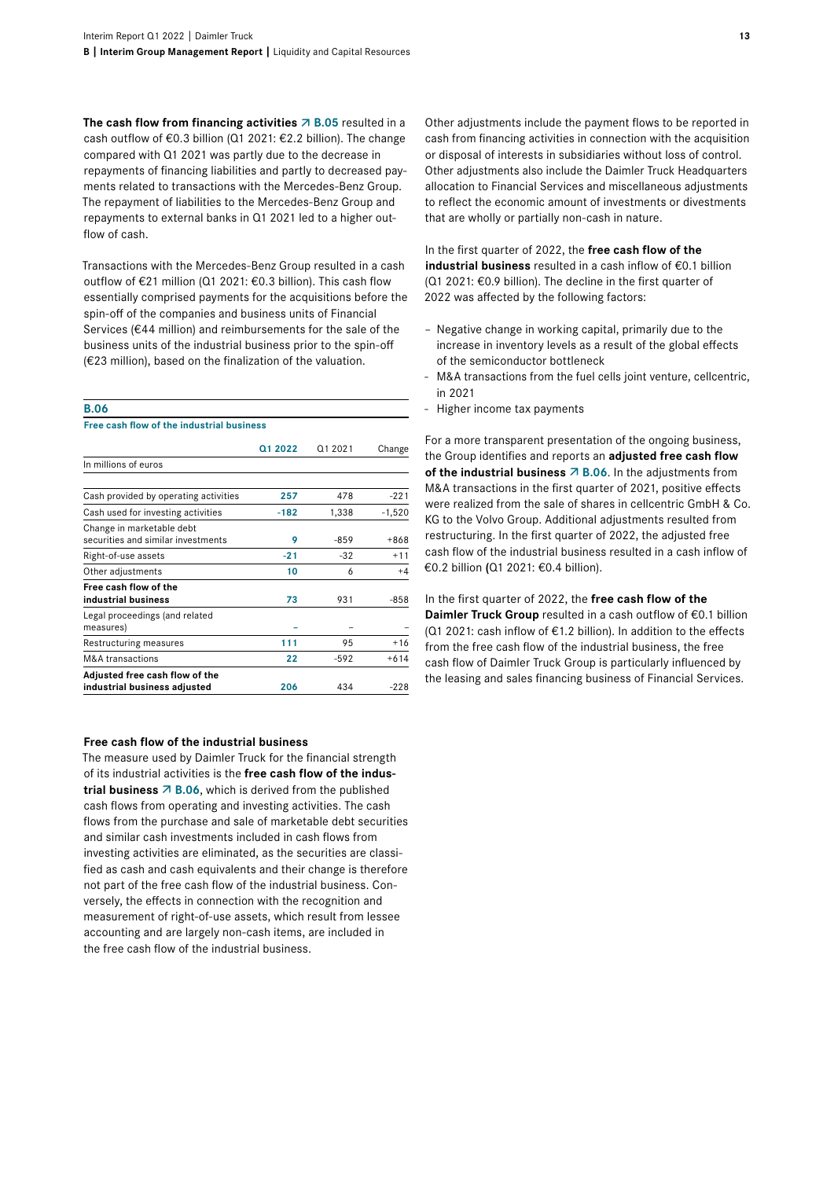**The cash flow from financing activities ↗ B.05** resulted in a cash outflow of €0.3 billion (Q1 2021: €2.2 billion). The change compared with Q1 2021 was partly due to the decrease in repayments of financing liabilities and partly to decreased payments related to transactions with the Mercedes-Benz Group. The repayment of liabilities to the Mercedes-Benz Group and repayments to external banks in Q1 2021 led to a higher outflow of cash.

Transactions with the Mercedes-Benz Group resulted in a cash outflow of €21 million (Q1 2021: €0.3 billion). This cash flow essentially comprised payments for the acquisitions before the spin-off of the companies and business units of Financial Services (€44 million) and reimbursements for the sale of the business units of the industrial business prior to the spin-off (€23 million), based on the finalization of the valuation.

**B.06**

**Free cash flow of the industrial business**

| | Q1 2022 | Q1 2021 | Change |
|---|---|---|---|
| In millions of euros | | | |
| Cash provided by operating activities | 257 | 478 | -221 |
| Cash used for investing activities | -182 | 1,338 | -1,520 |
| Change in marketable debt securities and similar investments | 9 | -859 | +868 |
| Right-of-use assets | -21 | -32 | +11 |
| Other adjustments | 10 | 6 | +4 |
| **Free cash flow of the industrial business** | 73 | 931 | -858 |
| Legal proceedings (and related measures) | – | – | – |
| Restructuring measures | 111 | 95 | +16 |
| M&A transactions | 22 | -592 | +614 |
| **Adjusted free cash flow of the industrial business adjusted** | 206 | 434 | -228 |

**Free cash flow of the industrial business**

The measure used by Daimler Truck for the financial strength of its industrial activities is the **free cash flow of the industrial business ↗ B.06**, which is derived from the published cash flows from operating and investing activities. The cash flows from the purchase and sale of marketable debt securities and similar cash investments included in cash flows from investing activities are eliminated, as the securities are classified as cash and cash equivalents and their change is therefore not part of the free cash flow of the industrial business. Conversely, the effects in connection with the recognition and measurement of right-of-use assets, which result from lessee accounting and are largely non-cash items, are included in the free cash flow of the industrial business.

Other adjustments include the payment flows to be reported in cash from financing activities in connection with the acquisition or disposal of interests in subsidiaries without loss of control. Other adjustments also include the Daimler Truck Headquarters allocation to Financial Services and miscellaneous adjustments to reflect the economic amount of investments or divestments that are wholly or partially non-cash in nature.

In the first quarter of 2022, the **free cash flow of the industrial business** resulted in a cash inflow of €0.1 billion (Q1 2021: €0.9 billion). The decline in the first quarter of 2022 was affected by the following factors:

- Negative change in working capital, primarily due to the increase in inventory levels as a result of the global effects of the semiconductor bottleneck
- M&A transactions from the fuel cells joint venture, cellcentric, in 2021
- Higher income tax payments

For a more transparent presentation of the ongoing business, the Group identifies and reports an **adjusted free cash flow of the industrial business ↗ B.06**. In the adjustments from M&A transactions in the first quarter of 2021, positive effects were realized from the sale of shares in cellcentric GmbH & Co. KG to the Volvo Group. Additional adjustments resulted from restructuring. In the first quarter of 2022, the adjusted free cash flow of the industrial business resulted in a cash inflow of €0.2 billion (Q1 2021: €0.4 billion).

In the first quarter of 2022, the **free cash flow of the Daimler Truck Group** resulted in a cash outflow of €0.1 billion (Q1 2021: cash inflow of €1.2 billion). In addition to the effects from the free cash flow of the industrial business, the free cash flow of Daimler Truck Group is particularly influenced by the leasing and sales financing business of Financial Services.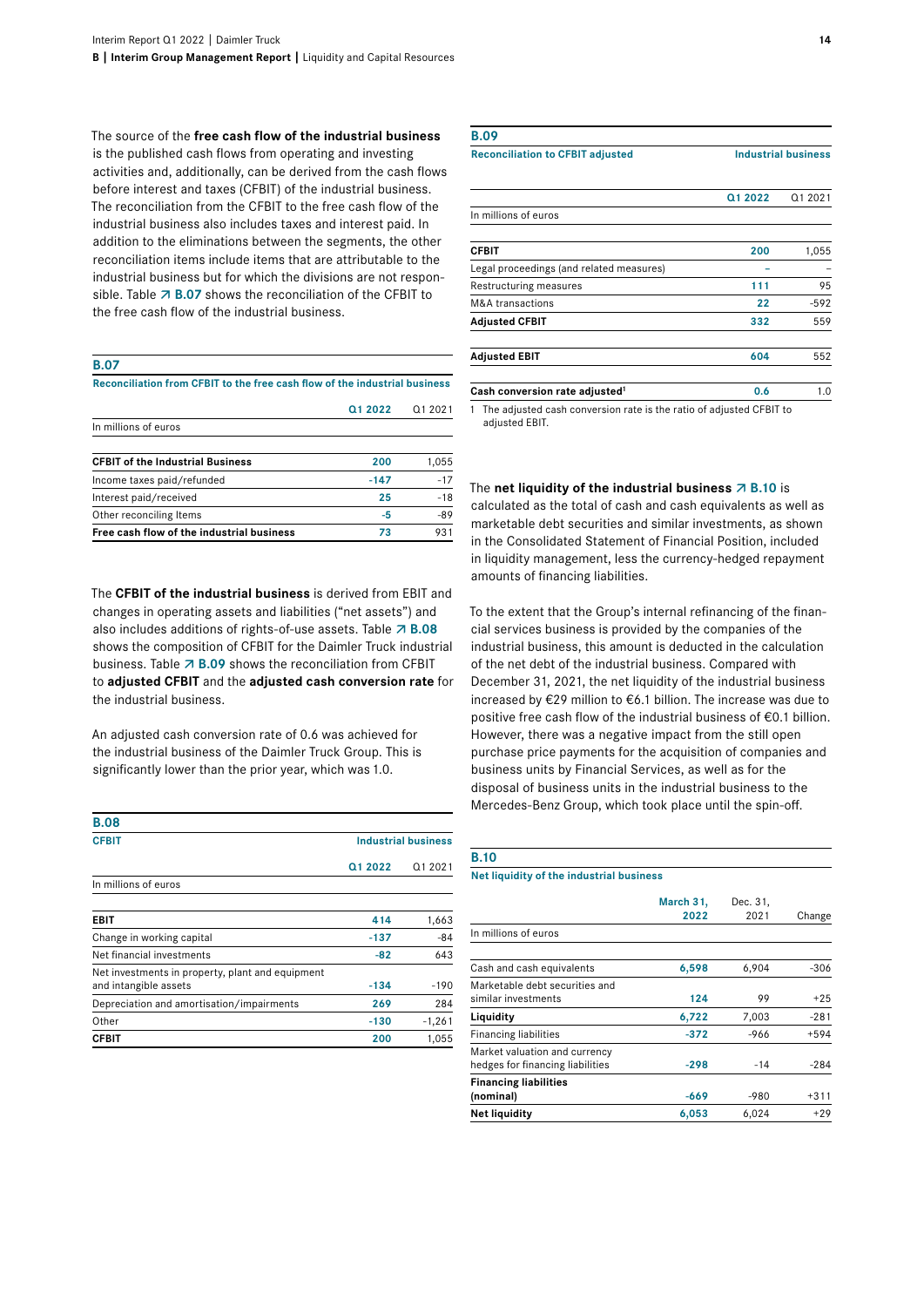The source of the **free cash flow of the industrial business** is the published cash flows from operating and investing activities and, additionally, can be derived from the cash flows before interest and taxes (CFBIT) of the industrial business. The reconciliation from the CFBIT to the free cash flow of the industrial business also includes taxes and interest paid. In addition to the eliminations between the segments, the other reconciliation items include items that are attributable to the industrial business but for which the divisions are not responsible. Table ↗ B.07 shows the reconciliation of the CFBIT to the free cash flow of the industrial business.

**B.07**

**Reconciliation from CFBIT to the free cash flow of the industrial business**

| | Q1 2022 | Q1 2021 |
|---|---|---|
| In millions of euros | | |
| **CFBIT of the Industrial Business** | **200** | 1,055 |
| Income taxes paid/refunded | **-147** | -17 |
| Interest paid/received | **25** | -18 |
| Other reconciling Items | **-5** | -89 |
| **Free cash flow of the industrial business** | **73** | 931 |

The **CFBIT of the industrial business** is derived from EBIT and changes in operating assets and liabilities ("net assets") and also includes additions of rights-of-use assets. Table ↗ B.08 shows the composition of CFBIT for the Daimler Truck industrial business. Table ↗ B.09 shows the reconciliation from CFBIT to **adjusted CFBIT** and the **adjusted cash conversion rate** for the industrial business.

An adjusted cash conversion rate of 0.6 was achieved for the industrial business of the Daimler Truck Group. This is significantly lower than the prior year, which was 1.0.

**B.08**

| CFBIT | Industrial business | |
|---|---|---|
| | Q1 2022 | Q1 2021 |
| In millions of euros | | |
| **EBIT** | **414** | 1,663 |
| Change in working capital | **-137** | -84 |
| Net financial investments | **-82** | 643 |
| Net investments in property, plant and equipment and intangible assets | **-134** | -190 |
| Depreciation and amortisation/impairments | **269** | 284 |
| Other | **-130** | -1,261 |
| **CFBIT** | **200** | 1,055 |

**B.09**

| Reconciliation to CFBIT adjusted | Industrial business | |
|---|---|---|
| | Q1 2022 | Q1 2021 |
| In millions of euros | | |
| **CFBIT** | **200** | 1,055 |
| Legal proceedings (and related measures) | **–** | – |
| Restructuring measures | **111** | 95 |
| M&A transactions | **22** | -592 |
| **Adjusted CFBIT** | **332** | 559 |
| **Adjusted EBIT** | **604** | 552 |
| **Cash conversion rate adjusted**[1] | **0.6** | 1.0 |

1 The adjusted cash conversion rate is the ratio of adjusted CFBIT to adjusted EBIT.

The **net liquidity of the industrial business** ↗ B.10 is calculated as the total of cash and cash equivalents as well as marketable debt securities and similar investments, as shown in the Consolidated Statement of Financial Position, included in liquidity management, less the currency-hedged repayment amounts of financing liabilities.

To the extent that the Group's internal refinancing of the financial services business is provided by the companies of the industrial business, this amount is deducted in the calculation of the net debt of the industrial business. Compared with December 31, 2021, the net liquidity of the industrial business increased by €29 million to €6.1 billion. The increase was due to positive free cash flow of the industrial business of €0.1 billion. However, there was a negative impact from the still open purchase price payments for the acquisition of companies and business units by Financial Services, as well as for the disposal of business units in the industrial business to the Mercedes-Benz Group, which took place until the spin-off.

**B.10**

**Net liquidity of the industrial business**

| | March 31, 2022 | Dec. 31, 2021 | Change |
|---|---|---|---|
| In millions of euros | | | |
| Cash and cash equivalents | **6,598** | 6,904 | -306 |
| Marketable debt securities and similar investments | **124** | 99 | +25 |
| **Liquidity** | **6,722** | 7,003 | -281 |
| Financing liabilities | **-372** | -966 | +594 |
| Market valuation and currency hedges for financing liabilities | **-298** | -14 | -284 |
| **Financing liabilities (nominal)** | **-669** | -980 | +311 |
| **Net liquidity** | **6,053** | 6,024 | +29 |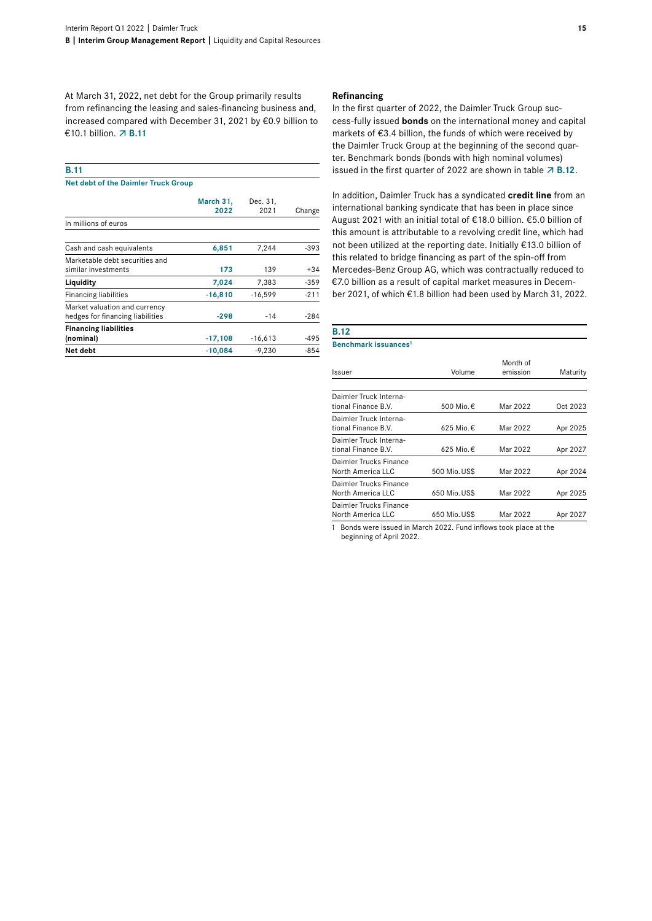At March 31, 2022, net debt for the Group primarily results from refinancing the leasing and sales-financing business and, increased compared with December 31, 2021 by €0.9 billion to €10.1 billion. ↗ B.11

**B.11**

**Net debt of the Daimler Truck Group**

| | March 31, 2022 | Dec. 31, 2021 | Change |
|---|---|---|---|
| In millions of euros | | | |
| Cash and cash equivalents | **6,851** | 7,244 | -393 |
| Marketable debt securities and similar investments | **173** | 139 | +34 |
| **Liquidity** | **7,024** | 7,383 | -359 |
| Financing liabilities | **-16,810** | -16,599 | -211 |
| Market valuation and currency hedges for financing liabilities | **-298** | -14 | -284 |
| **Financing liabilities (nominal)** | **-17,108** | -16,613 | -495 |
| **Net debt** | **-10,084** | -9,230 | -854 |

### Refinancing

In the first quarter of 2022, the Daimler Truck Group successfully issued **bonds** on the international money and capital markets of €3.4 billion, the funds of which were received by the Daimler Truck Group at the beginning of the second quarter. Benchmark bonds (bonds with high nominal volumes) issued in the first quarter of 2022 are shown in table ↗ B.12.

In addition, Daimler Truck has a syndicated **credit line** from an international banking syndicate that has been in place since August 2021 with an initial total of €18.0 billion. €5.0 billion of this amount is attributable to a revolving credit line, which had not been utilized at the reporting date. Initially €13.0 billion of this related to bridge financing as part of the spin-off from Mercedes-Benz Group AG, which was contractually reduced to €7.0 billion as a result of capital market measures in December 2021, of which €1.8 billion had been used by March 31, 2022.

**B.12**

**Benchmark issuances[1]**

| Issuer | Volume | Month of emission | Maturity |
|---|---|---|---|
| Daimler Truck International Finance B.V. | 500 Mio. € | Mar 2022 | Oct 2023 |
| Daimler Truck International Finance B.V. | 625 Mio. € | Mar 2022 | Apr 2025 |
| Daimler Truck International Finance B.V. | 625 Mio. € | Mar 2022 | Apr 2027 |
| Daimler Trucks Finance North America LLC | 500 Mio. US$ | Mar 2022 | Apr 2024 |
| Daimler Trucks Finance North America LLC | 650 Mio. US$ | Mar 2022 | Apr 2025 |
| Daimler Trucks Finance North America LLC | 650 Mio. US$ | Mar 2022 | Apr 2027 |

1 Bonds were issued in March 2022. Fund inflows took place at the beginning of April 2022.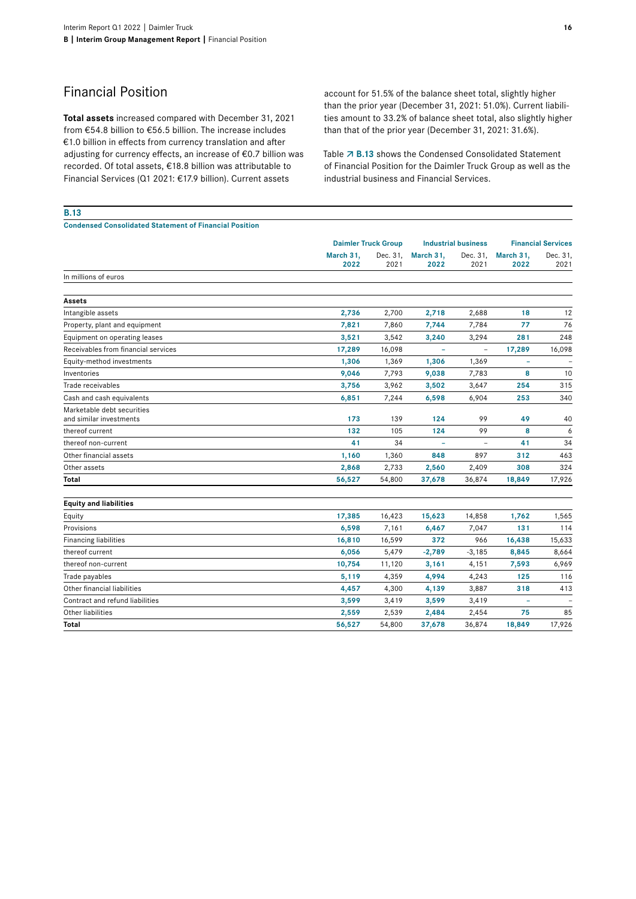## Financial Position

**Total assets** increased compared with December 31, 2021 from €54.8 billion to €56.5 billion. The increase includes €1.0 billion in effects from currency translation and after adjusting for currency effects, an increase of €0.7 billion was recorded. Of total assets, €18.8 billion was attributable to Financial Services (Q1 2021: €17.9 billion). Current assets account for 51.5% of the balance sheet total, slightly higher than the prior year (December 31, 2021: 51.0%). Current liabilities amount to 33.2% of balance sheet total, also slightly higher than that of the prior year (December 31, 2021: 31.6%).

Table ↗ **B.13** shows the Condensed Consolidated Statement of Financial Position for the Daimler Truck Group as well as the industrial business and Financial Services.

**B.13**

**Condensed Consolidated Statement of Financial Position**

| | Daimler Truck Group | | Industrial business | | Financial Services | |
|---|---|---|---|---|---|---|
| | **March 31, 2022** | Dec. 31, 2021 | **March 31, 2022** | Dec. 31, 2021 | **March 31, 2022** | Dec. 31, 2021 |
| In millions of euros | | | | | | |
| **Assets** | | | | | | |
| Intangible assets | **2,736** | 2,700 | **2,718** | 2,688 | **18** | 12 |
| Property, plant and equipment | **7,821** | 7,860 | **7,744** | 7,784 | **77** | 76 |
| Equipment on operating leases | **3,521** | 3,542 | **3,240** | 3,294 | **281** | 248 |
| Receivables from financial services | **17,289** | 16,098 | **–** | – | **17,289** | 16,098 |
| Equity-method investments | **1,306** | 1,369 | **1,306** | 1,369 | **–** | – |
| Inventories | **9,046** | 7,793 | **9,038** | 7,783 | **8** | 10 |
| Trade receivables | **3,756** | 3,962 | **3,502** | 3,647 | **254** | 315 |
| Cash and cash equivalents | **6,851** | 7,244 | **6,598** | 6,904 | **253** | 340 |
| Marketable debt securities and similar investments | **173** | 139 | **124** | 99 | **49** | 40 |
| thereof current | **132** | 105 | **124** | 99 | **8** | 6 |
| thereof non-current | **41** | 34 | **–** | – | **41** | 34 |
| Other financial assets | **1,160** | 1,360 | **848** | 897 | **312** | 463 |
| Other assets | **2,868** | 2,733 | **2,560** | 2,409 | **308** | 324 |
| **Total** | **56,527** | 54,800 | **37,678** | 36,874 | **18,849** | 17,926 |
| **Equity and liabilities** | | | | | | |
| Equity | **17,385** | 16,423 | **15,623** | 14,858 | **1,762** | 1,565 |
| Provisions | **6,598** | 7,161 | **6,467** | 7,047 | **131** | 114 |
| Financing liabilities | **16,810** | 16,599 | **372** | 966 | **16,438** | 15,633 |
| thereof current | **6,056** | 5,479 | **-2,789** | -3,185 | **8,845** | 8,664 |
| thereof non-current | **10,754** | 11,120 | **3,161** | 4,151 | **7,593** | 6,969 |
| Trade payables | **5,119** | 4,359 | **4,994** | 4,243 | **125** | 116 |
| Other financial liabilities | **4,457** | 4,300 | **4,139** | 3,887 | **318** | 413 |
| Contract and refund liabilities | **3,599** | 3,419 | **3,599** | 3,419 | **–** | – |
| Other liabilities | **2,559** | 2,539 | **2,484** | 2,454 | **75** | 85 |
| **Total** | **56,527** | 54,800 | **37,678** | 36,874 | **18,849** | 17,926 |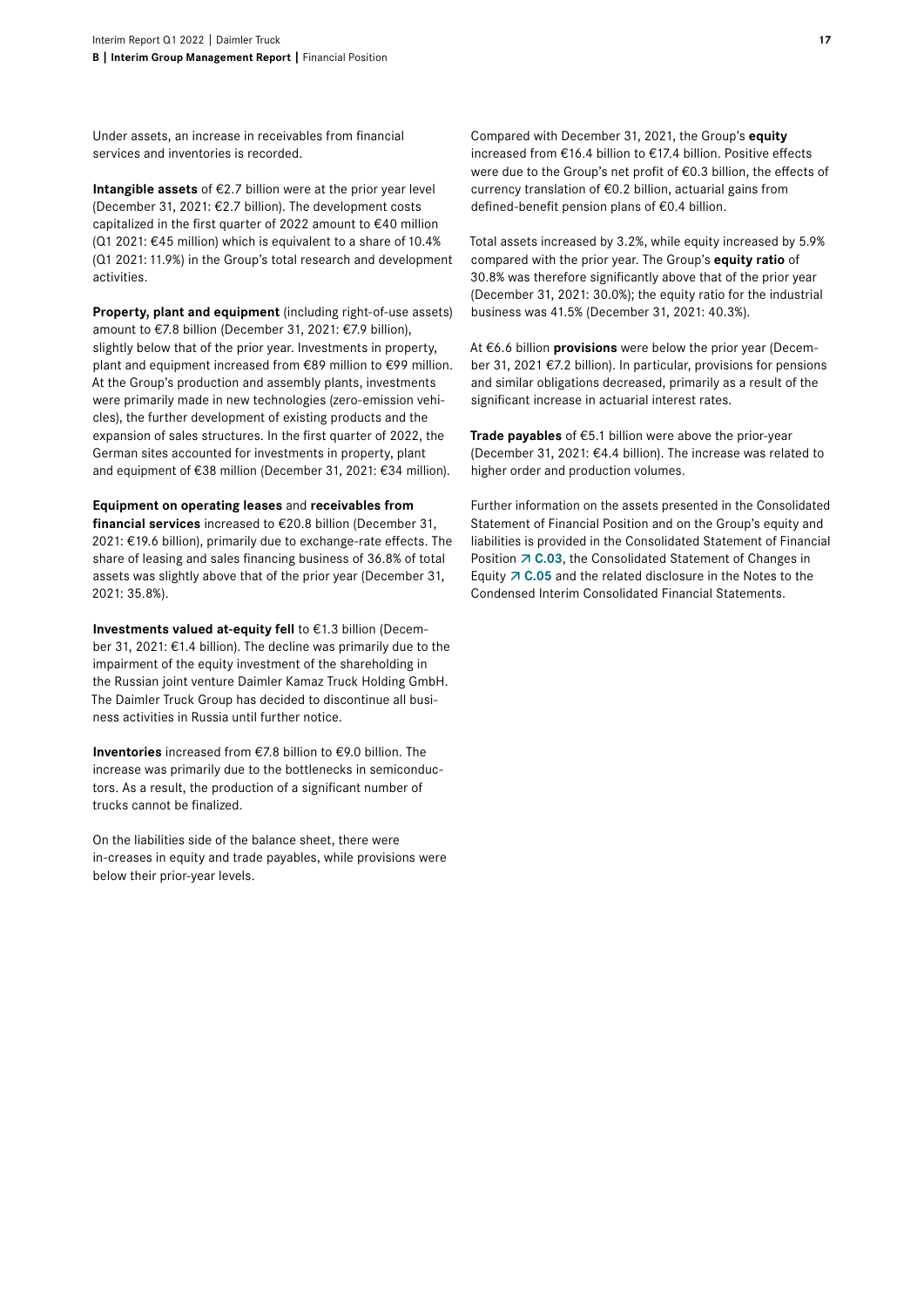Under assets, an increase in receivables from financial services and inventories is recorded.

**Intangible assets** of €2.7 billion were at the prior year level (December 31, 2021: €2.7 billion). The development costs capitalized in the first quarter of 2022 amount to €40 million (Q1 2021: €45 million) which is equivalent to a share of 10.4% (Q1 2021: 11.9%) in the Group's total research and development activities.

**Property, plant and equipment** (including right-of-use assets) amount to €7.8 billion (December 31, 2021: €7.9 billion), slightly below that of the prior year. Investments in property, plant and equipment increased from €89 million to €99 million. At the Group's production and assembly plants, investments were primarily made in new technologies (zero-emission vehicles), the further development of existing products and the expansion of sales structures. In the first quarter of 2022, the German sites accounted for investments in property, plant and equipment of €38 million (December 31, 2021: €34 million).

**Equipment on operating leases** and **receivables from financial services** increased to €20.8 billion (December 31, 2021: €19.6 billion), primarily due to exchange-rate effects. The share of leasing and sales financing business of 36.8% of total assets was slightly above that of the prior year (December 31, 2021: 35.8%).

**Investments valued at-equity fell** to €1.3 billion (December 31, 2021: €1.4 billion). The decline was primarily due to the impairment of the equity investment of the shareholding in the Russian joint venture Daimler Kamaz Truck Holding GmbH. The Daimler Truck Group has decided to discontinue all business activities in Russia until further notice.

**Inventories** increased from €7.8 billion to €9.0 billion. The increase was primarily due to the bottlenecks in semiconductors. As a result, the production of a significant number of trucks cannot be finalized.

On the liabilities side of the balance sheet, there were in-creases in equity and trade payables, while provisions were below their prior-year levels.

Compared with December 31, 2021, the Group's **equity** increased from €16.4 billion to €17.4 billion. Positive effects were due to the Group's net profit of €0.3 billion, the effects of currency translation of €0.2 billion, actuarial gains from defined-benefit pension plans of €0.4 billion.

Total assets increased by 3.2%, while equity increased by 5.9% compared with the prior year. The Group's **equity ratio** of 30.8% was therefore significantly above that of the prior year (December 31, 2021: 30.0%); the equity ratio for the industrial business was 41.5% (December 31, 2021: 40.3%).

At €6.6 billion **provisions** were below the prior year (December 31, 2021 €7.2 billion). In particular, provisions for pensions and similar obligations decreased, primarily as a result of the significant increase in actuarial interest rates.

**Trade payables** of €5.1 billion were above the prior-year (December 31, 2021: €4.4 billion). The increase was related to higher order and production volumes.

Further information on the assets presented in the Consolidated Statement of Financial Position and on the Group's equity and liabilities is provided in the Consolidated Statement of Financial Position ↗ **C.03**, the Consolidated Statement of Changes in Equity ↗ **C.05** and the related disclosure in the Notes to the Condensed Interim Consolidated Financial Statements.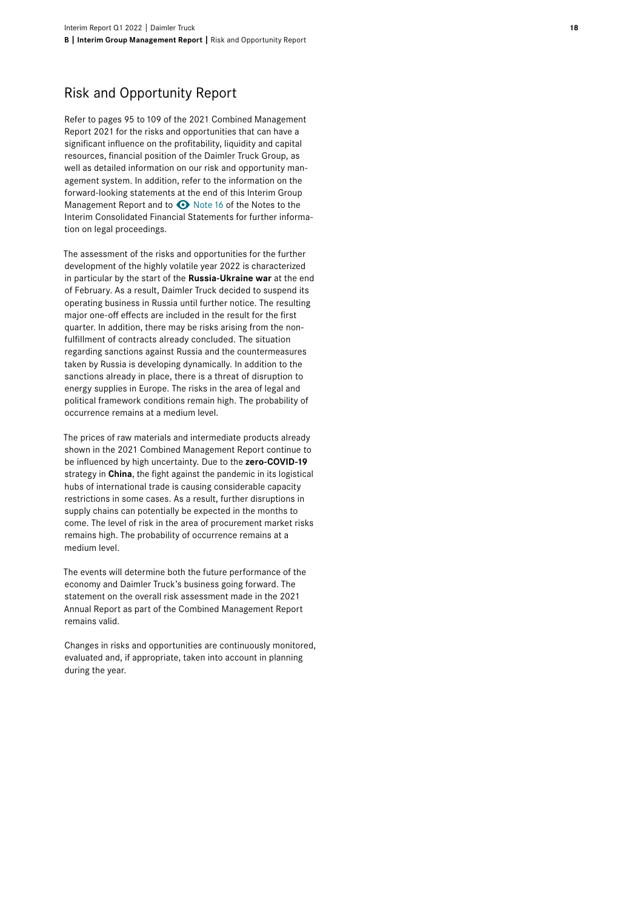# Risk and Opportunity Report

Refer to pages 95 to 109 of the 2021 Combined Management Report 2021 for the risks and opportunities that can have a significant influence on the profitability, liquidity and capital resources, financial position of the Daimler Truck Group, as well as detailed information on our risk and opportunity management system. In addition, refer to the information on the forward-looking statements at the end of this Interim Group Management Report and to Note 16 of the Notes to the Interim Consolidated Financial Statements for further information on legal proceedings.

The assessment of the risks and opportunities for the further development of the highly volatile year 2022 is characterized in particular by the start of the **Russia-Ukraine war** at the end of February. As a result, Daimler Truck decided to suspend its operating business in Russia until further notice. The resulting major one-off effects are included in the result for the first quarter. In addition, there may be risks arising from the non-fulfillment of contracts already concluded. The situation regarding sanctions against Russia and the countermeasures taken by Russia is developing dynamically. In addition to the sanctions already in place, there is a threat of disruption to energy supplies in Europe. The risks in the area of legal and political framework conditions remain high. The probability of occurrence remains at a medium level.

The prices of raw materials and intermediate products already shown in the 2021 Combined Management Report continue to be influenced by high uncertainty. Due to the **zero-COVID-19** strategy in **China**, the fight against the pandemic in its logistical hubs of international trade is causing considerable capacity restrictions in some cases. As a result, further disruptions in supply chains can potentially be expected in the months to come. The level of risk in the area of procurement market risks remains high. The probability of occurrence remains at a medium level.

The events will determine both the future performance of the economy and Daimler Truck's business going forward. The statement on the overall risk assessment made in the 2021 Annual Report as part of the Combined Management Report remains valid.

Changes in risks and opportunities are continuously monitored, evaluated and, if appropriate, taken into account in planning during the year.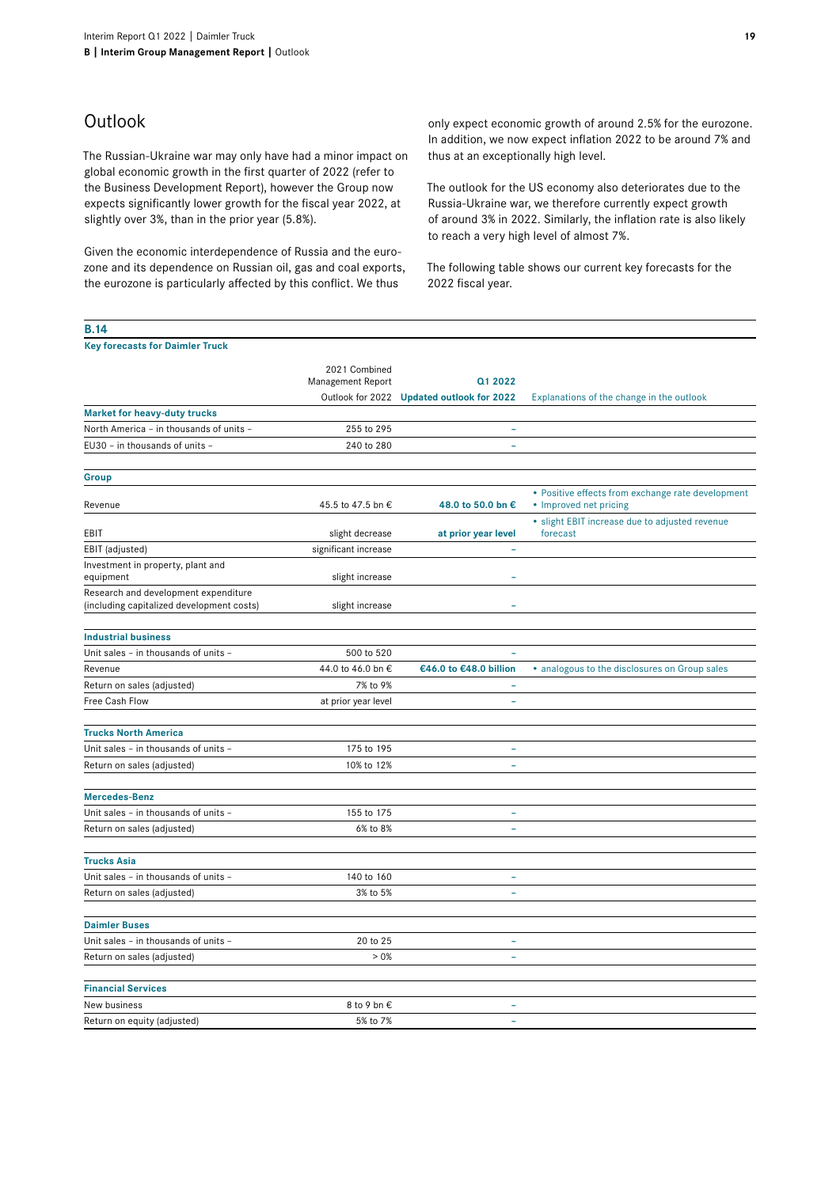# Outlook

The Russian-Ukraine war may only have had a minor impact on global economic growth in the first quarter of 2022 (refer to the Business Development Report), however the Group now expects significantly lower growth for the fiscal year 2022, at slightly over 3%, than in the prior year (5.8%).

Given the economic interdependence of Russia and the eurozone and its dependence on Russian oil, gas and coal exports, the eurozone is particularly affected by this conflict. We thus only expect economic growth of around 2.5% for the eurozone. In addition, we now expect inflation 2022 to be around 7% and thus at an exceptionally high level.

The outlook for the US economy also deteriorates due to the Russia-Ukraine war, we therefore currently expect growth of around 3% in 2022. Similarly, the inflation rate is also likely to reach a very high level of almost 7%.

The following table shows our current key forecasts for the 2022 fiscal year.

**B.14**

**Key forecasts for Daimler Truck**

| | 2021 Combined Management Report Outlook for 2022 | Q1 2022 Updated outlook for 2022 | Explanations of the change in the outlook |
|---|---|---|---|
| **Market for heavy-duty trucks** | | | |
| North America – in thousands of units – | 255 to 295 | – | |
| EU30 – in thousands of units – | 240 to 280 | – | |
| **Group** | | | |
| Revenue | 45.5 to 47.5 bn € | **48.0 to 50.0 bn €** | • Positive effects from exchange rate development • Improved net pricing |
| EBIT | slight decrease | **at prior year level** | • slight EBIT increase due to adjusted revenue forecast |
| EBIT (adjusted) | significant increase | – | |
| Investment in property, plant and equipment | slight increase | – | |
| Research and development expenditure (including capitalized development costs) | slight increase | – | |
| **Industrial business** | | | |
| Unit sales – in thousands of units – | 500 to 520 | – | |
| Revenue | 44.0 to 46.0 bn € | **€46.0 to €48.0 billion** | • analogous to the disclosures on Group sales |
| Return on sales (adjusted) | 7% to 9% | – | |
| Free Cash Flow | at prior year level | – | |
| **Trucks North America** | | | |
| Unit sales – in thousands of units – | 175 to 195 | – | |
| Return on sales (adjusted) | 10% to 12% | – | |
| **Mercedes-Benz** | | | |
| Unit sales – in thousands of units – | 155 to 175 | – | |
| Return on sales (adjusted) | 6% to 8% | – | |
| **Trucks Asia** | | | |
| Unit sales – in thousands of units – | 140 to 160 | – | |
| Return on sales (adjusted) | 3% to 5% | – | |
| **Daimler Buses** | | | |
| Unit sales – in thousands of units – | 20 to 25 | – | |
| Return on sales (adjusted) | > 0% | – | |
| **Financial Services** | | | |
| New business | 8 to 9 bn € | – | |
| Return on equity (adjusted) | 5% to 7% | – | |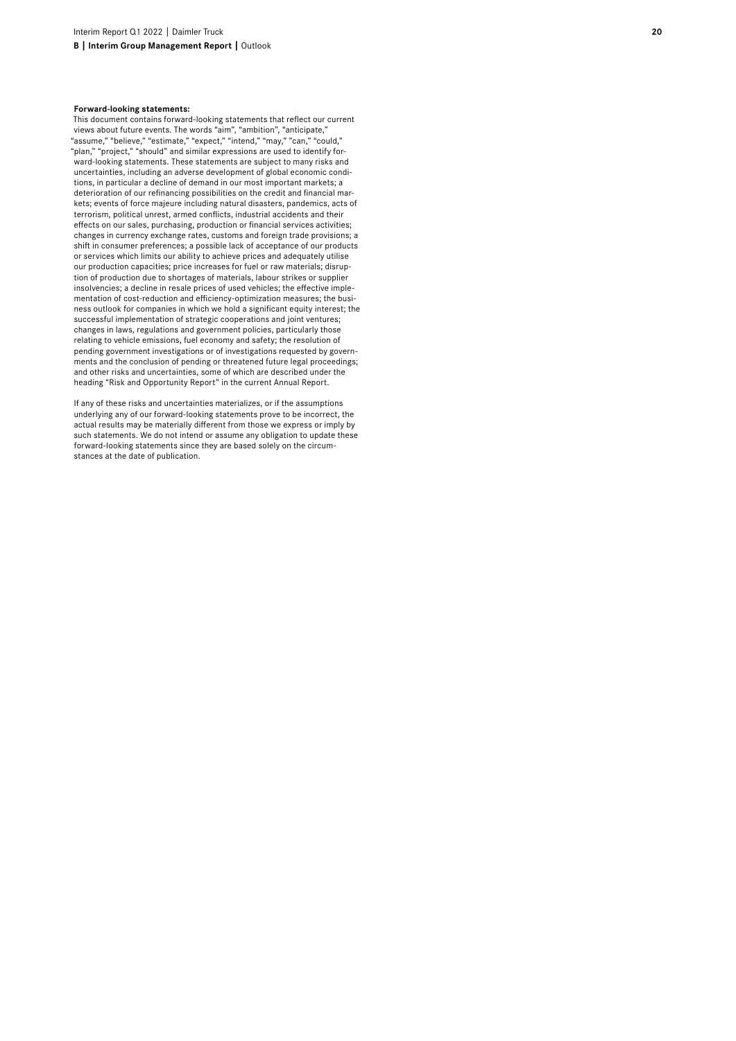**Forward-looking statements:**

This document contains forward-looking statements that reflect our current views about future events. The words "aim", "ambition", "anticipate," "assume," "believe," "estimate," "expect," "intend," "may," "can," "could," "plan," "project," "should" and similar expressions are used to identify forward-looking statements. These statements are subject to many risks and uncertainties, including an adverse development of global economic conditions, in particular a decline of demand in our most important markets; a deterioration of our refinancing possibilities on the credit and financial markets; events of force majeure including natural disasters, pandemics, acts of terrorism, political unrest, armed conflicts, industrial accidents and their effects on our sales, purchasing, production or financial services activities; changes in currency exchange rates, customs and foreign trade provisions; a shift in consumer preferences; a possible lack of acceptance of our products or services which limits our ability to achieve prices and adequately utilise our production capacities; price increases for fuel or raw materials; disruption of production due to shortages of materials, labour strikes or supplier insolvencies; a decline in resale prices of used vehicles; the effective implementation of cost-reduction and efficiency-optimization measures; the business outlook for companies in which we hold a significant equity interest; the successful implementation of strategic cooperations and joint ventures; changes in laws, regulations and government policies, particularly those relating to vehicle emissions, fuel economy and safety; the resolution of pending government investigations or of investigations requested by governments and the conclusion of pending or threatened future legal proceedings; and other risks and uncertainties, some of which are described under the heading "Risk and Opportunity Report" in the current Annual Report.

If any of these risks and uncertainties materializes, or if the assumptions underlying any of our forward-looking statements prove to be incorrect, the actual results may be materially different from those we express or imply by such statements. We do not intend or assume any obligation to update these forward-looking statements since they are based solely on the circumstances at the date of publication.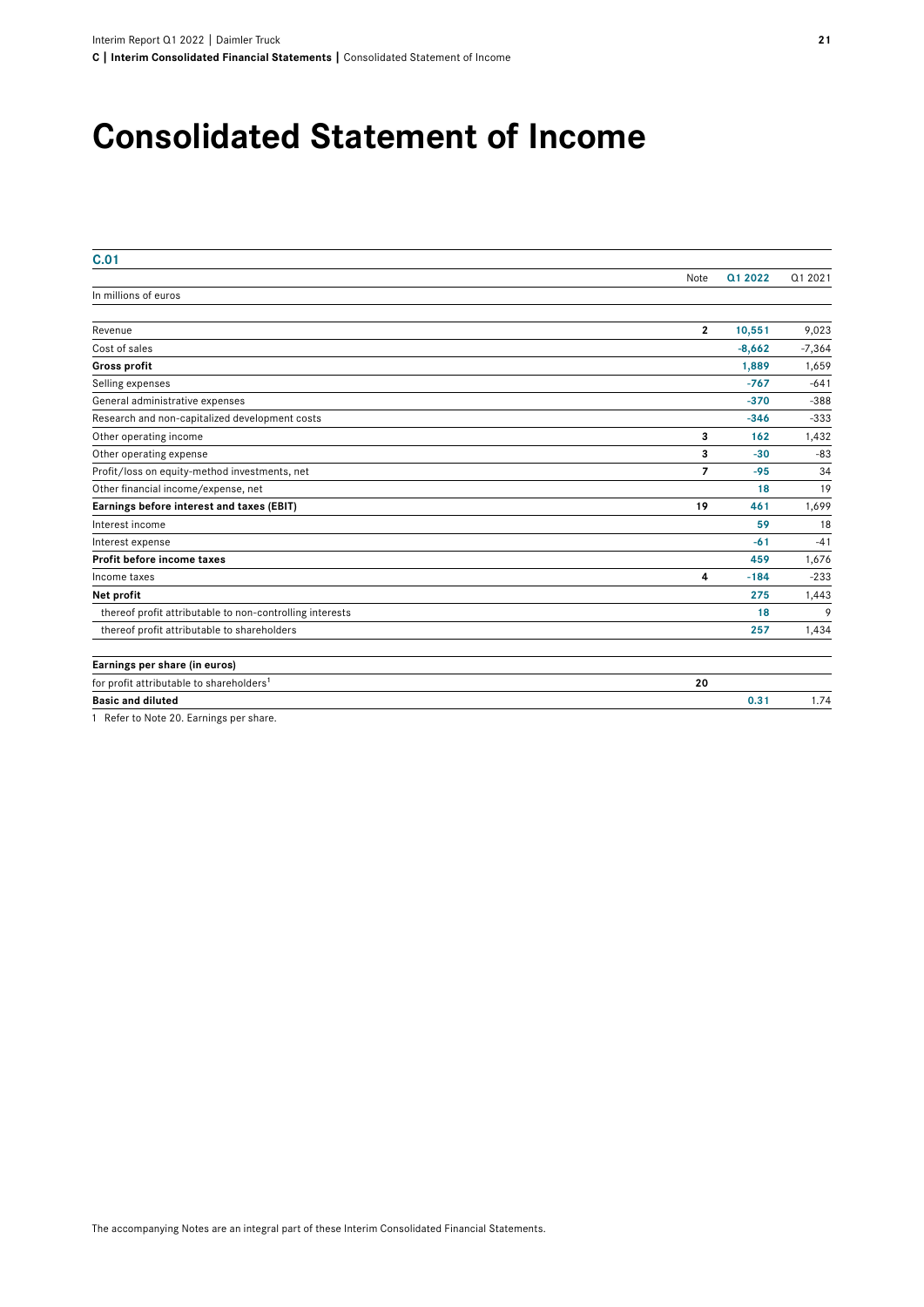# Consolidated Statement of Income

**C.01**

| | Note | Q1 2022 | Q1 2021 |
|---|---|---|---|
| In millions of euros | | | |
| Revenue | 2 | 10,551 | 9,023 |
| Cost of sales | | -8,662 | -7,364 |
| **Gross profit** | | **1,889** | **1,659** |
| Selling expenses | | -767 | -641 |
| General administrative expenses | | -370 | -388 |
| Research and non-capitalized development costs | | -346 | -333 |
| Other operating income | 3 | 162 | 1,432 |
| Other operating expense | 3 | -30 | -83 |
| Profit/loss on equity-method investments, net | 7 | -95 | 34 |
| Other financial income/expense, net | | 18 | 19 |
| **Earnings before interest and taxes (EBIT)** | 19 | **461** | **1,699** |
| Interest income | | 59 | 18 |
| Interest expense | | -61 | -41 |
| **Profit before income taxes** | | **459** | **1,676** |
| Income taxes | 4 | -184 | -233 |
| **Net profit** | | **275** | **1,443** |
| thereof profit attributable to non-controlling interests | | 18 | 9 |
| thereof profit attributable to shareholders | | 257 | 1,434 |
| | | | |
| **Earnings per share (in euros)** | | | |
| for profit attributable to shareholders[1] | 20 | | |
| **Basic and diluted** | | **0.31** | **1.74** |

1 Refer to Note 20. Earnings per share.

The accompanying Notes are an integral part of these Interim Consolidated Financial Statements.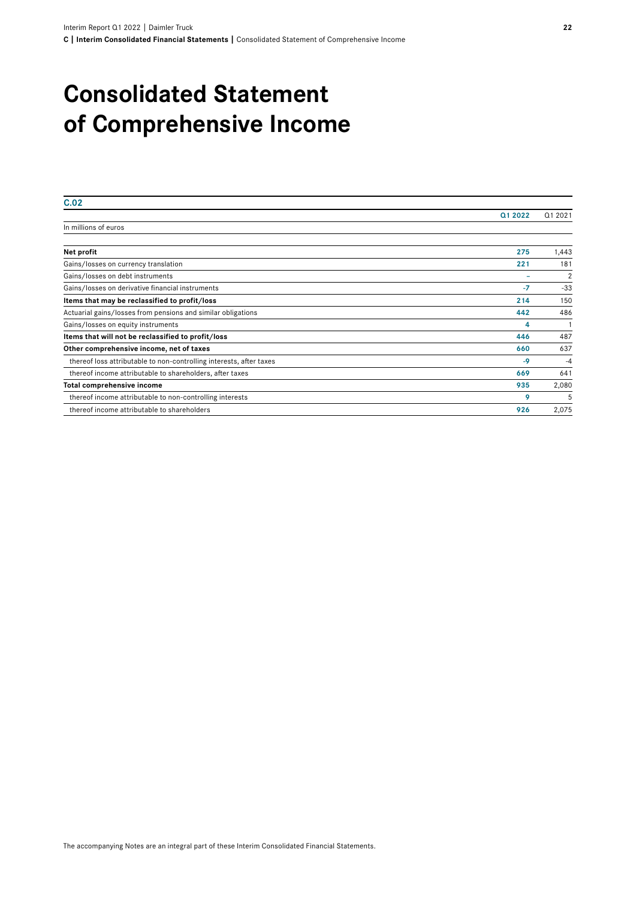# Consolidated Statement of Comprehensive Income

**C.02**

| In millions of euros | Q1 2022 | Q1 2021 |
|---|---|---|
| **Net profit** | **275** | 1,443 |
| Gains/losses on currency translation | **221** | 181 |
| Gains/losses on debt instruments | **–** | 2 |
| Gains/losses on derivative financial instruments | **-7** | -33 |
| **Items that may be reclassified to profit/loss** | **214** | 150 |
| Actuarial gains/losses from pensions and similar obligations | **442** | 486 |
| Gains/losses on equity instruments | **4** | 1 |
| **Items that will not be reclassified to profit/loss** | **446** | 487 |
| **Other comprehensive income, net of taxes** | **660** | 637 |
| thereof loss attributable to non-controlling interests, after taxes | **-9** | -4 |
| thereof income attributable to shareholders, after taxes | **669** | 641 |
| **Total comprehensive income** | **935** | 2,080 |
| thereof income attributable to non-controlling interests | **9** | 5 |
| thereof income attributable to shareholders | **926** | 2,075 |

The accompanying Notes are an integral part of these Interim Consolidated Financial Statements.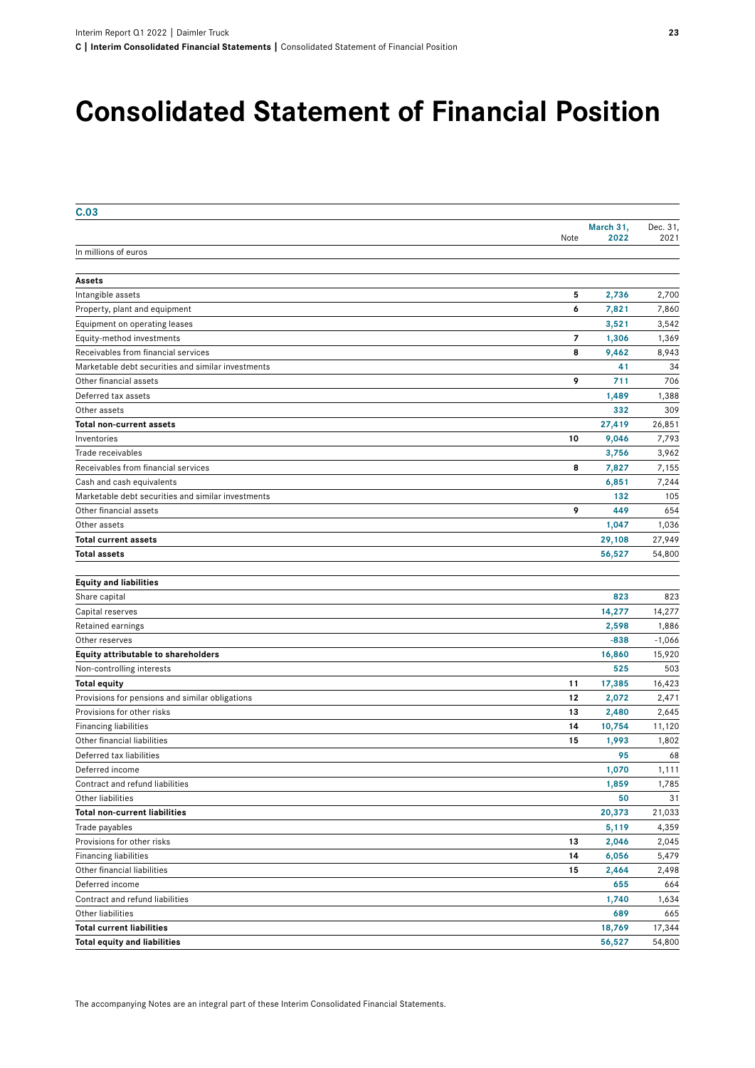# Consolidated Statement of Financial Position

**C.03**

| In millions of euros | Note | March 31, 2022 | Dec. 31, 2021 |
|---|---|---|---|
| **Assets** | | | |
| Intangible assets | 5 | 2,736 | 2,700 |
| Property, plant and equipment | 6 | 7,821 | 7,860 |
| Equipment on operating leases | | 3,521 | 3,542 |
| Equity-method investments | 7 | 1,306 | 1,369 |
| Receivables from financial services | 8 | 9,462 | 8,943 |
| Marketable debt securities and similar investments | | 41 | 34 |
| Other financial assets | 9 | 711 | 706 |
| Deferred tax assets | | 1,489 | 1,388 |
| Other assets | | 332 | 309 |
| **Total non-current assets** | | **27,419** | **26,851** |
| Inventories | 10 | 9,046 | 7,793 |
| Trade receivables | | 3,756 | 3,962 |
| Receivables from financial services | 8 | 7,827 | 7,155 |
| Cash and cash equivalents | | 6,851 | 7,244 |
| Marketable debt securities and similar investments | | 132 | 105 |
| Other financial assets | 9 | 449 | 654 |
| Other assets | | 1,047 | 1,036 |
| **Total current assets** | | **29,108** | **27,949** |
| **Total assets** | | **56,527** | **54,800** |
| **Equity and liabilities** | | | |
| Share capital | | 823 | 823 |
| Capital reserves | | 14,277 | 14,277 |
| Retained earnings | | 2,598 | 1,886 |
| Other reserves | | -838 | -1,066 |
| **Equity attributable to shareholders** | | **16,860** | **15,920** |
| Non-controlling interests | | 525 | 503 |
| **Total equity** | 11 | **17,385** | **16,423** |
| Provisions for pensions and similar obligations | 12 | 2,072 | 2,471 |
| Provisions for other risks | 13 | 2,480 | 2,645 |
| Financing liabilities | 14 | 10,754 | 11,120 |
| Other financial liabilities | 15 | 1,993 | 1,802 |
| Deferred tax liabilities | | 95 | 68 |
| Deferred income | | 1,070 | 1,111 |
| Contract and refund liabilities | | 1,859 | 1,785 |
| Other liabilities | | 50 | 31 |
| **Total non-current liabilities** | | **20,373** | **21,033** |
| Trade payables | | 5,119 | 4,359 |
| Provisions for other risks | 13 | 2,046 | 2,045 |
| Financing liabilities | 14 | 6,056 | 5,479 |
| Other financial liabilities | 15 | 2,464 | 2,498 |
| Deferred income | | 655 | 664 |
| Contract and refund liabilities | | 1,740 | 1,634 |
| Other liabilities | | 689 | 665 |
| **Total current liabilities** | | **18,769** | **17,344** |
| **Total equity and liabilities** | | **56,527** | **54,800** |

The accompanying Notes are an integral part of these Interim Consolidated Financial Statements.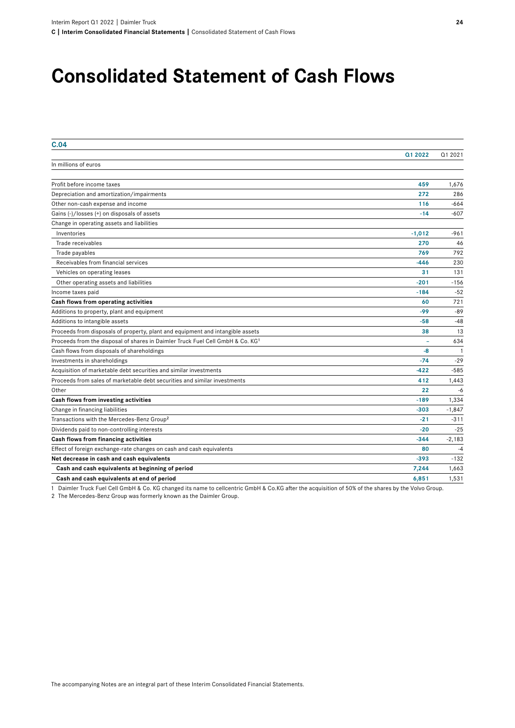# Consolidated Statement of Cash Flows

**C.04**

| In millions of euros | Q1 2022 | Q1 2021 |
|---|---|---|
| Profit before income taxes | 459 | 1,676 |
| Depreciation and amortization/impairments | 272 | 286 |
| Other non-cash expense and income | 116 | -664 |
| Gains (-)/losses (+) on disposals of assets | -14 | -607 |
| Change in operating assets and liabilities | | |
| Inventories | -1,012 | -961 |
| Trade receivables | 270 | 46 |
| Trade payables | 769 | 792 |
| Receivables from financial services | -446 | 230 |
| Vehicles on operating leases | 31 | 131 |
| Other operating assets and liabilities | -201 | -156 |
| Income taxes paid | -184 | -52 |
| **Cash flows from operating activities** | **60** | **721** |
| Additions to property, plant and equipment | -99 | -89 |
| Additions to intangible assets | -58 | -48 |
| Proceeds from disposals of property, plant and equipment and intangible assets | 38 | 13 |
| Proceeds from the disposal of shares in Daimler Truck Fuel Cell GmbH & Co. KG[1] | – | 634 |
| Cash flows from disposals of shareholdings | -8 | 1 |
| Investments in shareholdings | -74 | -29 |
| Acquisition of marketable debt securities and similar investments | -422 | -585 |
| Proceeds from sales of marketable debt securities and similar investments | 412 | 1,443 |
| Other | 22 | -6 |
| **Cash flows from investing activities** | **-189** | **1,334** |
| Change in financing liabilities | -303 | -1,847 |
| Transactions with the Mercedes-Benz Group[2] | -21 | -311 |
| Dividends paid to non-controlling interests | -20 | -25 |
| **Cash flows from financing activities** | **-344** | **-2,183** |
| Effect of foreign exchange-rate changes on cash and cash equivalents | 80 | -4 |
| **Net decrease in cash and cash equivalents** | **-393** | **-132** |
| **Cash and cash equivalents at beginning of period** | **7,244** | **1,663** |
| **Cash and cash equivalents at end of period** | **6,851** | **1,531** |

1 Daimler Truck Fuel Cell GmbH & Co. KG changed its name to cellcentric GmbH & Co.KG after the acquisition of 50% of the shares by the Volvo Group.

2 The Mercedes-Benz Group was formerly known as the Daimler Group.

The accompanying Notes are an integral part of these Interim Consolidated Financial Statements.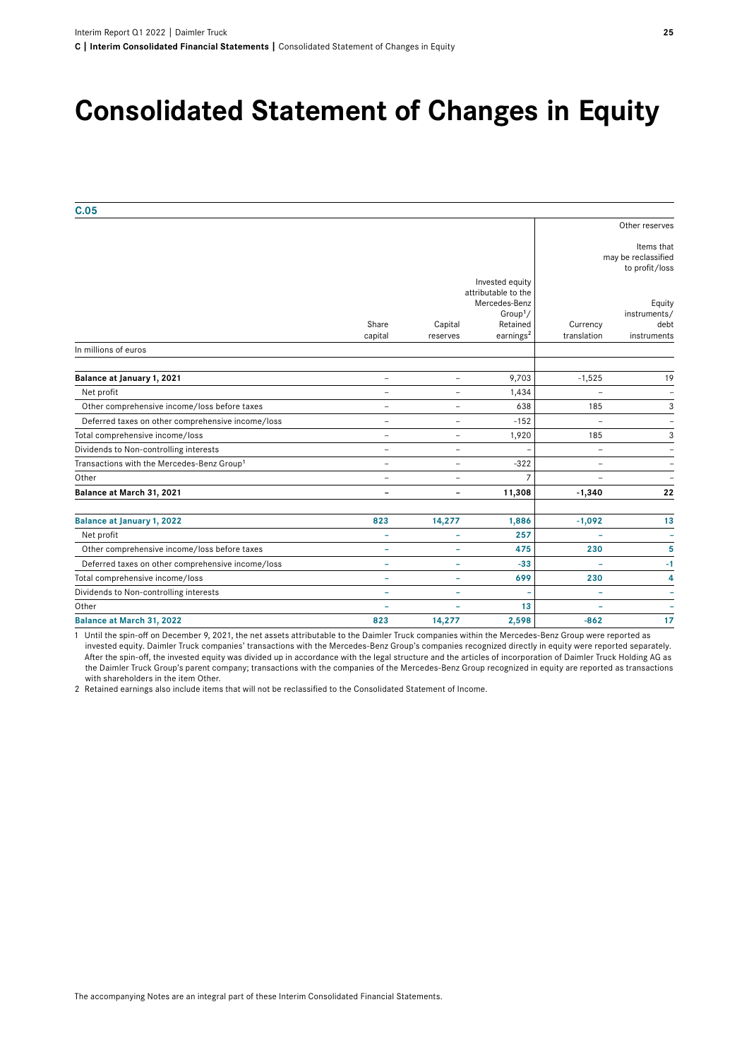# Consolidated Statement of Changes in Equity

**C.05**

| | Share capital | Capital reserves | Invested equity attributable to the Mercedes-Benz Group[1]/ Retained earnings[2] | Other reserves | |
|---|---|---|---|---|---|
| | | | | | Items that may be reclassified to profit/loss |
| | | | | Currency translation | Equity instruments/ debt instruments |
| In millions of euros | | | | | |
| **Balance at January 1, 2021** | – | – | 9,703 | -1,525 | 19 |
| Net profit | – | – | 1,434 | – | – |
| Other comprehensive income/loss before taxes | – | – | 638 | 185 | 3 |
| Deferred taxes on other comprehensive income/loss | – | – | -152 | – | – |
| Total comprehensive income/loss | – | – | 1,920 | 185 | 3 |
| Dividends to Non-controlling interests | – | – | – | – | – |
| Transactions with the Mercedes-Benz Group[1] | – | – | -322 | – | – |
| Other | – | – | 7 | – | – |
| **Balance at March 31, 2021** | **–** | **–** | **11,308** | **-1,340** | **22** |
| **Balance at January 1, 2022** | **823** | **14,277** | **1,886** | **-1,092** | **13** |
| Net profit | **–** | **–** | **257** | **–** | **–** |
| Other comprehensive income/loss before taxes | **–** | **–** | **475** | **230** | **5** |
| Deferred taxes on other comprehensive income/loss | **–** | **–** | **-33** | **–** | **-1** |
| Total comprehensive income/loss | **–** | **–** | **699** | **230** | **4** |
| Dividends to Non-controlling interests | **–** | **–** | **–** | **–** | **–** |
| Other | **–** | **–** | **13** | **–** | **–** |
| **Balance at March 31, 2022** | **823** | **14,277** | **2,598** | **-862** | **17** |

1 Until the spin-off on December 9, 2021, the net assets attributable to the Daimler Truck companies within the Mercedes-Benz Group were reported as invested equity. Daimler Truck companies' transactions with the Mercedes-Benz Group's companies recognized directly in equity were reported separately. After the spin-off, the invested equity was divided up in accordance with the legal structure and the articles of incorporation of Daimler Truck Holding AG as the Daimler Truck Group's parent company; transactions with the companies of the Mercedes-Benz Group recognized in equity are reported as transactions with shareholders in the item Other.

2 Retained earnings also include items that will not be reclassified to the Consolidated Statement of Income.

The accompanying Notes are an integral part of these Interim Consolidated Financial Statements.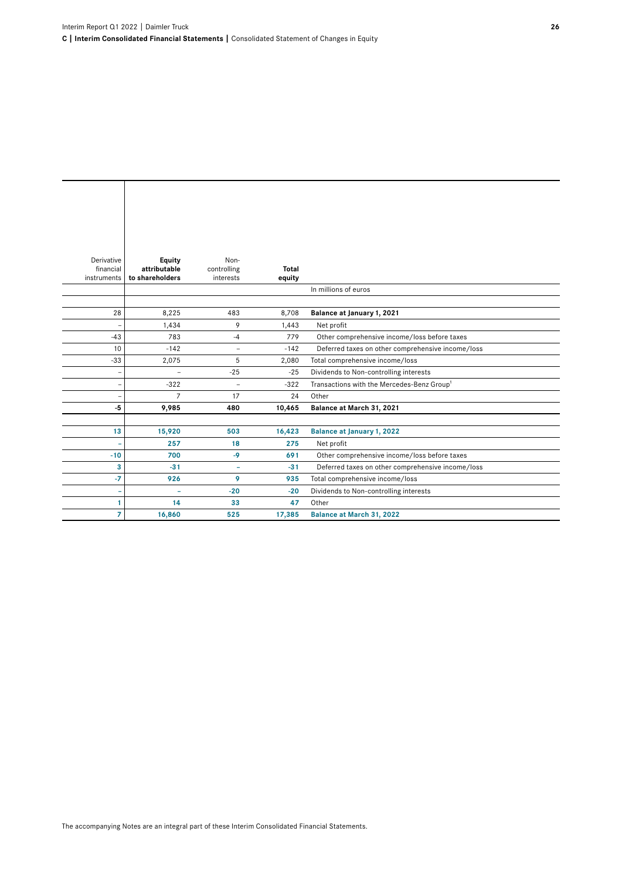| Derivative financial instruments | Equity attributable to shareholders | Non-controlling interests | Total equity | In millions of euros |
|---|---|---|---|---|
| | | | | |
| 28 | 8,225 | 483 | 8,708 | **Balance at January 1, 2021** |
| – | 1,434 | 9 | 1,443 | Net profit |
| -43 | 783 | -4 | 779 | Other comprehensive income/loss before taxes |
| 10 | -142 | – | -142 | Deferred taxes on other comprehensive income/loss |
| -33 | 2,075 | 5 | 2,080 | Total comprehensive income/loss |
| – | – | -25 | -25 | Dividends to Non-controlling interests |
| – | -322 | – | -322 | Transactions with the Mercedes-Benz Group[1] |
| – | 7 | 17 | 24 | Other |
| **-5** | **9,985** | **480** | **10,465** | **Balance at March 31, 2021** |
| | | | | |
| **13** | **15,920** | **503** | **16,423** | **Balance at January 1, 2022** |
| **–** | **257** | **18** | **275** | Net profit |
| **-10** | **700** | **-9** | **691** | Other comprehensive income/loss before taxes |
| **3** | **-31** | **–** | **-31** | Deferred taxes on other comprehensive income/loss |
| **-7** | **926** | **9** | **935** | Total comprehensive income/loss |
| **–** | **–** | **-20** | **-20** | Dividends to Non-controlling interests |
| **1** | **14** | **33** | **47** | Other |
| **7** | **16,860** | **525** | **17,385** | **Balance at March 31, 2022** |

The accompanying Notes are an integral part of these Interim Consolidated Financial Statements.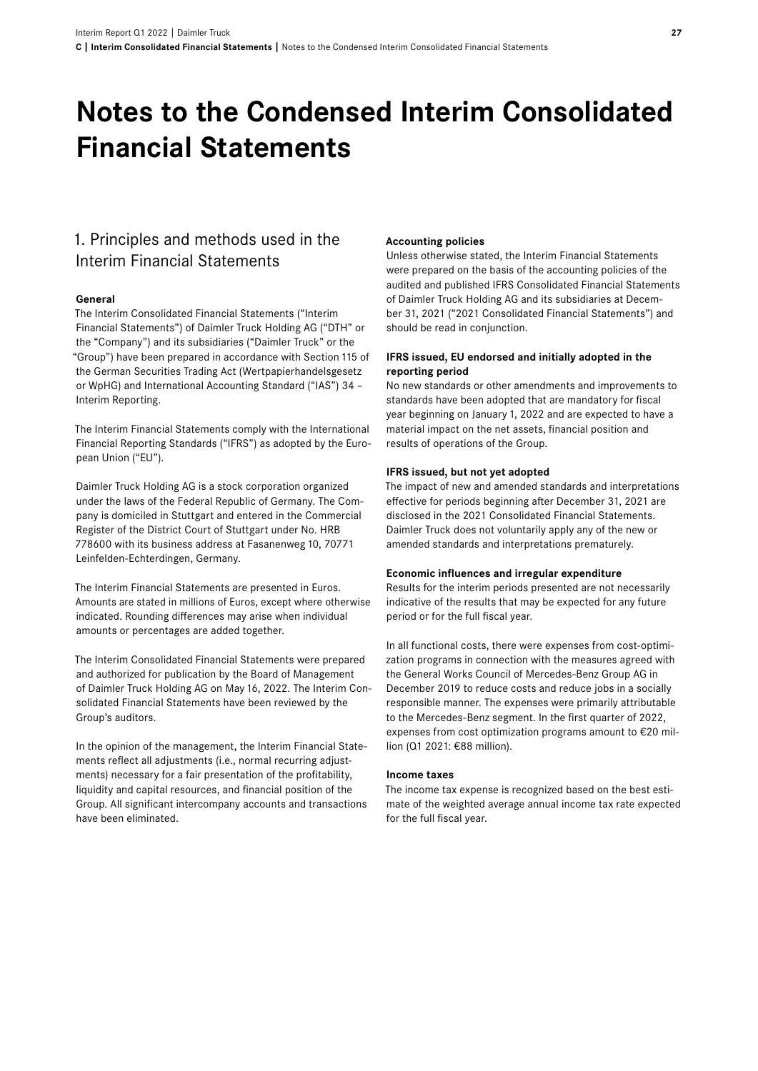# Notes to the Condensed Interim Consolidated Financial Statements

## 1. Principles and methods used in the Interim Financial Statements

### General

The Interim Consolidated Financial Statements ("Interim Financial Statements") of Daimler Truck Holding AG ("DTH" or the "Company") and its subsidiaries ("Daimler Truck" or the "Group") have been prepared in accordance with Section 115 of the German Securities Trading Act (Wertpapierhandelsgesetz or WpHG) and International Accounting Standard ("IAS") 34 – Interim Reporting.

The Interim Financial Statements comply with the International Financial Reporting Standards ("IFRS") as adopted by the European Union ("EU").

Daimler Truck Holding AG is a stock corporation organized under the laws of the Federal Republic of Germany. The Company is domiciled in Stuttgart and entered in the Commercial Register of the District Court of Stuttgart under No. HRB 778600 with its business address at Fasanenweg 10, 70771 Leinfelden-Echterdingen, Germany.

The Interim Financial Statements are presented in Euros. Amounts are stated in millions of Euros, except where otherwise indicated. Rounding differences may arise when individual amounts or percentages are added together.

The Interim Consolidated Financial Statements were prepared and authorized for publication by the Board of Management of Daimler Truck Holding AG on May 16, 2022. The Interim Consolidated Financial Statements have been reviewed by the Group's auditors.

In the opinion of the management, the Interim Financial Statements reflect all adjustments (i.e., normal recurring adjustments) necessary for a fair presentation of the profitability, liquidity and capital resources, and financial position of the Group. All significant intercompany accounts and transactions have been eliminated.

### Accounting policies

Unless otherwise stated, the Interim Financial Statements were prepared on the basis of the accounting policies of the audited and published IFRS Consolidated Financial Statements of Daimler Truck Holding AG and its subsidiaries at December 31, 2021 ("2021 Consolidated Financial Statements") and should be read in conjunction.

### IFRS issued, EU endorsed and initially adopted in the reporting period

No new standards or other amendments and improvements to standards have been adopted that are mandatory for fiscal year beginning on January 1, 2022 and are expected to have a material impact on the net assets, financial position and results of operations of the Group.

### IFRS issued, but not yet adopted

The impact of new and amended standards and interpretations effective for periods beginning after December 31, 2021 are disclosed in the 2021 Consolidated Financial Statements. Daimler Truck does not voluntarily apply any of the new or amended standards and interpretations prematurely.

### Economic influences and irregular expenditure

Results for the interim periods presented are not necessarily indicative of the results that may be expected for any future period or for the full fiscal year.

In all functional costs, there were expenses from cost-optimization programs in connection with the measures agreed with the General Works Council of Mercedes-Benz Group AG in December 2019 to reduce costs and reduce jobs in a socially responsible manner. The expenses were primarily attributable to the Mercedes-Benz segment. In the first quarter of 2022, expenses from cost optimization programs amount to €20 million (Q1 2021: €88 million).

### Income taxes

The income tax expense is recognized based on the best estimate of the weighted average annual income tax rate expected for the full fiscal year.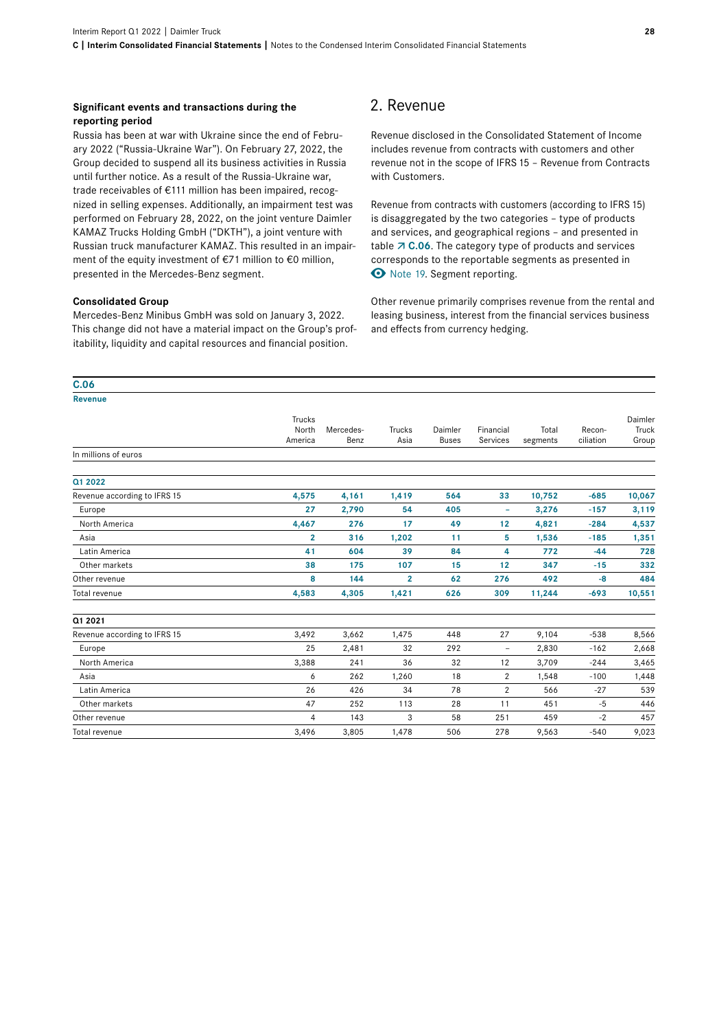**Significant events and transactions during the reporting period**

Russia has been at war with Ukraine since the end of February 2022 ("Russia-Ukraine War"). On February 27, 2022, the Group decided to suspend all its business activities in Russia until further notice. As a result of the Russia-Ukraine war, trade receivables of €111 million has been impaired, recognized in selling expenses. Additionally, an impairment test was performed on February 28, 2022, on the joint venture Daimler KAMAZ Trucks Holding GmbH ("DKTH"), a joint venture with Russian truck manufacturer KAMAZ. This resulted in an impairment of the equity investment of €71 million to €0 million, presented in the Mercedes-Benz segment.

**Consolidated Group**

Mercedes-Benz Minibus GmbH was sold on January 3, 2022. This change did not have a material impact on the Group's profitability, liquidity and capital resources and financial position.

## 2. Revenue

Revenue disclosed in the Consolidated Statement of Income includes revenue from contracts with customers and other revenue not in the scope of IFRS 15 – Revenue from Contracts with Customers.

Revenue from contracts with customers (according to IFRS 15) is disaggregated by the two categories – type of products and services, and geographical regions – and presented in table ↗ C.06. The category type of products and services corresponds to the reportable segments as presented in Note 19. Segment reporting.

Other revenue primarily comprises revenue from the rental and leasing business, interest from the financial services business and effects from currency hedging.

**C.06**
**Revenue**

| In millions of euros | Trucks North America | Mercedes-Benz | Trucks Asia | Daimler Buses | Financial Services | Total segments | Reconciliation | Daimler Truck Group |
|---|---|---|---|---|---|---|---|---|
| **Q1 2022** | | | | | | | | |
| Revenue according to IFRS 15 | **4,575** | **4,161** | **1,419** | **564** | **33** | **10,752** | **-685** | **10,067** |
| Europe | **27** | **2,790** | **54** | **405** | **–** | **3,276** | **-157** | **3,119** |
| North America | **4,467** | **276** | **17** | **49** | **12** | **4,821** | **-284** | **4,537** |
| Asia | **2** | **316** | **1,202** | **11** | **5** | **1,536** | **-185** | **1,351** |
| Latin America | **41** | **604** | **39** | **84** | **4** | **772** | **-44** | **728** |
| Other markets | **38** | **175** | **107** | **15** | **12** | **347** | **-15** | **332** |
| Other revenue | **8** | **144** | **2** | **62** | **276** | **492** | **-8** | **484** |
| Total revenue | **4,583** | **4,305** | **1,421** | **626** | **309** | **11,244** | **-693** | **10,551** |
| **Q1 2021** | | | | | | | | |
| Revenue according to IFRS 15 | 3,492 | 3,662 | 1,475 | 448 | 27 | 9,104 | -538 | 8,566 |
| Europe | 25 | 2,481 | 32 | 292 | – | 2,830 | -162 | 2,668 |
| North America | 3,388 | 241 | 36 | 32 | 12 | 3,709 | -244 | 3,465 |
| Asia | 6 | 262 | 1,260 | 18 | 2 | 1,548 | -100 | 1,448 |
| Latin America | 26 | 426 | 34 | 78 | 2 | 566 | -27 | 539 |
| Other markets | 47 | 252 | 113 | 28 | 11 | 451 | -5 | 446 |
| Other revenue | 4 | 143 | 3 | 58 | 251 | 459 | -2 | 457 |
| Total revenue | 3,496 | 3,805 | 1,478 | 506 | 278 | 9,563 | -540 | 9,023 |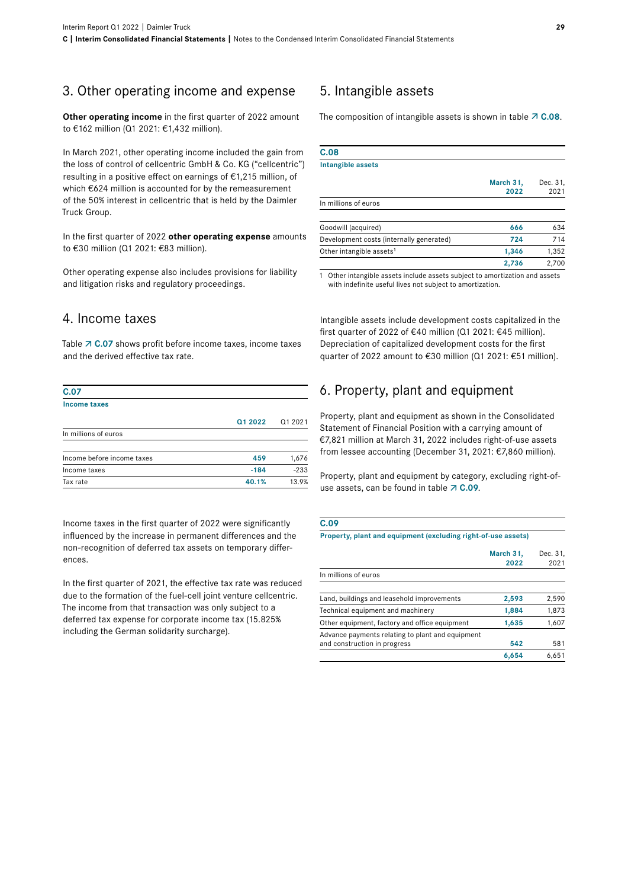## 3. Other operating income and expense

**Other operating income** in the first quarter of 2022 amount to €162 million (Q1 2021: €1,432 million).

In March 2021, other operating income included the gain from the loss of control of cellcentric GmbH & Co. KG ("cellcentric") resulting in a positive effect on earnings of €1,215 million, of which €624 million is accounted for by the remeasurement of the 50% interest in cellcentric that is held by the Daimler Truck Group.

In the first quarter of 2022 **other operating expense** amounts to €30 million (Q1 2021: €83 million).

Other operating expense also includes provisions for liability and litigation risks and regulatory proceedings.

## 4. Income taxes

Table ↗ C.07 shows profit before income taxes, income taxes and the derived effective tax rate.

**C.07**
**Income taxes**

| In millions of euros | Q1 2022 | Q1 2021 |
|---|---|---|
| Income before income taxes | 459 | 1,676 |
| Income taxes | -184 | -233 |
| Tax rate | 40.1% | 13.9% |

Income taxes in the first quarter of 2022 were significantly influenced by the increase in permanent differences and the non-recognition of deferred tax assets on temporary differences.

In the first quarter of 2021, the effective tax rate was reduced due to the formation of the fuel-cell joint venture cellcentric. The income from that transaction was only subject to a deferred tax expense for corporate income tax (15.825% including the German solidarity surcharge).

## 5. Intangible assets

The composition of intangible assets is shown in table ↗ C.08.

**C.08**
**Intangible assets**

| In millions of euros | March 31, 2022 | Dec. 31, 2021 |
|---|---|---|
| Goodwill (acquired) | 666 | 634 |
| Development costs (internally generated) | 724 | 714 |
| Other intangible assets[1] | 1,346 | 1,352 |
| | 2,736 | 2,700 |

1 Other intangible assets include assets subject to amortization and assets with indefinite useful lives not subject to amortization.

Intangible assets include development costs capitalized in the first quarter of 2022 of €40 million (Q1 2021: €45 million). Depreciation of capitalized development costs for the first quarter of 2022 amount to €30 million (Q1 2021: €51 million).

## 6. Property, plant and equipment

Property, plant and equipment as shown in the Consolidated Statement of Financial Position with a carrying amount of €7,821 million at March 31, 2022 includes right-of-use assets from lessee accounting (December 31, 2021: €7,860 million).

Property, plant and equipment by category, excluding right-of-use assets, can be found in table ↗ C.09.

**C.09**
**Property, plant and equipment (excluding right-of-use assets)**

| In millions of euros | March 31, 2022 | Dec. 31, 2021 |
|---|---|---|
| Land, buildings and leasehold improvements | 2,593 | 2,590 |
| Technical equipment and machinery | 1,884 | 1,873 |
| Other equipment, factory and office equipment | 1,635 | 1,607 |
| Advance payments relating to plant and equipment and construction in progress | 542 | 581 |
| | 6,654 | 6,651 |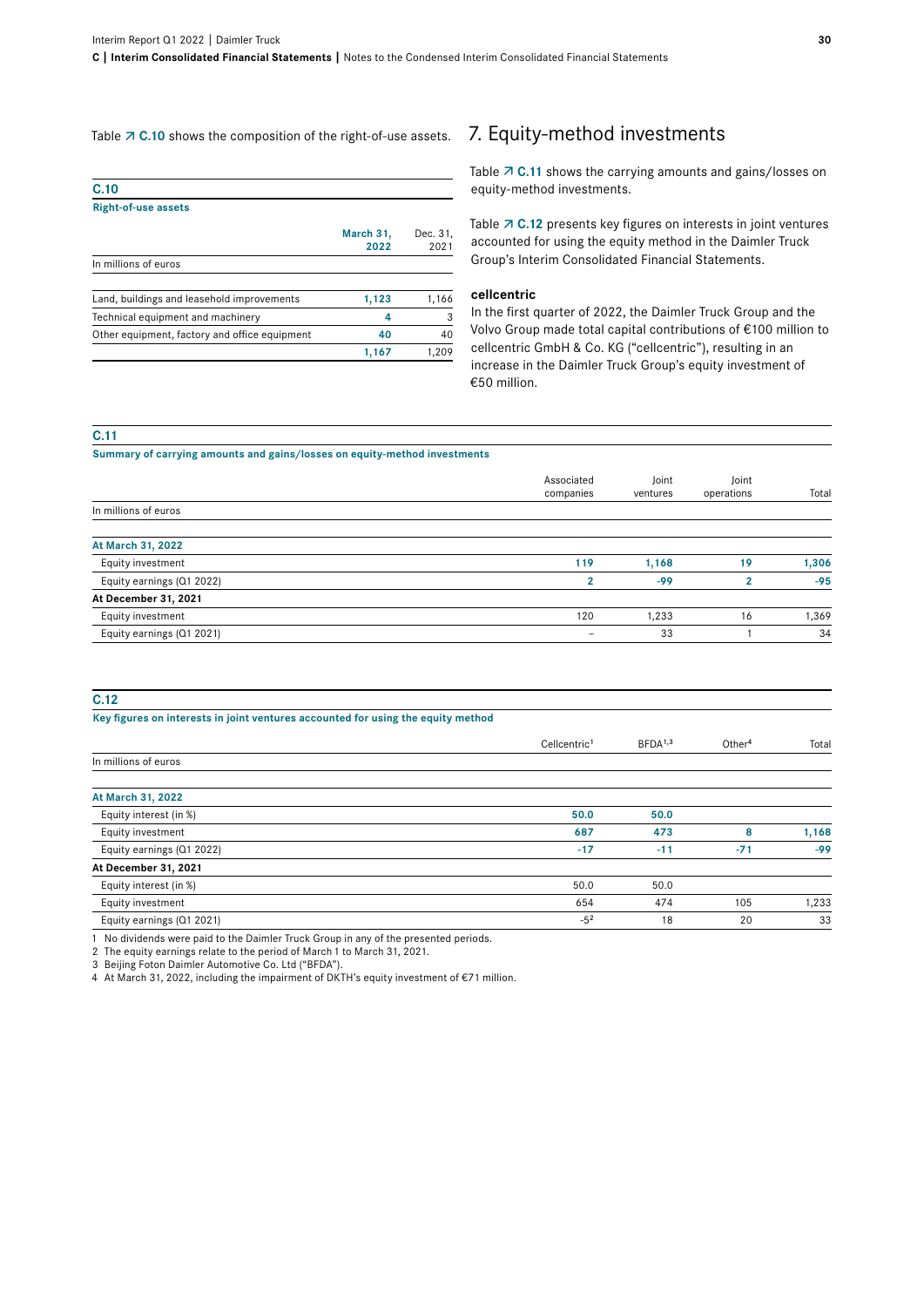Table ↗ C.10 shows the composition of the right-of-use assets.

**C.10**
**Right-of-use assets**

| In millions of euros | March 31, 2022 | Dec. 31, 2021 |
|---|---|---|
| Land, buildings and leasehold improvements | 1,123 | 1,166 |
| Technical equipment and machinery | 4 | 3 |
| Other equipment, factory and office equipment | 40 | 40 |
| | 1,167 | 1,209 |

## 7. Equity-method investments

Table ↗ C.11 shows the carrying amounts and gains/losses on equity-method investments.

Table ↗ C.12 presents key figures on interests in joint ventures accounted for using the equity method in the Daimler Truck Group's Interim Consolidated Financial Statements.

**cellcentric**

In the first quarter of 2022, the Daimler Truck Group and the Volvo Group made total capital contributions of €100 million to cellcentric GmbH & Co. KG ("cellcentric"), resulting in an increase in the Daimler Truck Group's equity investment of €50 million.

**C.11**
**Summary of carrying amounts and gains/losses on equity-method investments**

| In millions of euros | Associated companies | Joint ventures | Joint operations | Total |
|---|---|---|---|---|
| **At March 31, 2022** | | | | |
| Equity investment | 119 | 1,168 | 19 | 1,306 |
| Equity earnings (Q1 2022) | 2 | -99 | 2 | -95 |
| **At December 31, 2021** | | | | |
| Equity investment | 120 | 1,233 | 16 | 1,369 |
| Equity earnings (Q1 2021) | – | 33 | 1 | 34 |

**C.12**
**Key figures on interests in joint ventures accounted for using the equity method**

| In millions of euros | Cellcentric[1] | BFDA[1,3] | Other[4] | Total |
|---|---|---|---|---|
| **At March 31, 2022** | | | | |
| Equity interest (in %) | 50.0 | 50.0 | | |
| Equity investment | 687 | 473 | 8 | 1,168 |
| Equity earnings (Q1 2022) | -17 | -11 | -71 | -99 |
| **At December 31, 2021** | | | | |
| Equity interest (in %) | 50.0 | 50.0 | | |
| Equity investment | 654 | 474 | 105 | 1,233 |
| Equity earnings (Q1 2021) | -5[2] | 18 | 20 | 33 |

1 No dividends were paid to the Daimler Truck Group in any of the presented periods.
2 The equity earnings relate to the period of March 1 to March 31, 2021.
3 Beijing Foton Daimler Automotive Co. Ltd ("BFDA").
4 At March 31, 2022, including the impairment of DKTH's equity investment of €71 million.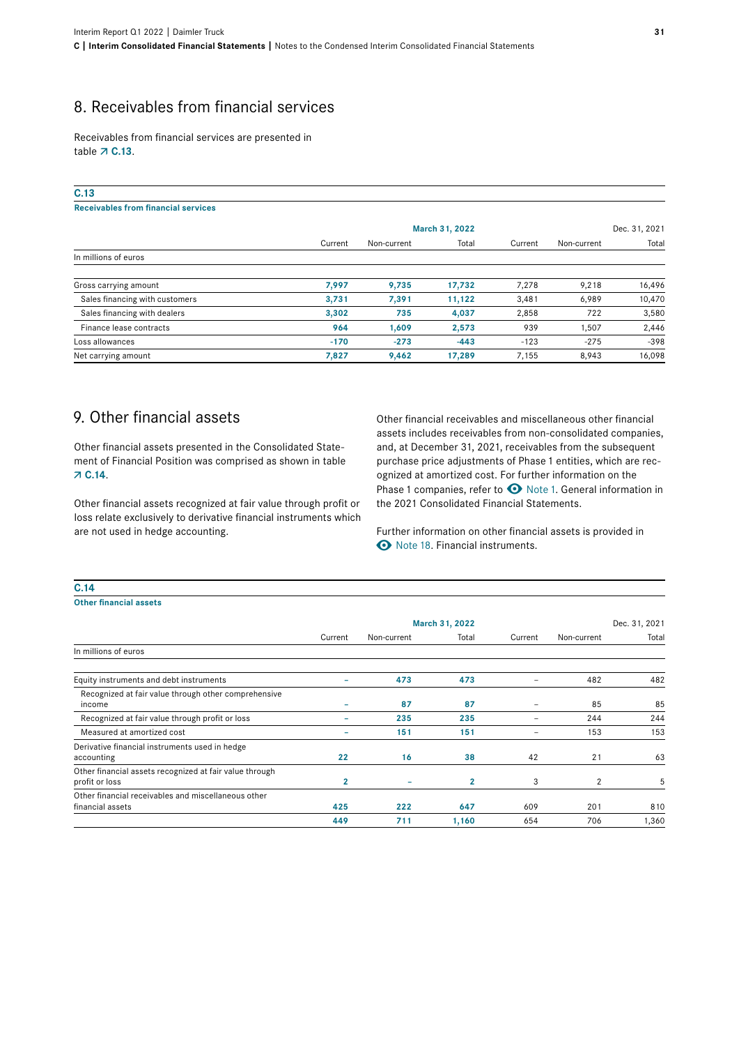## 8. Receivables from financial services

Receivables from financial services are presented in table ↗ C.13.

**C.13**

**Receivables from financial services**

| In millions of euros | March 31, 2022 Current | March 31, 2022 Non-current | March 31, 2022 Total | Dec. 31, 2021 Current | Dec. 31, 2021 Non-current | Dec. 31, 2021 Total |
|---|---|---|---|---|---|---|
| Gross carrying amount | **7,997** | **9,735** | **17,732** | 7,278 | 9,218 | 16,496 |
| Sales financing with customers | **3,731** | **7,391** | **11,122** | 3,481 | 6,989 | 10,470 |
| Sales financing with dealers | **3,302** | **735** | **4,037** | 2,858 | 722 | 3,580 |
| Finance lease contracts | **964** | **1,609** | **2,573** | 939 | 1,507 | 2,446 |
| Loss allowances | **-170** | **-273** | **-443** | -123 | -275 | -398 |
| Net carrying amount | **7,827** | **9,462** | **17,289** | 7,155 | 8,943 | 16,098 |

## 9. Other financial assets

Other financial assets presented in the Consolidated Statement of Financial Position was comprised as shown in table ↗ C.14.

Other financial assets recognized at fair value through profit or loss relate exclusively to derivative financial instruments which are not used in hedge accounting.

Other financial receivables and miscellaneous other financial assets includes receivables from non-consolidated companies, and, at December 31, 2021, receivables from the subsequent purchase price adjustments of Phase 1 entities, which are recognized at amortized cost. For further information on the Phase 1 companies, refer to Note 1. General information in the 2021 Consolidated Financial Statements.

Further information on other financial assets is provided in Note 18. Financial instruments.

**C.14**

**Other financial assets**

| In millions of euros | March 31, 2022 Current | March 31, 2022 Non-current | March 31, 2022 Total | Dec. 31, 2021 Current | Dec. 31, 2021 Non-current | Dec. 31, 2021 Total |
|---|---|---|---|---|---|---|
| Equity instruments and debt instruments | **–** | **473** | **473** | – | 482 | 482 |
| Recognized at fair value through other comprehensive income | **–** | **87** | **87** | – | 85 | 85 |
| Recognized at fair value through profit or loss | **–** | **235** | **235** | – | 244 | 244 |
| Measured at amortized cost | **–** | **151** | **151** | – | 153 | 153 |
| Derivative financial instruments used in hedge accounting | **22** | **16** | **38** | 42 | 21 | 63 |
| Other financial assets recognized at fair value through profit or loss | **2** | **–** | **2** | 3 | 2 | 5 |
| Other financial receivables and miscellaneous other financial assets | **425** | **222** | **647** | 609 | 201 | 810 |
| | **449** | **711** | **1,160** | 654 | 706 | 1,360 |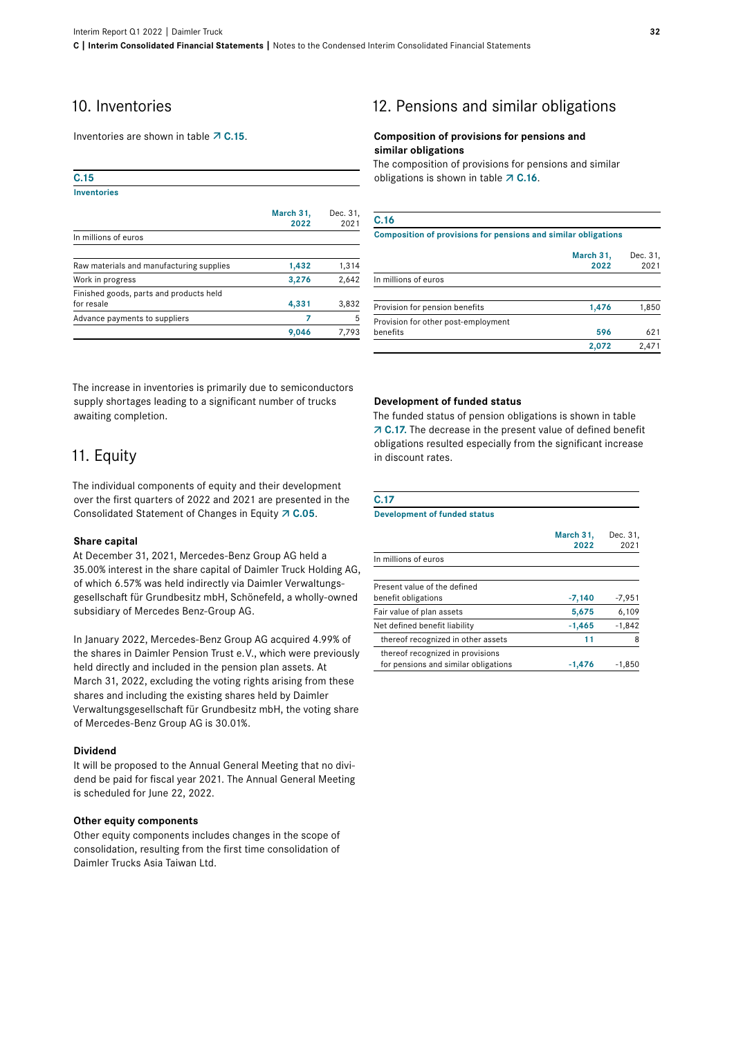## 10. Inventories

Inventories are shown in table ↗ **C.15**.

**C.15**
**Inventories**

| In millions of euros | March 31, 2022 | Dec. 31, 2021 |
|---|---|---|
| Raw materials and manufacturing supplies | **1,432** | 1,314 |
| Work in progress | **3,276** | 2,642 |
| Finished goods, parts and products held for resale | **4,331** | 3,832 |
| Advance payments to suppliers | **7** | 5 |
| | **9,046** | 7,793 |

The increase in inventories is primarily due to semiconductors supply shortages leading to a significant number of trucks awaiting completion.

## 11. Equity

The individual components of equity and their development over the first quarters of 2022 and 2021 are presented in the Consolidated Statement of Changes in Equity ↗ **C.05**.

### Share capital

At December 31, 2021, Mercedes-Benz Group AG held a 35.00% interest in the share capital of Daimler Truck Holding AG, of which 6.57% was held indirectly via Daimler Verwaltungsgesellschaft für Grundbesitz mbH, Schönefeld, a wholly-owned subsidiary of Mercedes Benz-Group AG.

In January 2022, Mercedes-Benz Group AG acquired 4.99% of the shares in Daimler Pension Trust e.V., which were previously held directly and included in the pension plan assets. At March 31, 2022, excluding the voting rights arising from these shares and including the existing shares held by Daimler Verwaltungsgesellschaft für Grundbesitz mbH, the voting share of Mercedes-Benz Group AG is 30.01%.

### Dividend

It will be proposed to the Annual General Meeting that no dividend be paid for fiscal year 2021. The Annual General Meeting is scheduled for June 22, 2022.

### Other equity components

Other equity components includes changes in the scope of consolidation, resulting from the first time consolidation of Daimler Trucks Asia Taiwan Ltd.

## 12. Pensions and similar obligations

### Composition of provisions for pensions and similar obligations

The composition of provisions for pensions and similar obligations is shown in table ↗ **C.16**.

**C.16**
**Composition of provisions for pensions and similar obligations**

| In millions of euros | March 31, 2022 | Dec. 31, 2021 |
|---|---|---|
| Provision for pension benefits | **1,476** | 1,850 |
| Provision for other post-employment benefits | **596** | 621 |
| | **2,072** | 2,471 |

### Development of funded status

The funded status of pension obligations is shown in table ↗ **C.17**. The decrease in the present value of defined benefit obligations resulted especially from the significant increase in discount rates.

**C.17**
**Development of funded status**

| In millions of euros | March 31, 2022 | Dec. 31, 2021 |
|---|---|---|
| Present value of the defined benefit obligations | **-7,140** | -7,951 |
| Fair value of plan assets | **5,675** | 6,109 |
| Net defined benefit liability | **-1,465** | -1,842 |
| thereof recognized in other assets | **11** | 8 |
| thereof recognized in provisions for pensions and similar obligations | **-1,476** | -1,850 |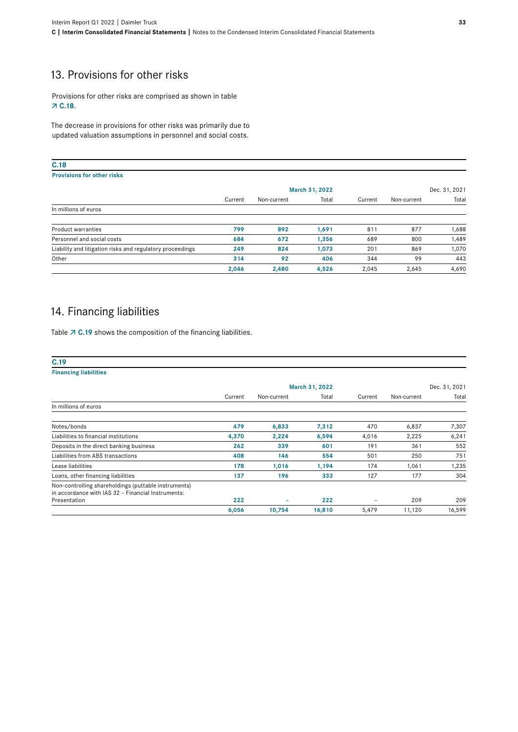## 13. Provisions for other risks

Provisions for other risks are comprised as shown in table ↗ C.18.

The decrease in provisions for other risks was primarily due to updated valuation assumptions in personnel and social costs.

**C.18**

**Provisions for other risks**

| | March 31, 2022 | | | Dec. 31, 2021 | | |
|---|---|---|---|---|---|---|
| | Current | Non-current | Total | Current | Non-current | Total |
| In millions of euros | | | | | | |
| Product warranties | **799** | **892** | **1,691** | 811 | 877 | 1,688 |
| Personnel and social costs | **684** | **672** | **1,356** | 689 | 800 | 1,489 |
| Liability and litigation risks and regulatory proceedings | **249** | **824** | **1,073** | 201 | 869 | 1,070 |
| Other | **314** | **92** | **406** | 344 | 99 | 443 |
| | **2,046** | **2,480** | **4,526** | 2,045 | 2,645 | 4,690 |

## 14. Financing liabilities

Table ↗ C.19 shows the composition of the financing liabilities.

**C.19**

**Financing liabilities**

| | March 31, 2022 | | | Dec. 31, 2021 | | |
|---|---|---|---|---|---|---|
| | Current | Non-current | Total | Current | Non-current | Total |
| In millions of euros | | | | | | |
| Notes/bonds | **479** | **6,833** | **7,312** | 470 | 6,837 | 7,307 |
| Liabilities to financial institutions | **4,370** | **2,224** | **6,594** | 4,016 | 2,225 | 6,241 |
| Deposits in the direct banking business | **262** | **339** | **601** | 191 | 361 | 552 |
| Liabilities from ABS transactions | **408** | **146** | **554** | 501 | 250 | 751 |
| Lease liabilities | **178** | **1,016** | **1,194** | 174 | 1,061 | 1,235 |
| Loans, other financing liabilities | **137** | **196** | **333** | 127 | 177 | 304 |
| Non-controlling shareholdings (puttable instruments) in accordance with IAS 32 - Financial Instruments: Presentation | **222** | **–** | **222** | – | 209 | 209 |
| | **6,056** | **10,754** | **16,810** | 5,479 | 11,120 | 16,599 |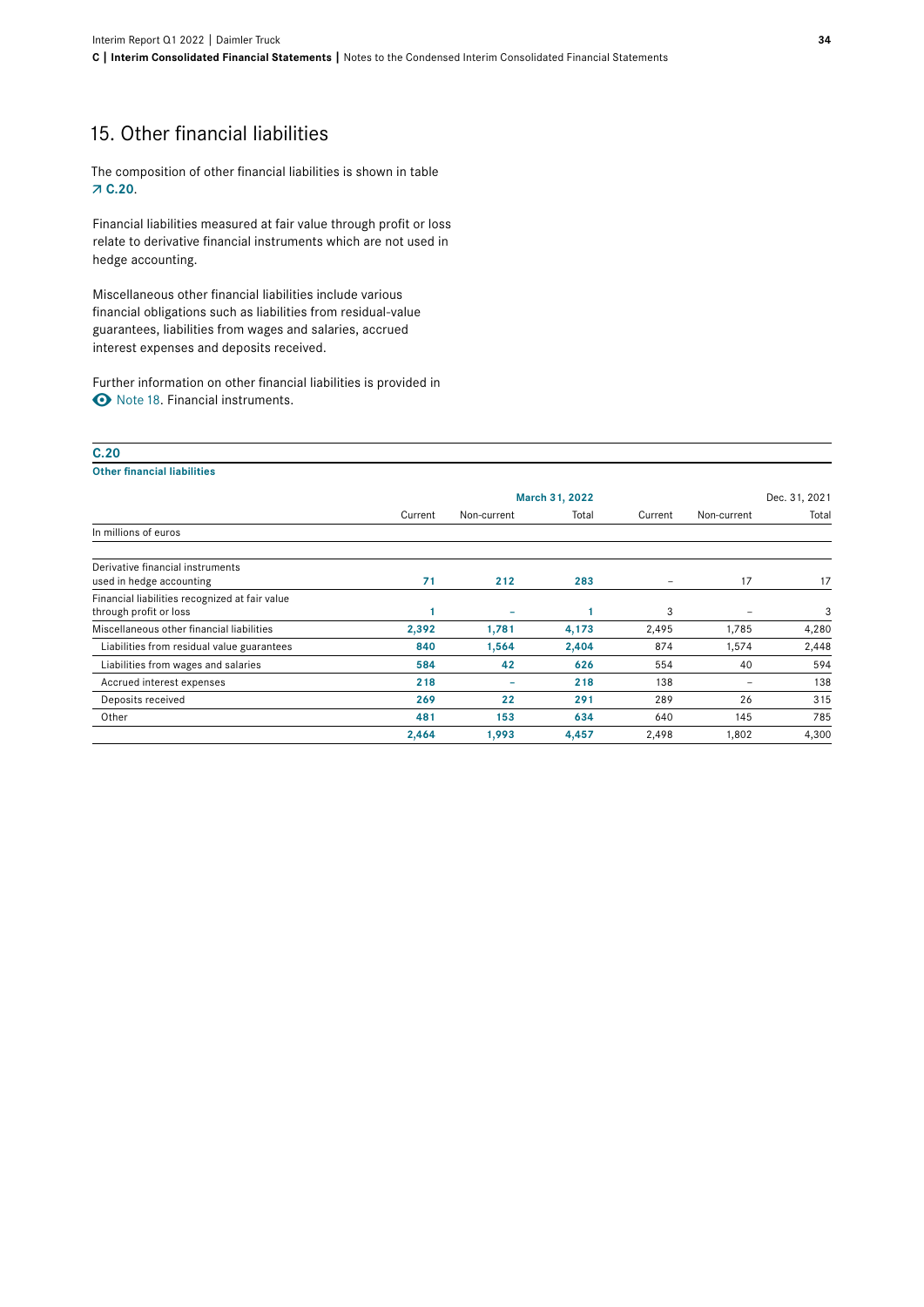## 15. Other financial liabilities

The composition of other financial liabilities is shown in table ↗ **C.20**.

Financial liabilities measured at fair value through profit or loss relate to derivative financial instruments which are not used in hedge accounting.

Miscellaneous other financial liabilities include various financial obligations such as liabilities from residual-value guarantees, liabilities from wages and salaries, accrued interest expenses and deposits received.

Further information on other financial liabilities is provided in Note 18. Financial instruments.

**C.20**
**Other financial liabilities**

| | | March 31, 2022 | | | Dec. 31, 2021 | |
|---|---|---|---|---|---|---|
| | Current | Non-current | Total | Current | Non-current | Total |
| In millions of euros | | | | | | |
| Derivative financial instruments used in hedge accounting | **71** | **212** | **283** | – | 17 | 17 |
| Financial liabilities recognized at fair value through profit or loss | **1** | **–** | **1** | 3 | – | 3 |
| Miscellaneous other financial liabilities | **2,392** | **1,781** | **4,173** | 2,495 | 1,785 | 4,280 |
| Liabilities from residual value guarantees | **840** | **1,564** | **2,404** | 874 | 1,574 | 2,448 |
| Liabilities from wages and salaries | **584** | **42** | **626** | 554 | 40 | 594 |
| Accrued interest expenses | **218** | **–** | **218** | 138 | – | 138 |
| Deposits received | **269** | **22** | **291** | 289 | 26 | 315 |
| Other | **481** | **153** | **634** | 640 | 145 | 785 |
| | **2,464** | **1,993** | **4,457** | 2,498 | 1,802 | 4,300 |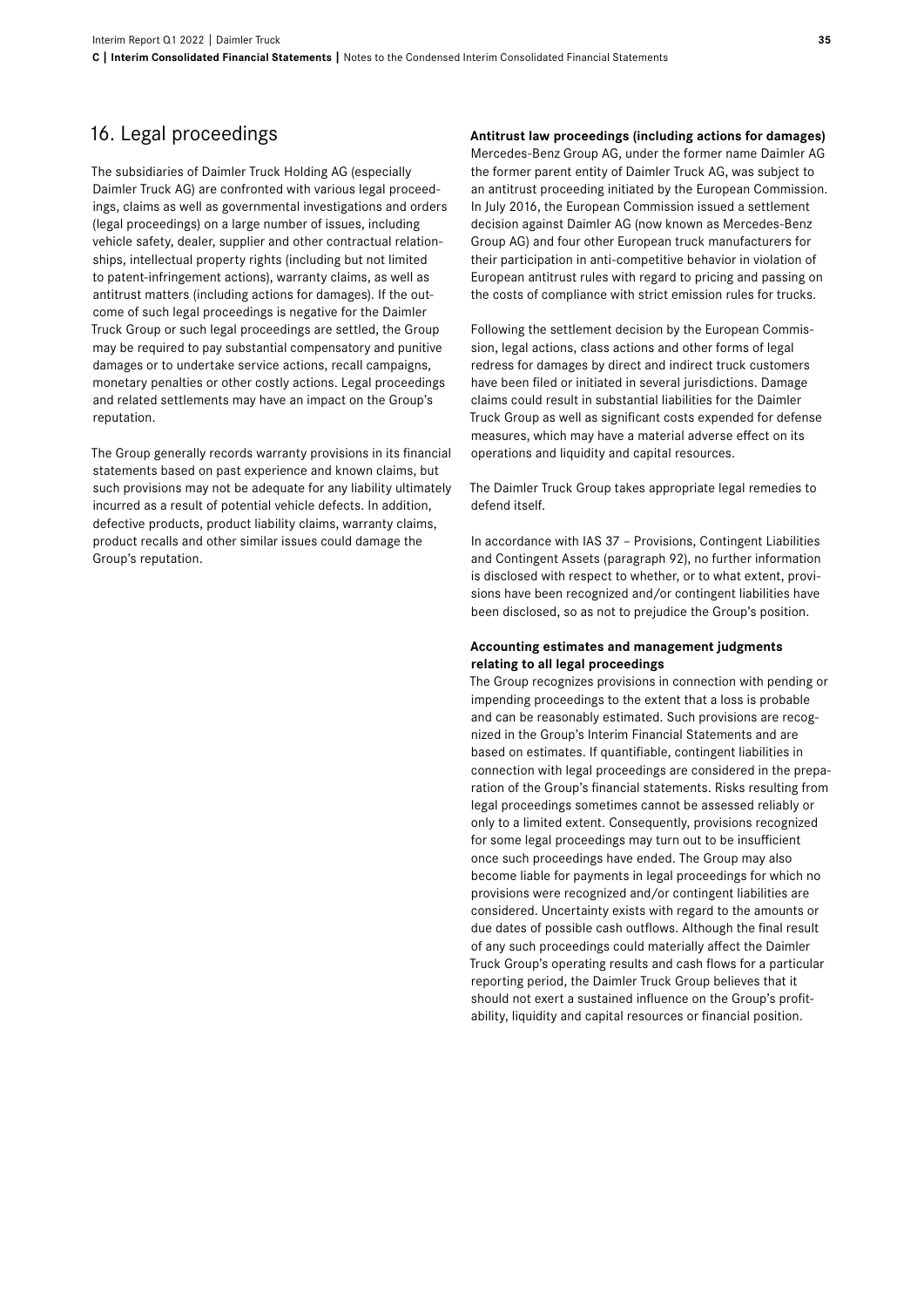## 16. Legal proceedings

The subsidiaries of Daimler Truck Holding AG (especially Daimler Truck AG) are confronted with various legal proceedings, claims as well as governmental investigations and orders (legal proceedings) on a large number of issues, including vehicle safety, dealer, supplier and other contractual relationships, intellectual property rights (including but not limited to patent-infringement actions), warranty claims, as well as antitrust matters (including actions for damages). If the outcome of such legal proceedings is negative for the Daimler Truck Group or such legal proceedings are settled, the Group may be required to pay substantial compensatory and punitive damages or to undertake service actions, recall campaigns, monetary penalties or other costly actions. Legal proceedings and related settlements may have an impact on the Group's reputation.

The Group generally records warranty provisions in its financial statements based on past experience and known claims, but such provisions may not be adequate for any liability ultimately incurred as a result of potential vehicle defects. In addition, defective products, product liability claims, warranty claims, product recalls and other similar issues could damage the Group's reputation.

**Antitrust law proceedings (including actions for damages)**

Mercedes-Benz Group AG, under the former name Daimler AG the former parent entity of Daimler Truck AG, was subject to an antitrust proceeding initiated by the European Commission. In July 2016, the European Commission issued a settlement decision against Daimler AG (now known as Mercedes-Benz Group AG) and four other European truck manufacturers for their participation in anti-competitive behavior in violation of European antitrust rules with regard to pricing and passing on the costs of compliance with strict emission rules for trucks.

Following the settlement decision by the European Commission, legal actions, class actions and other forms of legal redress for damages by direct and indirect truck customers have been filed or initiated in several jurisdictions. Damage claims could result in substantial liabilities for the Daimler Truck Group as well as significant costs expended for defense measures, which may have a material adverse effect on its operations and liquidity and capital resources.

The Daimler Truck Group takes appropriate legal remedies to defend itself.

In accordance with IAS 37 – Provisions, Contingent Liabilities and Contingent Assets (paragraph 92), no further information is disclosed with respect to whether, or to what extent, provisions have been recognized and/or contingent liabilities have been disclosed, so as not to prejudice the Group's position.

**Accounting estimates and management judgments relating to all legal proceedings**

The Group recognizes provisions in connection with pending or impending proceedings to the extent that a loss is probable and can be reasonably estimated. Such provisions are recognized in the Group's Interim Financial Statements and are based on estimates. If quantifiable, contingent liabilities in connection with legal proceedings are considered in the preparation of the Group's financial statements. Risks resulting from legal proceedings sometimes cannot be assessed reliably or only to a limited extent. Consequently, provisions recognized for some legal proceedings may turn out to be insufficient once such proceedings have ended. The Group may also become liable for payments in legal proceedings for which no provisions were recognized and/or contingent liabilities are considered. Uncertainty exists with regard to the amounts or due dates of possible cash outflows. Although the final result of any such proceedings could materially affect the Daimler Truck Group's operating results and cash flows for a particular reporting period, the Daimler Truck Group believes that it should not exert a sustained influence on the Group's profitability, liquidity and capital resources or financial position.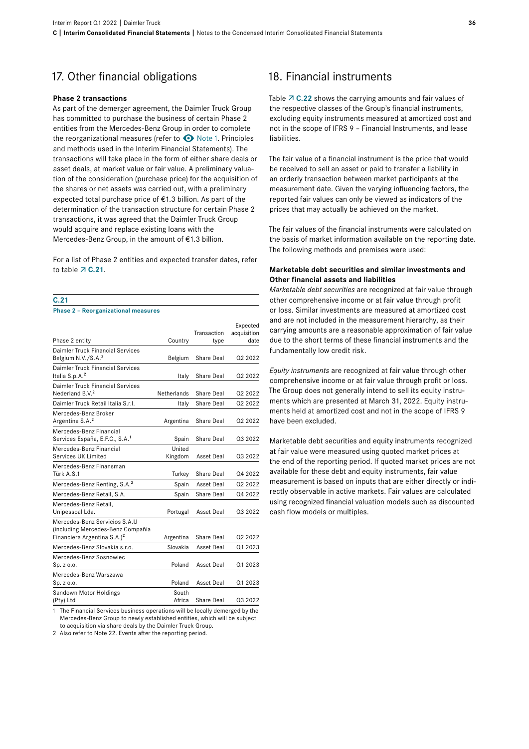## 17. Other financial obligations

**Phase 2 transactions**

As part of the demerger agreement, the Daimler Truck Group has committed to purchase the business of certain Phase 2 entities from the Mercedes-Benz Group in order to complete the reorganizational measures (refer to Note 1. Principles and methods used in the Interim Financial Statements). The transactions will take place in the form of either share deals or asset deals, at market value or fair value. A preliminary valuation of the consideration (purchase price) for the acquisition of the shares or net assets was carried out, with a preliminary expected total purchase price of €1.3 billion. As part of the determination of the transaction structure for certain Phase 2 transactions, it was agreed that the Daimler Truck Group would acquire and replace existing loans with the Mercedes-Benz Group, in the amount of €1.3 billion.

For a list of Phase 2 entities and expected transfer dates, refer to table C.21.

**C.21**

**Phase 2 – Reorganizational measures**

| Phase 2 entity | Country | Transaction type | Expected acquisition date |
|---|---|---|---|
| Daimler Truck Financial Services Belgium N.V./S.A.[2] | Belgium | Share Deal | Q2 2022 |
| Daimler Truck Financial Services Italia S.p.A.[2] | Italy | Share Deal | Q2 2022 |
| Daimler Truck Financial Services Nederland B.V.[2] | Netherlands | Share Deal | Q2 2022 |
| Daimler Truck Retail Italia S.r.l. | Italy | Share Deal | Q2 2022 |
| Mercedes-Benz Broker Argentina S.A.[2] | Argentina | Share Deal | Q2 2022 |
| Mercedes-Benz Financial Services España, E.F.C., S.A.[1] | Spain | Share Deal | Q3 2022 |
| Mercedes-Benz Financial Services UK Limited | United Kingdom | Asset Deal | Q3 2022 |
| Mercedes-Benz Finansman Türk A.S.1 | Turkey | Share Deal | Q4 2022 |
| Mercedes-Benz Renting, S.A.[2] | Spain | Asset Deal | Q2 2022 |
| Mercedes-Benz Retail, S.A. | Spain | Share Deal | Q4 2022 |
| Mercedes-Benz Retail, Unipessoal Lda. | Portugal | Asset Deal | Q3 2022 |
| Mercedes-Benz Servicios S.A.U (including Mercedes-Benz Compañía Financiera Argentina S.A.)[2] | Argentina | Share Deal | Q2 2022 |
| Mercedes-Benz Slovakia s.r.o. | Slovakia | Asset Deal | Q1 2023 |
| Mercedes-Benz Sosnowiec Sp. z o.o. | Poland | Asset Deal | Q1 2023 |
| Mercedes-Benz Warszawa Sp. z o.o. | Poland | Asset Deal | Q1 2023 |
| Sandown Motor Holdings (Pty) Ltd | South Africa | Share Deal | Q3 2022 |

1 The Financial Services business operations will be locally demerged by the Mercedes-Benz Group to newly established entities, which will be subject to acquisition via share deals by the Daimler Truck Group.

2 Also refer to Note 22. Events after the reporting period.

## 18. Financial instruments

Table C.22 shows the carrying amounts and fair values of the respective classes of the Group's financial instruments, excluding equity instruments measured at amortized cost and not in the scope of IFRS 9 – Financial Instruments, and lease liabilities.

The fair value of a financial instrument is the price that would be received to sell an asset or paid to transfer a liability in an orderly transaction between market participants at the measurement date. Given the varying influencing factors, the reported fair values can only be viewed as indicators of the prices that may actually be achieved on the market.

The fair values of the financial instruments were calculated on the basis of market information available on the reporting date. The following methods and premises were used:

**Marketable debt securities and similar investments and Other financial assets and liabilities**

*Marketable debt securities* are recognized at fair value through other comprehensive income or at fair value through profit or loss. Similar investments are measured at amortized cost and are not included in the measurement hierarchy, as their carrying amounts are a reasonable approximation of fair value due to the short terms of these financial instruments and the fundamentally low credit risk.

*Equity instruments* are recognized at fair value through other comprehensive income or at fair value through profit or loss. The Group does not generally intend to sell its equity instruments which are presented at March 31, 2022. Equity instruments held at amortized cost and not in the scope of IFRS 9 have been excluded.

Marketable debt securities and equity instruments recognized at fair value were measured using quoted market prices at the end of the reporting period. If quoted market prices are not available for these debt and equity instruments, fair value measurement is based on inputs that are either directly or indirectly observable in active markets. Fair values are calculated using recognized financial valuation models such as discounted cash flow models or multiples.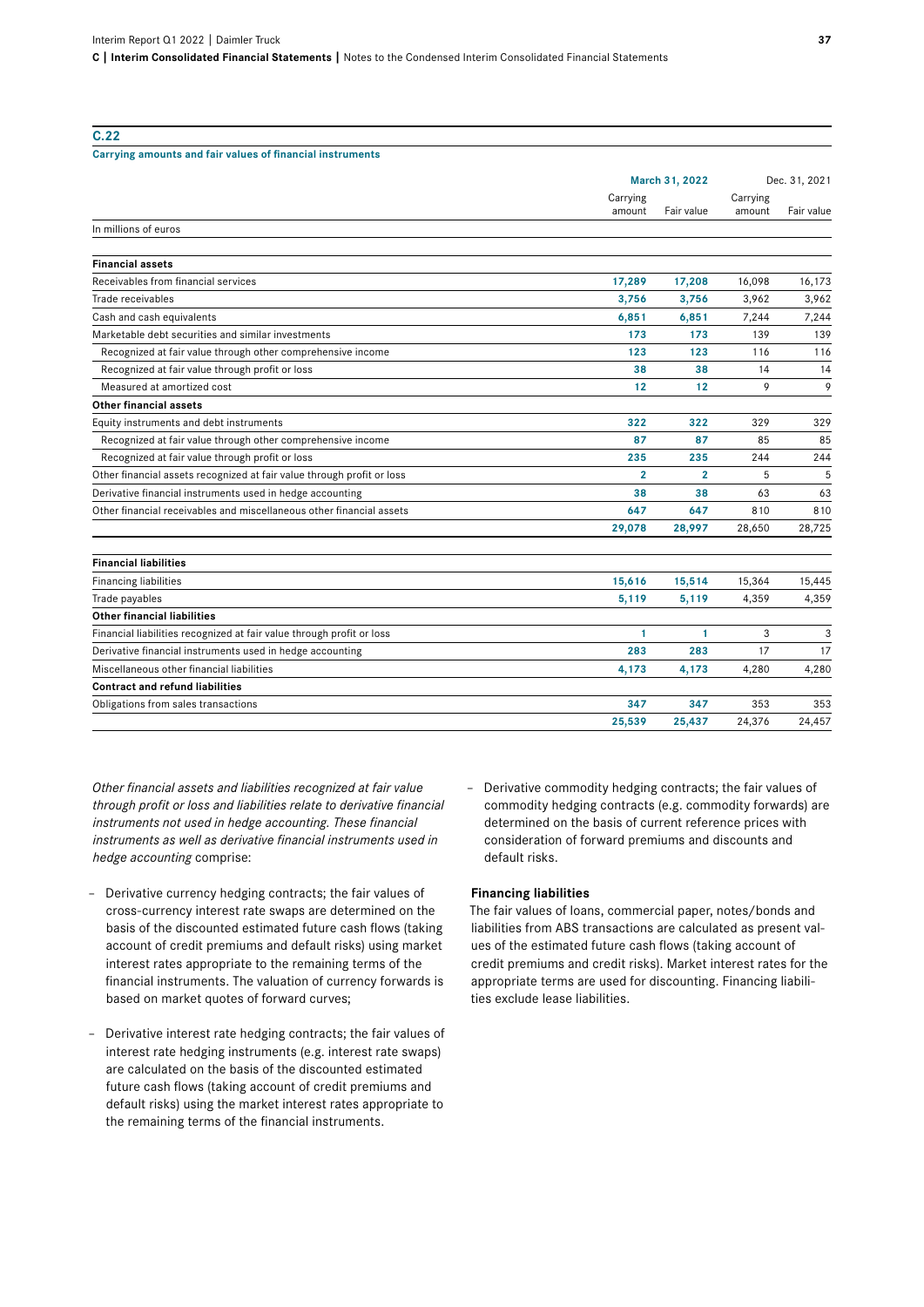**C.22**

**Carrying amounts and fair values of financial instruments**

| | March 31, 2022 | | Dec. 31, 2021 | |
|---|---|---|---|---|
| | Carrying amount | Fair value | Carrying amount | Fair value |
| In millions of euros | | | | |
| **Financial assets** | | | | |
| Receivables from financial services | **17,289** | **17,208** | 16,098 | 16,173 |
| Trade receivables | **3,756** | **3,756** | 3,962 | 3,962 |
| Cash and cash equivalents | **6,851** | **6,851** | 7,244 | 7,244 |
| Marketable debt securities and similar investments | **173** | **173** | 139 | 139 |
| Recognized at fair value through other comprehensive income | **123** | **123** | 116 | 116 |
| Recognized at fair value through profit or loss | **38** | **38** | 14 | 14 |
| Measured at amortized cost | **12** | **12** | 9 | 9 |
| **Other financial assets** | | | | |
| Equity instruments and debt instruments | **322** | **322** | 329 | 329 |
| Recognized at fair value through other comprehensive income | **87** | **87** | 85 | 85 |
| Recognized at fair value through profit or loss | **235** | **235** | 244 | 244 |
| Other financial assets recognized at fair value through profit or loss | **2** | **2** | 5 | 5 |
| Derivative financial instruments used in hedge accounting | **38** | **38** | 63 | 63 |
| Other financial receivables and miscellaneous other financial assets | **647** | **647** | 810 | 810 |
| | **29,078** | **28,997** | 28,650 | 28,725 |
| **Financial liabilities** | | | | |
| Financing liabilities | **15,616** | **15,514** | 15,364 | 15,445 |
| Trade payables | **5,119** | **5,119** | 4,359 | 4,359 |
| **Other financial liabilities** | | | | |
| Financial liabilities recognized at fair value through profit or loss | **1** | **1** | 3 | 3 |
| Derivative financial instruments used in hedge accounting | **283** | **283** | 17 | 17 |
| Miscellaneous other financial liabilities | **4,173** | **4,173** | 4,280 | 4,280 |
| **Contract and refund liabilities** | | | | |
| Obligations from sales transactions | **347** | **347** | 353 | 353 |
| | **25,539** | **25,437** | 24,376 | 24,457 |

*Other financial assets and liabilities recognized at fair value through profit or loss and liabilities relate to derivative financial instruments not used in hedge accounting. These financial instruments as well as derivative financial instruments used in hedge accounting* comprise:

- Derivative currency hedging contracts; the fair values of cross-currency interest rate swaps are determined on the basis of the discounted estimated future cash flows (taking account of credit premiums and default risks) using market interest rates appropriate to the remaining terms of the financial instruments. The valuation of currency forwards is based on market quotes of forward curves;
- Derivative interest rate hedging contracts; the fair values of interest rate hedging instruments (e.g. interest rate swaps) are calculated on the basis of the discounted estimated future cash flows (taking account of credit premiums and default risks) using the market interest rates appropriate to the remaining terms of the financial instruments.
- Derivative commodity hedging contracts; the fair values of commodity hedging contracts (e.g. commodity forwards) are determined on the basis of current reference prices with consideration of forward premiums and discounts and default risks.

**Financing liabilities**

The fair values of loans, commercial paper, notes/bonds and liabilities from ABS transactions are calculated as present values of the estimated future cash flows (taking account of credit premiums and credit risks). Market interest rates for the appropriate terms are used for discounting. Financing liabilities exclude lease liabilities.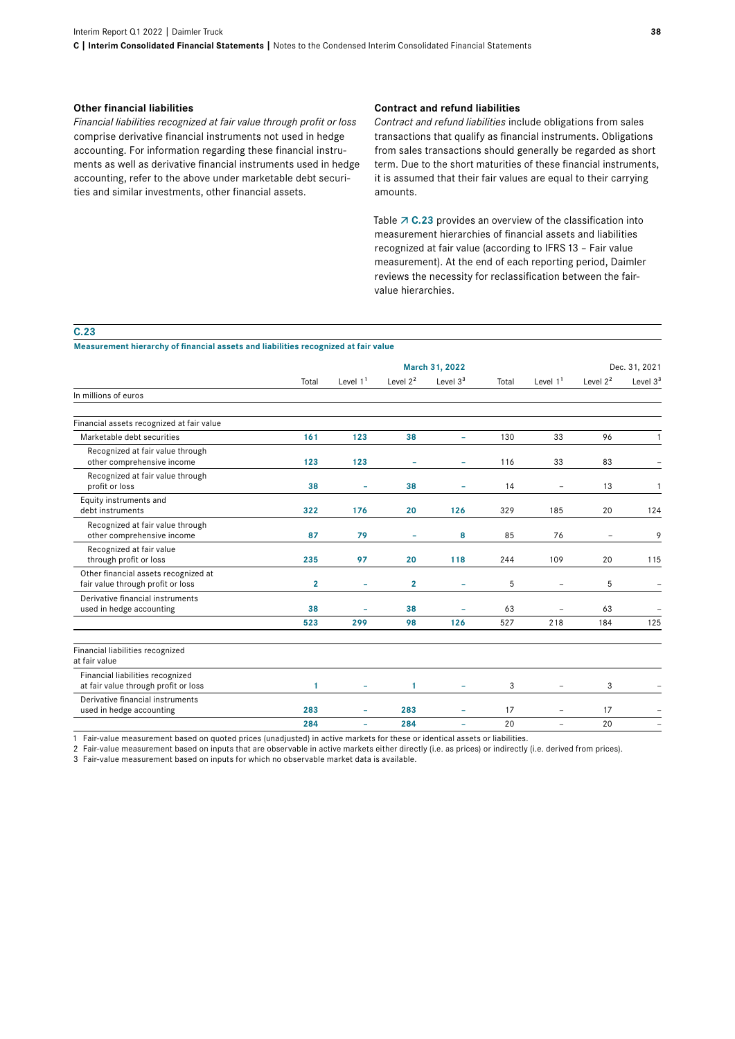#### Other financial liabilities

*Financial liabilities recognized at fair value through profit or loss* comprise derivative financial instruments not used in hedge accounting. For information regarding these financial instruments as well as derivative financial instruments used in hedge accounting, refer to the above under marketable debt securities and similar investments, other financial assets.

#### Contract and refund liabilities

*Contract and refund liabilities* include obligations from sales transactions that qualify as financial instruments. Obligations from sales transactions should generally be regarded as short term. Due to the short maturities of these financial instruments, it is assumed that their fair values are equal to their carrying amounts.

Table ↗ **C.23** provides an overview of the classification into measurement hierarchies of financial assets and liabilities recognized at fair value (according to IFRS 13 – Fair value measurement). At the end of each reporting period, Daimler reviews the necessity for reclassification between the fair-value hierarchies.

**C.23**

**Measurement hierarchy of financial assets and liabilities recognized at fair value**

| | March 31, 2022 | | | | Dec. 31, 2021 | | | |
|---|---|---|---|---|---|---|---|---|
| | Total | Level 1[1] | Level 2[2] | Level 3[3] | Total | Level 1[1] | Level 2[2] | Level 3[3] |
| In millions of euros | | | | | | | | |
| **Financial assets recognized at fair value** | | | | | | | | |
| Marketable debt securities | **161** | **123** | **38** | **–** | 130 | 33 | 96 | 1 |
| Recognized at fair value through other comprehensive income | **123** | **123** | **–** | **–** | 116 | 33 | 83 | – |
| Recognized at fair value through profit or loss | **38** | **–** | **38** | **–** | 14 | – | 13 | 1 |
| Equity instruments and debt instruments | **322** | **176** | **20** | **126** | 329 | 185 | 20 | 124 |
| Recognized at fair value through other comprehensive income | **87** | **79** | **–** | **8** | 85 | 76 | – | 9 |
| Recognized at fair value through profit or loss | **235** | **97** | **20** | **118** | 244 | 109 | 20 | 115 |
| Other financial assets recognized at fair value through profit or loss | **2** | **–** | **2** | **–** | 5 | – | 5 | – |
| Derivative financial instruments used in hedge accounting | **38** | **–** | **38** | **–** | 63 | – | 63 | – |
| | **523** | **299** | **98** | **126** | 527 | 218 | 184 | 125 |
| **Financial liabilities recognized at fair value** | | | | | | | | |
| Financial liabilities recognized at fair value through profit or loss | **1** | **–** | **1** | **–** | 3 | – | 3 | – |
| Derivative financial instruments used in hedge accounting | **283** | **–** | **283** | **–** | 17 | – | 17 | – |
| | **284** | **–** | **284** | **–** | 20 | – | 20 | – |

1 Fair-value measurement based on quoted prices (unadjusted) in active markets for these or identical assets or liabilities.
2 Fair-value measurement based on inputs that are observable in active markets either directly (i.e. as prices) or indirectly (i.e. derived from prices).
3 Fair-value measurement based on inputs for which no observable market data is available.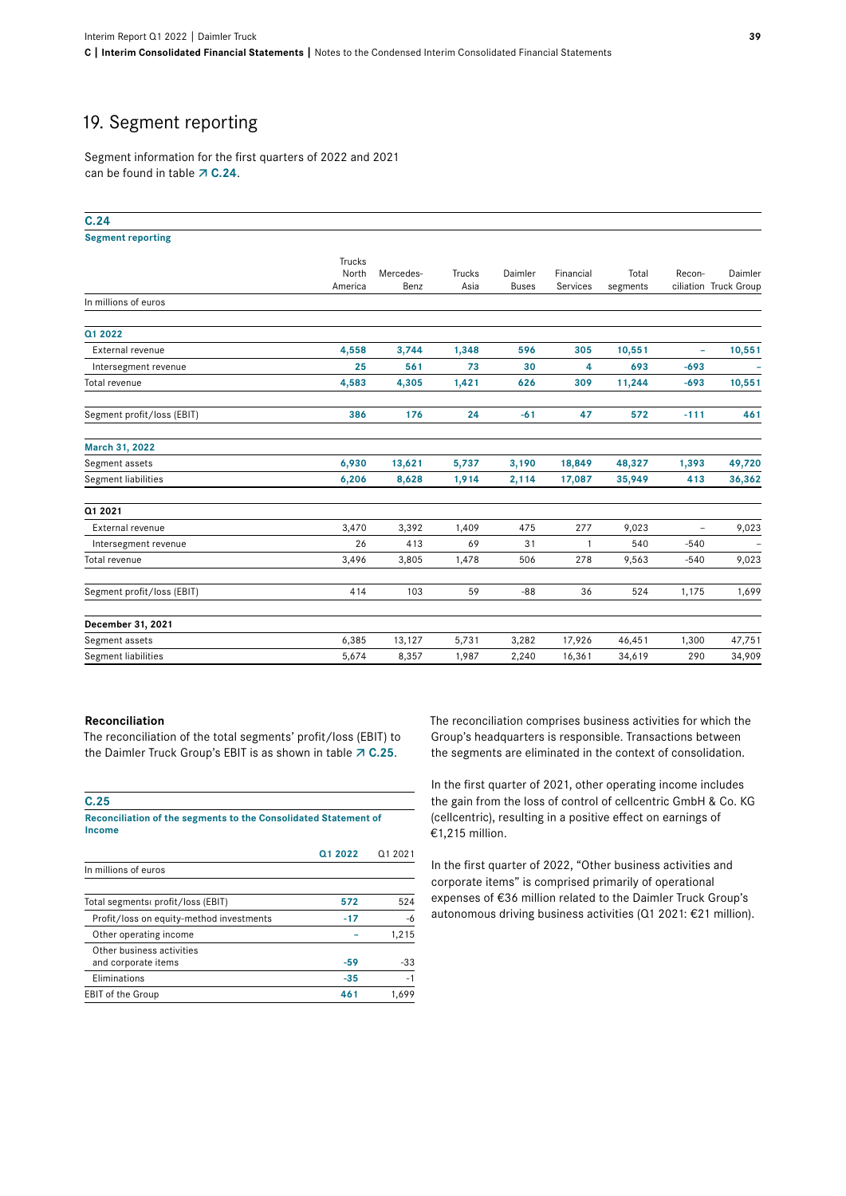# 19. Segment reporting

Segment information for the first quarters of 2022 and 2021 can be found in table ↗ **C.24**.

**C.24**

**Segment reporting**

| In millions of euros | Trucks North America | Mercedes-Benz | Trucks Asia | Daimler Buses | Financial Services | Total segments | Recon-ciliation | Daimler Truck Group |
|---|---|---|---|---|---|---|---|---|
| **Q1 2022** | | | | | | | | |
| External revenue | **4,558** | **3,744** | **1,348** | **596** | **305** | **10,551** | **–** | **10,551** |
| Intersegment revenue | **25** | **561** | **73** | **30** | **4** | **693** | **-693** | **–** |
| Total revenue | **4,583** | **4,305** | **1,421** | **626** | **309** | **11,244** | **-693** | **10,551** |
| Segment profit/loss (EBIT) | **386** | **176** | **24** | **-61** | **47** | **572** | **-111** | **461** |
| **March 31, 2022** | | | | | | | | |
| Segment assets | **6,930** | **13,621** | **5,737** | **3,190** | **18,849** | **48,327** | **1,393** | **49,720** |
| Segment liabilities | **6,206** | **8,628** | **1,914** | **2,114** | **17,087** | **35,949** | **413** | **36,362** |
| **Q1 2021** | | | | | | | | |
| External revenue | 3,470 | 3,392 | 1,409 | 475 | 277 | 9,023 | – | 9,023 |
| Intersegment revenue | 26 | 413 | 69 | 31 | 1 | 540 | -540 | – |
| Total revenue | 3,496 | 3,805 | 1,478 | 506 | 278 | 9,563 | -540 | 9,023 |
| Segment profit/loss (EBIT) | 414 | 103 | 59 | -88 | 36 | 524 | 1,175 | 1,699 |
| **December 31, 2021** | | | | | | | | |
| Segment assets | 6,385 | 13,127 | 5,731 | 3,282 | 17,926 | 46,451 | 1,300 | 47,751 |
| Segment liabilities | 5,674 | 8,357 | 1,987 | 2,240 | 16,361 | 34,619 | 290 | 34,909 |

### Reconciliation

The reconciliation of the total segments' profit/loss (EBIT) to the Daimler Truck Group's EBIT is as shown in table ↗ **C.25**.

**C.25**

**Reconciliation of the segments to the Consolidated Statement of Income**

| In millions of euros | Q1 2022 | Q1 2021 |
|---|---|---|
| Total segments' profit/loss (EBIT) | **572** | 524 |
| Profit/loss on equity-method investments | **-17** | -6 |
| Other operating income | **–** | 1,215 |
| Other business activities and corporate items | **-59** | -33 |
| Eliminations | **-35** | -1 |
| EBIT of the Group | **461** | 1,699 |

The reconciliation comprises business activities for which the Group's headquarters is responsible. Transactions between the segments are eliminated in the context of consolidation.

In the first quarter of 2021, other operating income includes the gain from the loss of control of cellcentric GmbH & Co. KG (cellcentric), resulting in a positive effect on earnings of €1,215 million.

In the first quarter of 2022, "Other business activities and corporate items" is comprised primarily of operational expenses of €36 million related to the Daimler Truck Group's autonomous driving business activities (Q1 2021: €21 million).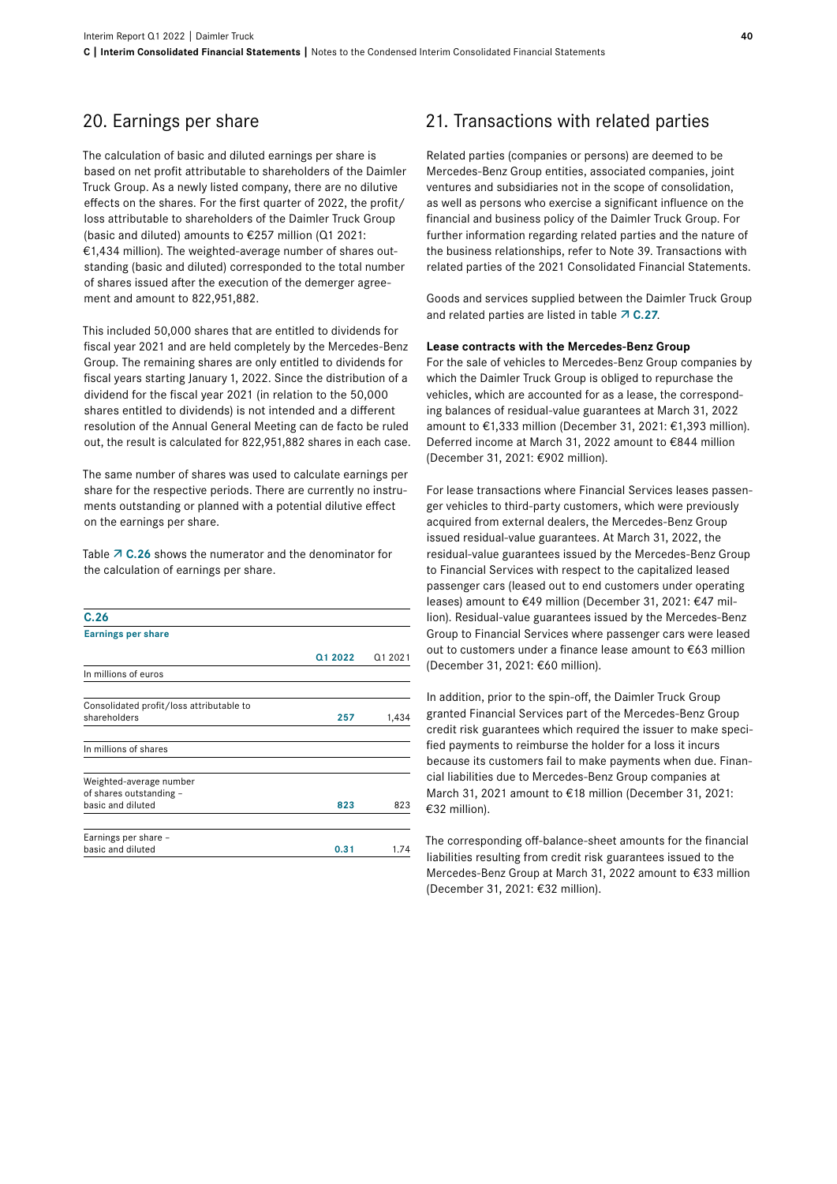## 20. Earnings per share

The calculation of basic and diluted earnings per share is based on net profit attributable to shareholders of the Daimler Truck Group. As a newly listed company, there are no dilutive effects on the shares. For the first quarter of 2022, the profit/loss attributable to shareholders of the Daimler Truck Group (basic and diluted) amounts to €257 million (Q1 2021: €1,434 million). The weighted-average number of shares outstanding (basic and diluted) corresponded to the total number of shares issued after the execution of the demerger agreement and amount to 822,951,882.

This included 50,000 shares that are entitled to dividends for fiscal year 2021 and are held completely by the Mercedes-Benz Group. The remaining shares are only entitled to dividends for fiscal years starting January 1, 2022. Since the distribution of a dividend for the fiscal year 2021 (in relation to the 50,000 shares entitled to dividends) is not intended and a different resolution of the Annual General Meeting can de facto be ruled out, the result is calculated for 822,951,882 shares in each case.

The same number of shares was used to calculate earnings per share for the respective periods. There are currently no instruments outstanding or planned with a potential dilutive effect on the earnings per share.

Table ↗ C.26 shows the numerator and the denominator for the calculation of earnings per share.

**C.26**
**Earnings per share**

| | Q1 2022 | Q1 2021 |
|---|---|---|
| In millions of euros | | |
| Consolidated profit/loss attributable to shareholders | 257 | 1,434 |
| In millions of shares | | |
| Weighted-average number of shares outstanding – basic and diluted | 823 | 823 |
| Earnings per share – basic and diluted | 0.31 | 1.74 |

## 21. Transactions with related parties

Related parties (companies or persons) are deemed to be Mercedes-Benz Group entities, associated companies, joint ventures and subsidiaries not in the scope of consolidation, as well as persons who exercise a significant influence on the financial and business policy of the Daimler Truck Group. For further information regarding related parties and the nature of the business relationships, refer to Note 39. Transactions with related parties of the 2021 Consolidated Financial Statements.

Goods and services supplied between the Daimler Truck Group and related parties are listed in table ↗ C.27.

**Lease contracts with the Mercedes-Benz Group**
For the sale of vehicles to Mercedes-Benz Group companies by which the Daimler Truck Group is obliged to repurchase the vehicles, which are accounted for as a lease, the corresponding balances of residual-value guarantees at March 31, 2022 amount to €1,333 million (December 31, 2021: €1,393 million). Deferred income at March 31, 2022 amount to €844 million (December 31, 2021: €902 million).

For lease transactions where Financial Services leases passenger vehicles to third-party customers, which were previously acquired from external dealers, the Mercedes-Benz Group issued residual-value guarantees. At March 31, 2022, the residual-value guarantees issued by the Mercedes-Benz Group to Financial Services with respect to the capitalized leased passenger cars (leased out to end customers under operating leases) amount to €49 million (December 31, 2021: €47 million). Residual-value guarantees issued by the Mercedes-Benz Group to Financial Services where passenger cars were leased out to customers under a finance lease amount to €63 million (December 31, 2021: €60 million).

In addition, prior to the spin-off, the Daimler Truck Group granted Financial Services part of the Mercedes-Benz Group credit risk guarantees which required the issuer to make specified payments to reimburse the holder for a loss it incurs because its customers fail to make payments when due. Financial liabilities due to Mercedes-Benz Group companies at March 31, 2021 amount to €18 million (December 31, 2021: €32 million).

The corresponding off-balance-sheet amounts for the financial liabilities resulting from credit risk guarantees issued to the Mercedes-Benz Group at March 31, 2022 amount to €33 million (December 31, 2021: €32 million).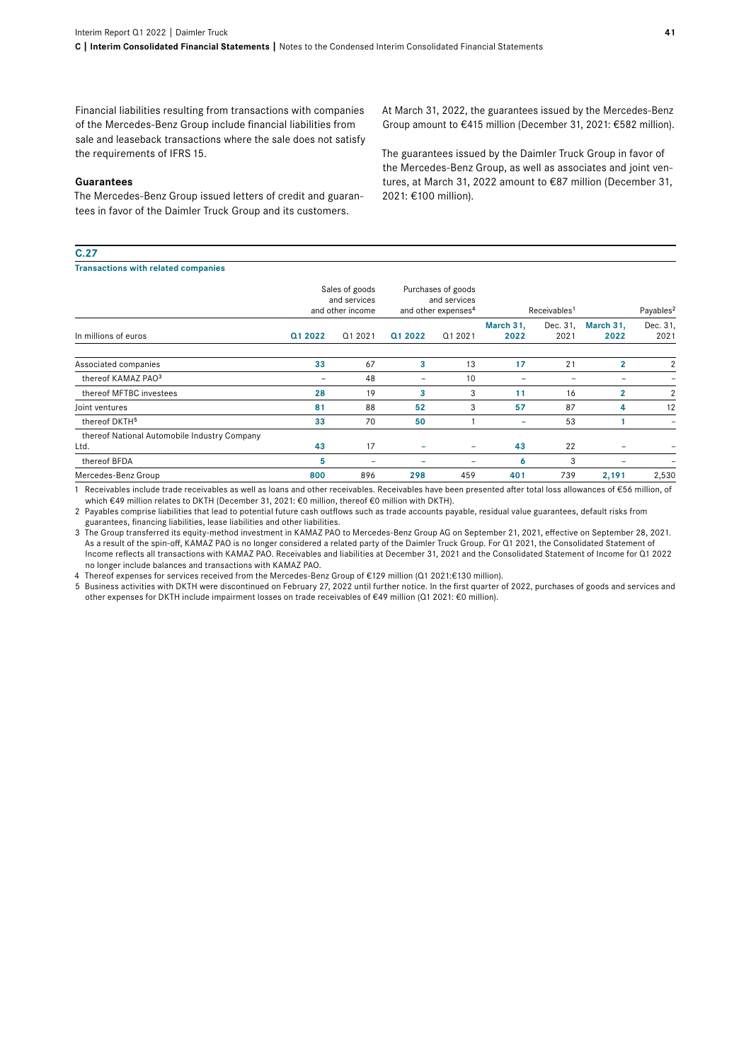Financial liabilities resulting from transactions with companies of the Mercedes-Benz Group include financial liabilities from sale and leaseback transactions where the sale does not satisfy the requirements of IFRS 15.

### Guarantees

The Mercedes-Benz Group issued letters of credit and guarantees in favor of the Daimler Truck Group and its customers.

At March 31, 2022, the guarantees issued by the Mercedes-Benz Group amount to €415 million (December 31, 2021: €582 million).

The guarantees issued by the Daimler Truck Group in favor of the Mercedes-Benz Group, as well as associates and joint ventures, at March 31, 2022 amount to €87 million (December 31, 2021: €100 million).

**C.27**

**Transactions with related companies**

| | Sales of goods and services and other income | | Purchases of goods and services and other expenses[4] | | Receivables[1] | | Payables[2] | |
|---|---|---|---|---|---|---|---|---|
| In millions of euros | Q1 2022 | Q1 2021 | Q1 2022 | Q1 2021 | March 31, 2022 | Dec. 31, 2021 | March 31, 2022 | Dec. 31, 2021 |
| Associated companies | 33 | 67 | 3 | 13 | 17 | 21 | 2 | 2 |
| thereof KAMAZ PAO[3] | – | 48 | – | 10 | – | – | – | – |
| thereof MFTBC investees | 28 | 19 | 3 | 3 | 11 | 16 | 2 | 2 |
| Joint ventures | 81 | 88 | 52 | 3 | 57 | 87 | 4 | 12 |
| thereof DKTH[5] | 33 | 70 | 50 | 1 | – | 53 | 1 | – |
| thereof National Automobile Industry Company Ltd. | 43 | 17 | – | – | 43 | 22 | – | – |
| thereof BFDA | 5 | – | – | – | 6 | 3 | – | – |
| Mercedes-Benz Group | 800 | 896 | 298 | 459 | 401 | 739 | 2,191 | 2,530 |

1 Receivables include trade receivables as well as loans and other receivables. Receivables have been presented after total loss allowances of €56 million, of which €49 million relates to DKTH (December 31, 2021: €0 million, thereof €0 million with DKTH).

2 Payables comprise liabilities that lead to potential future cash outflows such as trade accounts payable, residual value guarantees, default risks from guarantees, financing liabilities, lease liabilities and other liabilities.

3 The Group transferred its equity-method investment in KAMAZ PAO to Mercedes-Benz Group AG on September 21, 2021, effective on September 28, 2021. As a result of the spin-off, KAMAZ PAO is no longer considered a related party of the Daimler Truck Group. For Q1 2021, the Consolidated Statement of Income reflects all transactions with KAMAZ PAO. Receivables and liabilities at December 31, 2021 and the Consolidated Statement of Income for Q1 2022 no longer include balances and transactions with KAMAZ PAO.

4 Thereof expenses for services received from the Mercedes-Benz Group of €129 million (Q1 2021:€130 million).

5 Business activities with DKTH were discontinued on February 27, 2022 until further notice. In the first quarter of 2022, purchases of goods and services and other expenses for DKTH include impairment losses on trade receivables of €49 million (Q1 2021: €0 million).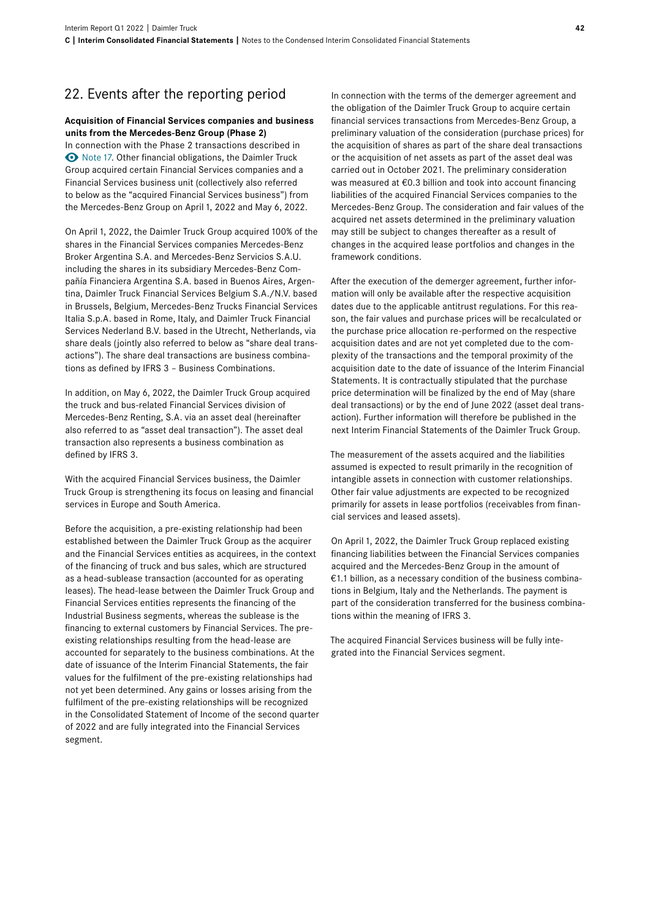## 22. Events after the reporting period

**Acquisition of Financial Services companies and business units from the Mercedes-Benz Group (Phase 2)**
In connection with the Phase 2 transactions described in Note 17. Other financial obligations, the Daimler Truck Group acquired certain Financial Services companies and a Financial Services business unit (collectively also referred to below as the "acquired Financial Services business") from the Mercedes-Benz Group on April 1, 2022 and May 6, 2022.

On April 1, 2022, the Daimler Truck Group acquired 100% of the shares in the Financial Services companies Mercedes-Benz Broker Argentina S.A. and Mercedes-Benz Servicios S.A.U. including the shares in its subsidiary Mercedes-Benz Compañía Financiera Argentina S.A. based in Buenos Aires, Argentina, Daimler Truck Financial Services Belgium S.A./N.V. based in Brussels, Belgium, Mercedes-Benz Trucks Financial Services Italia S.p.A. based in Rome, Italy, and Daimler Truck Financial Services Nederland B.V. based in the Utrecht, Netherlands, via share deals (jointly also referred to below as "share deal transactions"). The share deal transactions are business combinations as defined by IFRS 3 – Business Combinations.

In addition, on May 6, 2022, the Daimler Truck Group acquired the truck and bus-related Financial Services division of Mercedes-Benz Renting, S.A. via an asset deal (hereinafter also referred to as "asset deal transaction"). The asset deal transaction also represents a business combination as defined by IFRS 3.

With the acquired Financial Services business, the Daimler Truck Group is strengthening its focus on leasing and financial services in Europe and South America.

Before the acquisition, a pre-existing relationship had been established between the Daimler Truck Group as the acquirer and the Financial Services entities as acquirees, in the context of the financing of truck and bus sales, which are structured as a head-sublease transaction (accounted for as operating leases). The head-lease between the Daimler Truck Group and Financial Services entities represents the financing of the Industrial Business segments, whereas the sublease is the financing to external customers by Financial Services. The pre-existing relationships resulting from the head-lease are accounted for separately to the business combinations. At the date of issuance of the Interim Financial Statements, the fair values for the fulfilment of the pre-existing relationships had not yet been determined. Any gains or losses arising from the fulfilment of the pre-existing relationships will be recognized in the Consolidated Statement of Income of the second quarter of 2022 and are fully integrated into the Financial Services segment.

In connection with the terms of the demerger agreement and the obligation of the Daimler Truck Group to acquire certain financial services transactions from Mercedes-Benz Group, a preliminary valuation of the consideration (purchase prices) for the acquisition of shares as part of the share deal transactions or the acquisition of net assets as part of the asset deal was carried out in October 2021. The preliminary consideration was measured at €0.3 billion and took into account financing liabilities of the acquired Financial Services companies to the Mercedes-Benz Group. The consideration and fair values of the acquired net assets determined in the preliminary valuation may still be subject to changes thereafter as a result of changes in the acquired lease portfolios and changes in the framework conditions.

After the execution of the demerger agreement, further information will only be available after the respective acquisition dates due to the applicable antitrust regulations. For this reason, the fair values and purchase prices will be recalculated or the purchase price allocation re-performed on the respective acquisition dates and are not yet completed due to the complexity of the transactions and the temporal proximity of the acquisition date to the date of issuance of the Interim Financial Statements. It is contractually stipulated that the purchase price determination will be finalized by the end of May (share deal transactions) or by the end of June 2022 (asset deal transaction). Further information will therefore be published in the next Interim Financial Statements of the Daimler Truck Group.

The measurement of the assets acquired and the liabilities assumed is expected to result primarily in the recognition of intangible assets in connection with customer relationships. Other fair value adjustments are expected to be recognized primarily for assets in lease portfolios (receivables from financial services and leased assets).

On April 1, 2022, the Daimler Truck Group replaced existing financing liabilities between the Financial Services companies acquired and the Mercedes-Benz Group in the amount of €1.1 billion, as a necessary condition of the business combinations in Belgium, Italy and the Netherlands. The payment is part of the consideration transferred for the business combinations within the meaning of IFRS 3.

The acquired Financial Services business will be fully integrated into the Financial Services segment.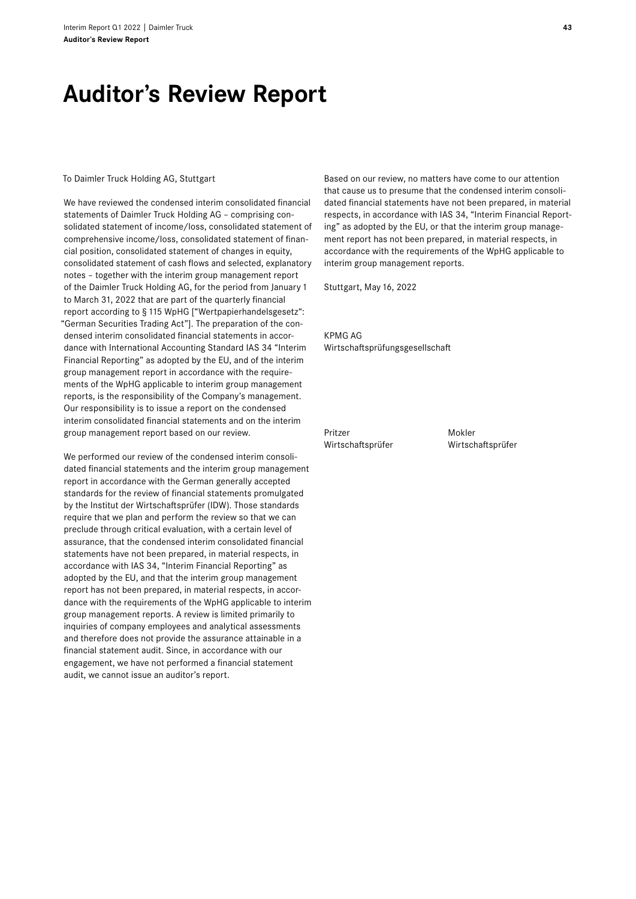# Auditor's Review Report

To Daimler Truck Holding AG, Stuttgart

We have reviewed the condensed interim consolidated financial statements of Daimler Truck Holding AG – comprising consolidated statement of income/loss, consolidated statement of comprehensive income/loss, consolidated statement of financial position, consolidated statement of changes in equity, consolidated statement of cash flows and selected, explanatory notes – together with the interim group management report of the Daimler Truck Holding AG, for the period from January 1 to March 31, 2022 that are part of the quarterly financial report according to § 115 WpHG ["Wertpapierhandelsgesetz": "German Securities Trading Act"]. The preparation of the condensed interim consolidated financial statements in accordance with International Accounting Standard IAS 34 "Interim Financial Reporting" as adopted by the EU, and of the interim group management report in accordance with the requirements of the WpHG applicable to interim group management reports, is the responsibility of the Company's management. Our responsibility is to issue a report on the condensed interim consolidated financial statements and on the interim group management report based on our review.

We performed our review of the condensed interim consolidated financial statements and the interim group management report in accordance with the German generally accepted standards for the review of financial statements promulgated by the Institut der Wirtschaftsprüfer (IDW). Those standards require that we plan and perform the review so that we can preclude through critical evaluation, with a certain level of assurance, that the condensed interim consolidated financial statements have not been prepared, in material respects, in accordance with IAS 34, "Interim Financial Reporting" as adopted by the EU, and that the interim group management report has not been prepared, in material respects, in accordance with the requirements of the WpHG applicable to interim group management reports. A review is limited primarily to inquiries of company employees and analytical assessments and therefore does not provide the assurance attainable in a financial statement audit. Since, in accordance with our engagement, we have not performed a financial statement audit, we cannot issue an auditor's report.

Based on our review, no matters have come to our attention that cause us to presume that the condensed interim consolidated financial statements have not been prepared, in material respects, in accordance with IAS 34, "Interim Financial Reporting" as adopted by the EU, or that the interim group management report has not been prepared, in material respects, in accordance with the requirements of the WpHG applicable to interim group management reports.

Stuttgart, May 16, 2022

KPMG AG
Wirtschaftsprüfungsgesellschaft

Pritzer
Wirtschaftsprüfer

Mokler
Wirtschaftsprüfer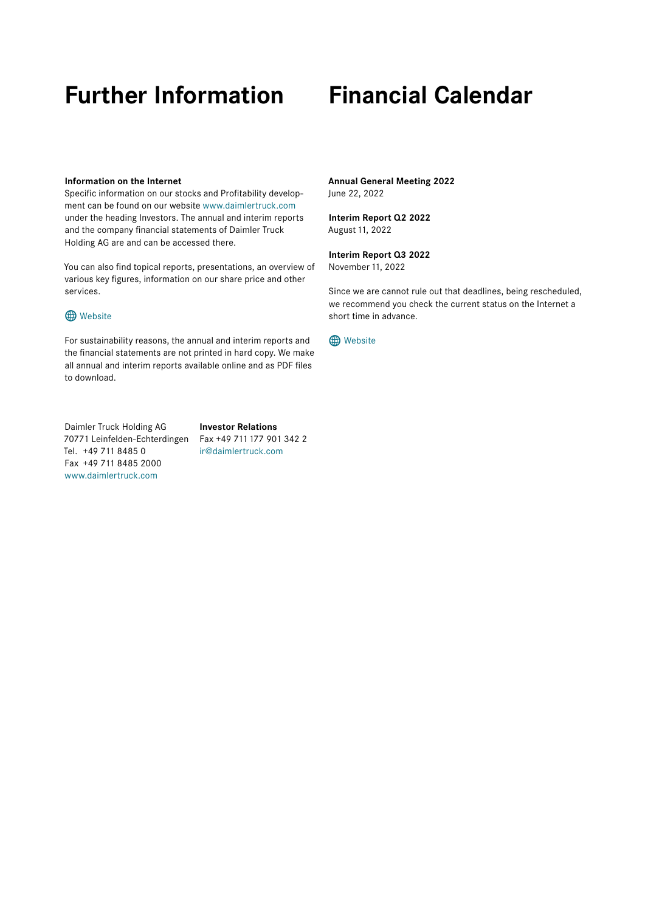# Further Information

**Information on the Internet**
Specific information on our stocks and Profitability development can be found on our website www.daimlertruck.com under the heading Investors. The annual and interim reports and the company financial statements of Daimler Truck Holding AG are and can be accessed there.

You can also find topical reports, presentations, an overview of various key figures, information on our share price and other services.

Website

For sustainability reasons, the annual and interim reports and the financial statements are not printed in hard copy. We make all annual and interim reports available online and as PDF files to download.

Daimler Truck Holding AG
70771 Leinfelden-Echterdingen
Tel. +49 711 8485 0
Fax +49 711 8485 2000
www.daimlertruck.com

**Investor Relations**
Fax +49 711 177 901 342 2
ir@daimlertruck.com

# Financial Calendar

**Annual General Meeting 2022**
June 22, 2022

**Interim Report Q2 2022**
August 11, 2022

**Interim Report Q3 2022**
November 11, 2022

Since we are cannot rule out that deadlines, being rescheduled, we recommend you check the current status on the Internet a short time in advance.

Website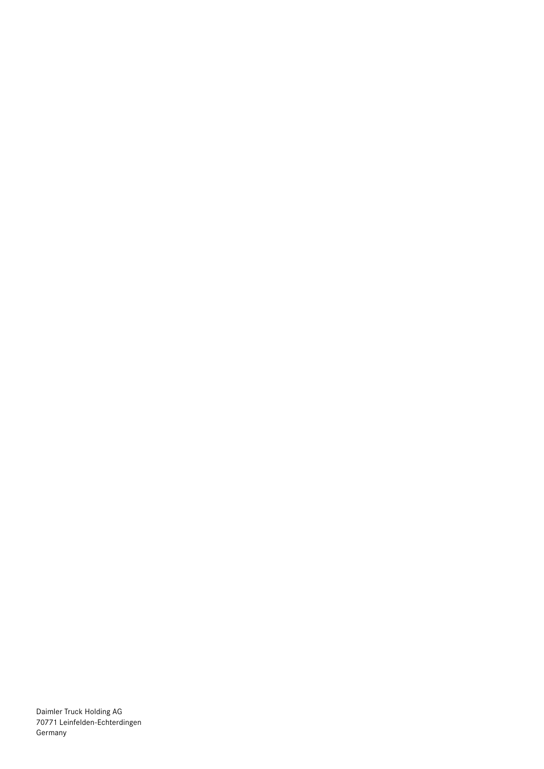Daimler Truck Holding AG
70771 Leinfelden-Echterdingen
Germany